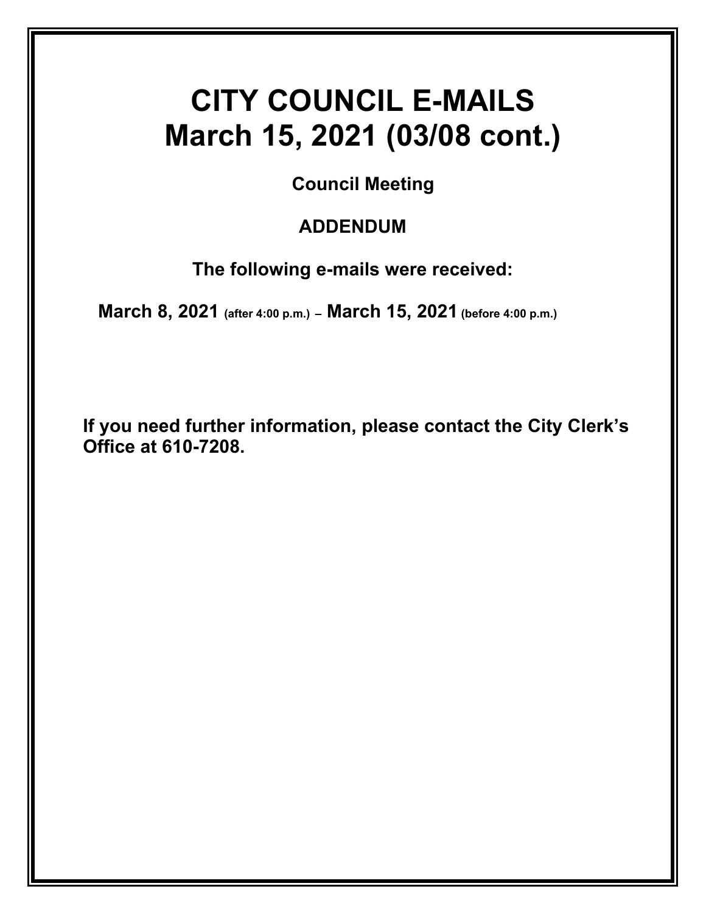# CITY COUNCIL E-MAILS
# March 15, 2021 (03/08 cont.)

**Council Meeting**

**ADDENDUM**

**The following e-mails were received:**

**March 8, 2021 (after 4:00 p.m.) – March 15, 2021 (before 4:00 p.m.)**

**If you need further information, please contact the City Clerk's Office at 610-7208.**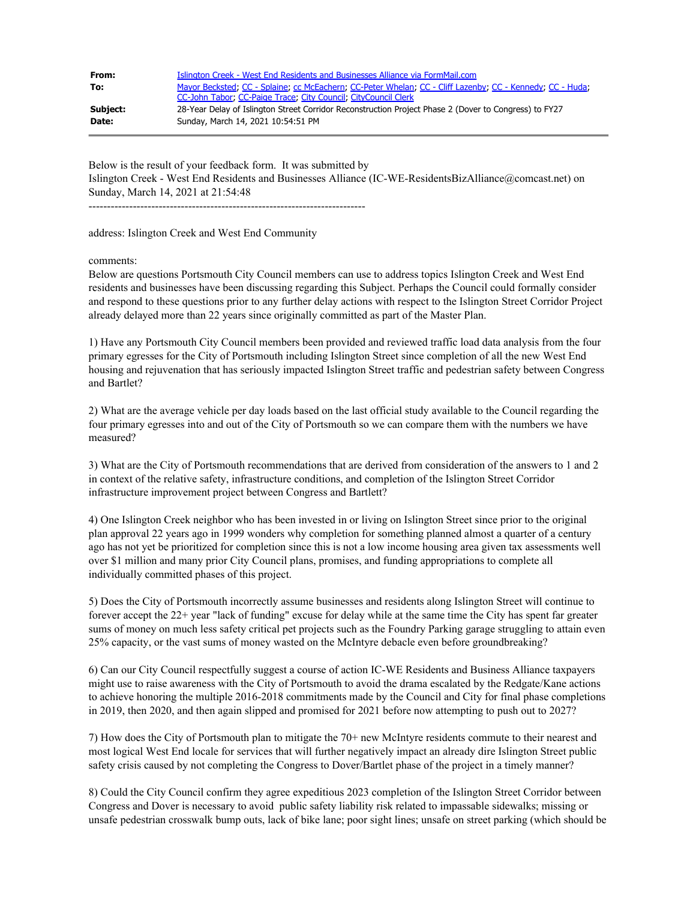| | |
|---|---|
| **From:** | Islington Creek - West End Residents and Businesses Alliance via FormMail.com |
| **To:** | Mayor Beckstead; CC - Splaine; cc McEachern; CC-Peter Whelan; CC - Cliff Lazenby; CC - Kennedy; CC - Huda; CC-John Tabor; CC-Paige Trace; City Council; CityCouncil Clerk |
| **Subject:** | 28-Year Delay of Islington Street Corridor Reconstruction Project Phase 2 (Dover to Congress) to FY27 |
| **Date:** | Sunday, March 14, 2021 10:54:51 PM |

Below is the result of your feedback form. It was submitted by
Islington Creek - West End Residents and Businesses Alliance (IC-WE-ResidentsBizAlliance@comcast.net) on Sunday, March 14, 2021 at 21:54:48

---------------------------------------------------------------------------

address: Islington Creek and West End Community

comments:
Below are questions Portsmouth City Council members can use to address topics Islington Creek and West End residents and businesses have been discussing regarding this Subject. Perhaps the Council could formally consider and respond to these questions prior to any further delay actions with respect to the Islington Street Corridor Project already delayed more than 22 years since originally committed as part of the Master Plan.

1) Have any Portsmouth City Council members been provided and reviewed traffic load data analysis from the four primary egresses for the City of Portsmouth including Islington Street since completion of all the new West End housing and rejuvenation that has seriously impacted Islington Street traffic and pedestrian safety between Congress and Bartlet?

2) What are the average vehicle per day loads based on the last official study available to the Council regarding the four primary egresses into and out of the City of Portsmouth so we can compare them with the numbers we have measured?

3) What are the City of Portsmouth recommendations that are derived from consideration of the answers to 1 and 2 in context of the relative safety, infrastructure conditions, and completion of the Islington Street Corridor infrastructure improvement project between Congress and Bartlett?

4) One Islington Creek neighbor who has been invested in or living on Islington Street since prior to the original plan approval 22 years ago in 1999 wonders why completion for something planned almost a quarter of a century ago has not yet be prioritized for completion since this is not a low income housing area given tax assessments well over $1 million and many prior City Council plans, promises, and funding appropriations to complete all individually committed phases of this project.

5) Does the City of Portsmouth incorrectly assume businesses and residents along Islington Street will continue to forever accept the 22+ year "lack of funding" excuse for delay while at the same time the City has spent far greater sums of money on much less safety critical pet projects such as the Foundry Parking garage struggling to attain even 25% capacity, or the vast sums of money wasted on the McIntyre debacle even before groundbreaking?

6) Can our City Council respectfully suggest a course of action IC-WE Residents and Business Alliance taxpayers might use to raise awareness with the City of Portsmouth to avoid the drama escalated by the Redgate/Kane actions to achieve honoring the multiple 2016-2018 commitments made by the Council and City for final phase completions in 2019, then 2020, and then again slipped and promised for 2021 before now attempting to push out to 2027?

7) How does the City of Portsmouth plan to mitigate the 70+ new McIntyre residents commute to their nearest and most logical West End locale for services that will further negatively impact an already dire Islington Street public safety crisis caused by not completing the Congress to Dover/Bartlet phase of the project in a timely manner?

8) Could the City Council confirm they agree expeditious 2023 completion of the Islington Street Corridor between Congress and Dover is necessary to avoid public safety liability risk related to impassable sidewalks; missing or unsafe pedestrian crosswalk bump outs, lack of bike lane; poor sight lines; unsafe on street parking (which should be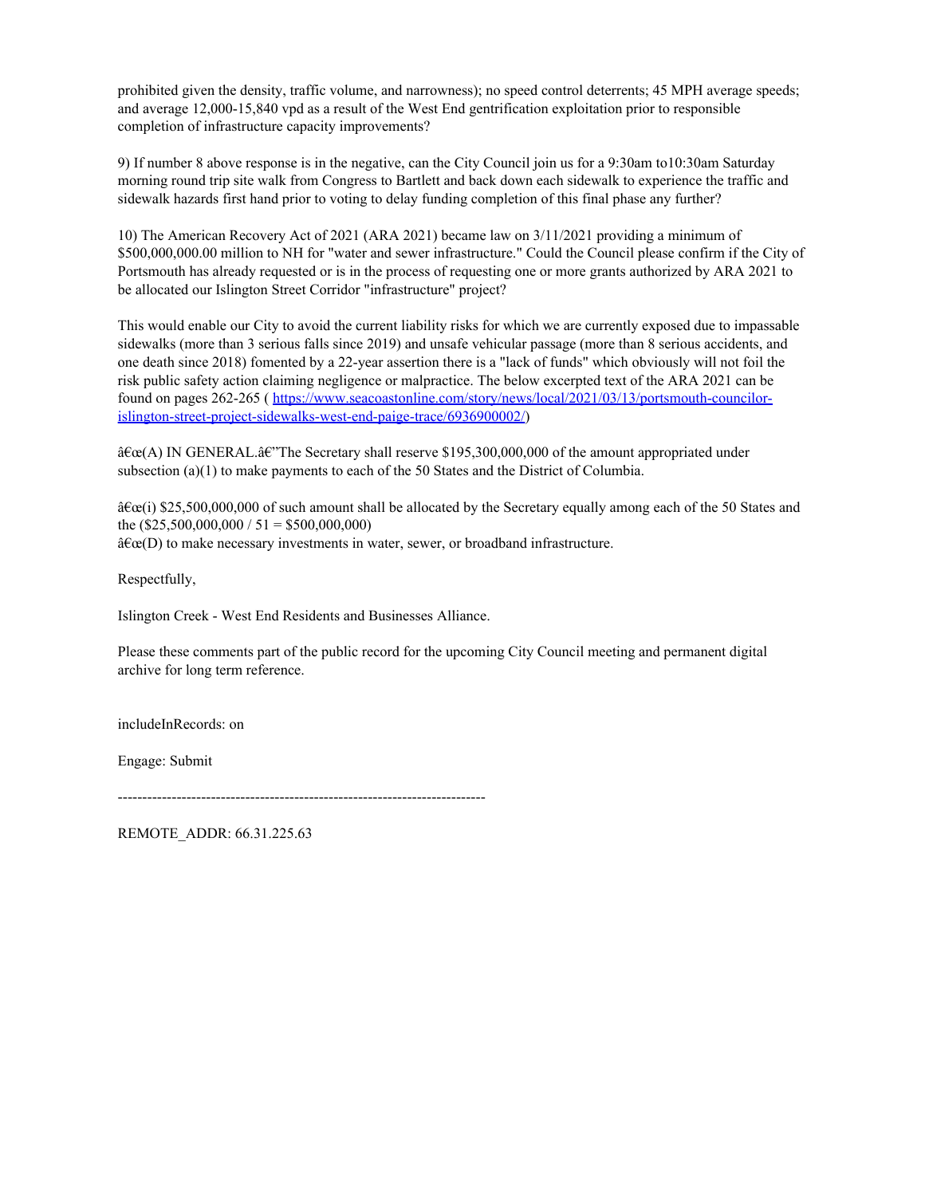prohibited given the density, traffic volume, and narrowness); no speed control deterrents; 45 MPH average speeds; and average 12,000-15,840 vpd as a result of the West End gentrification exploitation prior to responsible completion of infrastructure capacity improvements?

9) If number 8 above response is in the negative, can the City Council join us for a 9:30am to10:30am Saturday morning round trip site walk from Congress to Bartlett and back down each sidewalk to experience the traffic and sidewalk hazards first hand prior to voting to delay funding completion of this final phase any further?

10) The American Recovery Act of 2021 (ARA 2021) became law on 3/11/2021 providing a minimum of $500,000,000.00 million to NH for "water and sewer infrastructure." Could the Council please confirm if the City of Portsmouth has already requested or is in the process of requesting one or more grants authorized by ARA 2021 to be allocated our Islington Street Corridor "infrastructure" project?

This would enable our City to avoid the current liability risks for which we are currently exposed due to impassable sidewalks (more than 3 serious falls since 2019) and unsafe vehicular passage (more than 8 serious accidents, and one death since 2018) fomented by a 22-year assertion there is a "lack of funds" which obviously will not foil the risk public safety action claiming negligence or malpractice. The below excerpted text of the ARA 2021 can be found on pages 262-265 ( [https://www.seacoastonline.com/story/news/local/2021/03/13/portsmouth-councilor-islington-street-project-sidewalks-west-end-paige-trace/6936900002/](https://www.seacoastonline.com/story/news/local/2021/03/13/portsmouth-councilor-islington-street-project-sidewalks-west-end-paige-trace/6936900002/))

â€œ(A) IN GENERAL.â€"The Secretary shall reserve $195,300,000,000 of the amount appropriated under subsection (a)(1) to make payments to each of the 50 States and the District of Columbia.

â€œ(i) $25,500,000,000 of such amount shall be allocated by the Secretary equally among each of the 50 States and the ($25,500,000,000 / 51 = $500,000,000)
â€œ(D) to make necessary investments in water, sewer, or broadband infrastructure.

Respectfully,

Islington Creek - West End Residents and Businesses Alliance.

Please these comments part of the public record for the upcoming City Council meeting and permanent digital archive for long term reference.

includeInRecords: on

Engage: Submit

--------------------------------------------------------------------------

REMOTE_ADDR: 66.31.225.63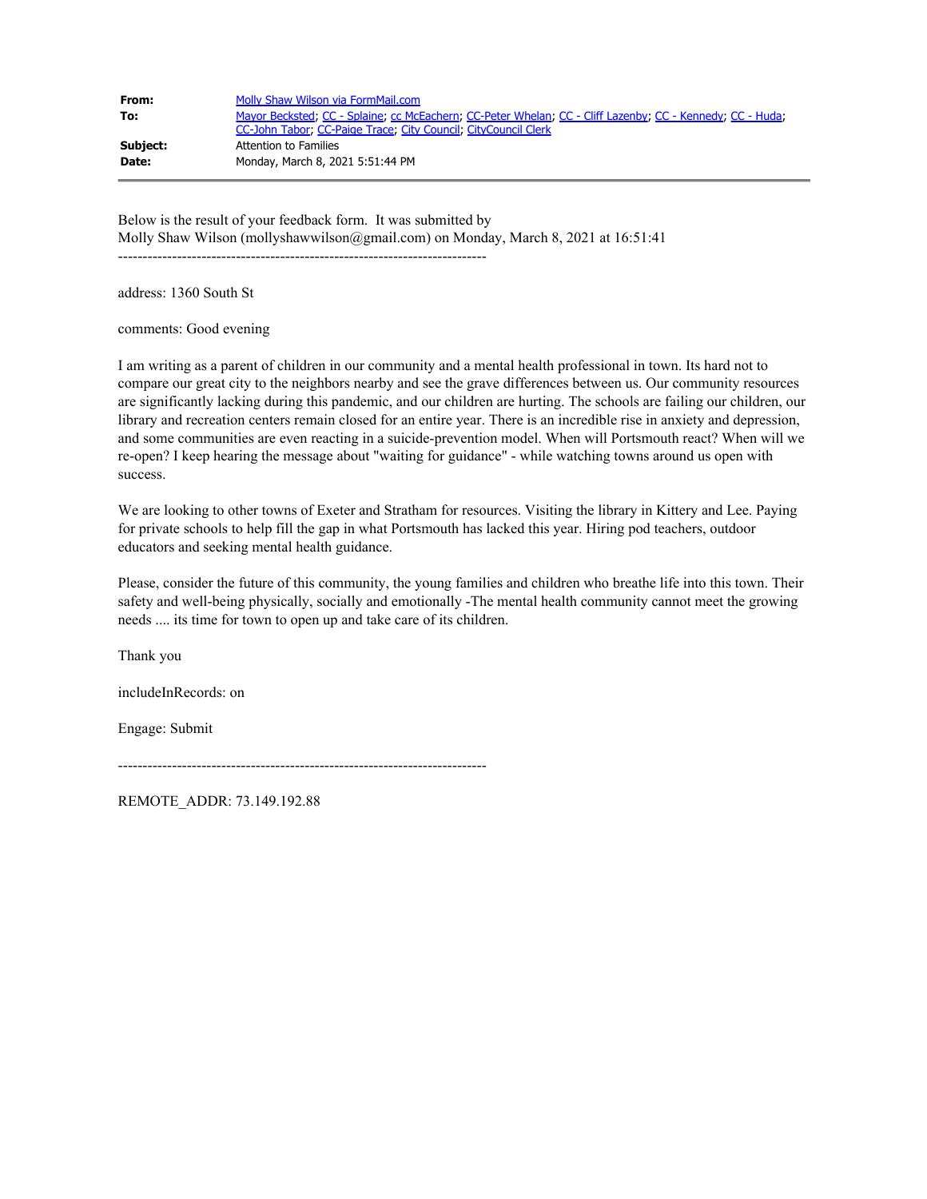| | |
|---|---|
| **From:** | Molly Shaw Wilson via FormMail.com |
| **To:** | Mayor Beckstead; CC - Splaine; cc McEachern; CC-Peter Whelan; CC - Cliff Lazenby; CC - Kennedy; CC - Huda; CC-John Tabor; CC-Paige Trace; City Council; CityCouncil Clerk |
| **Subject:** | Attention to Families |
| **Date:** | Monday, March 8, 2021 5:51:44 PM |

Below is the result of your feedback form. It was submitted by
Molly Shaw Wilson (mollyshawwilson@gmail.com) on Monday, March 8, 2021 at 16:51:41

---------------------------------------------------------------------------

address: 1360 South St

comments: Good evening

I am writing as a parent of children in our community and a mental health professional in town. Its hard not to compare our great city to the neighbors nearby and see the grave differences between us. Our community resources are significantly lacking during this pandemic, and our children are hurting. The schools are failing our children, our library and recreation centers remain closed for an entire year. There is an incredible rise in anxiety and depression, and some communities are even reacting in a suicide-prevention model. When will Portsmouth react? When will we re-open? I keep hearing the message about "waiting for guidance" - while watching towns around us open with success.

We are looking to other towns of Exeter and Stratham for resources. Visiting the library in Kittery and Lee. Paying for private schools to help fill the gap in what Portsmouth has lacked this year. Hiring pod teachers, outdoor educators and seeking mental health guidance.

Please, consider the future of this community, the young families and children who breathe life into this town. Their safety and well-being physically, socially and emotionally -The mental health community cannot meet the growing needs .... its time for town to open up and take care of its children.

Thank you

includeInRecords: on

Engage: Submit

---------------------------------------------------------------------------

REMOTE_ADDR: 73.149.192.88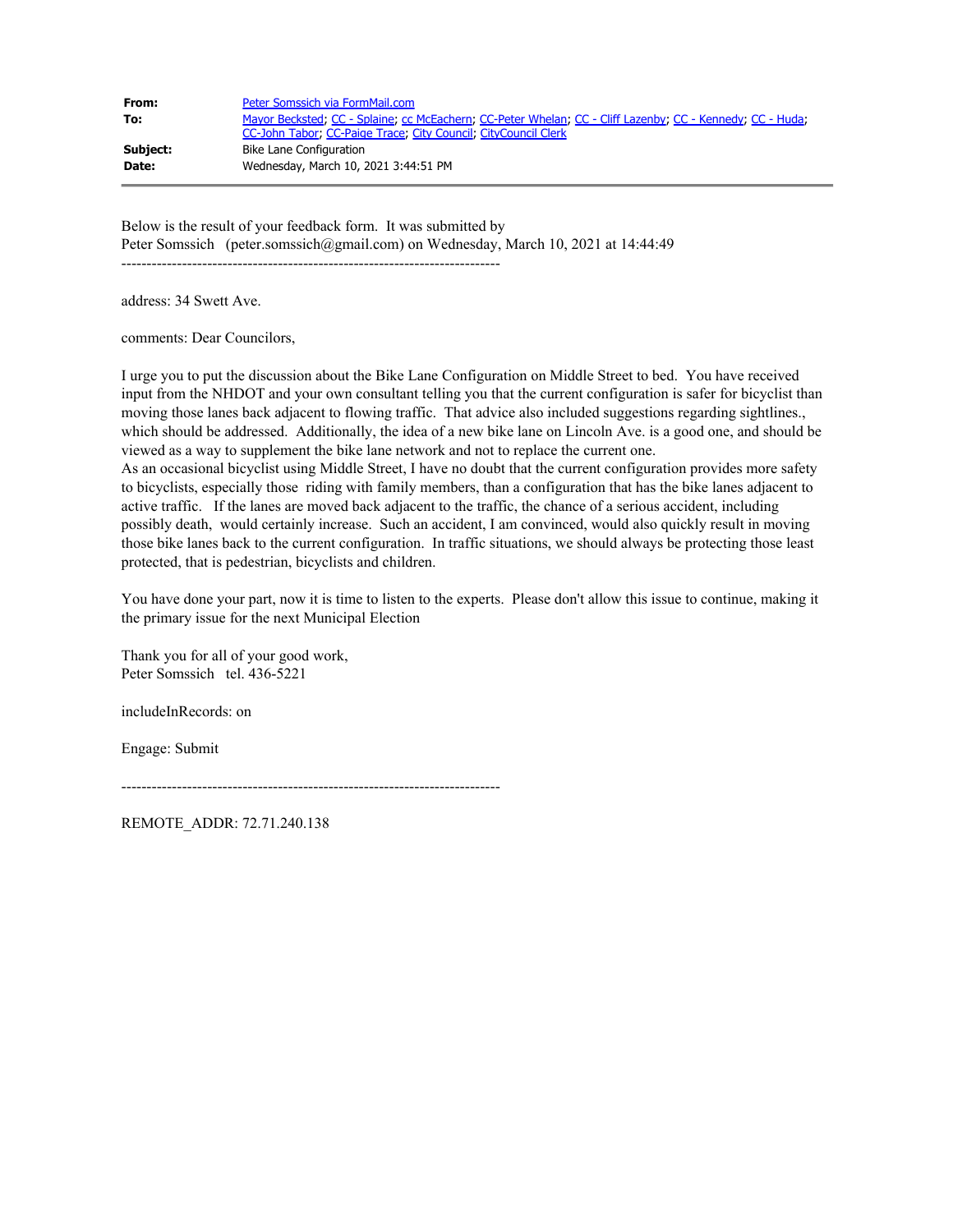| | |
|---|---|
| **From:** | Peter Somssich via FormMail.com |
| **To:** | Mayor Becksted; CC - Splaine; cc McEachern; CC-Peter Whelan; CC - Cliff Lazenby; CC - Kennedy; CC - Huda; CC-John Tabor; CC-Paige Trace; City Council; CityCouncil Clerk |
| **Subject:** | Bike Lane Configuration |
| **Date:** | Wednesday, March 10, 2021 3:44:51 PM |

Below is the result of your feedback form. It was submitted by
Peter Somssich (peter.somssich@gmail.com) on Wednesday, March 10, 2021 at 14:44:49

---------------------------------------------------------------------------

address: 34 Swett Ave.

comments: Dear Councilors,

I urge you to put the discussion about the Bike Lane Configuration on Middle Street to bed. You have received input from the NHDOT and your own consultant telling you that the current configuration is safer for bicyclist than moving those lanes back adjacent to flowing traffic. That advice also included suggestions regarding sightlines., which should be addressed. Additionally, the idea of a new bike lane on Lincoln Ave. is a good one, and should be viewed as a way to supplement the bike lane network and not to replace the current one.
As an occasional bicyclist using Middle Street, I have no doubt that the current configuration provides more safety to bicyclists, especially those riding with family members, than a configuration that has the bike lanes adjacent to active traffic. If the lanes are moved back adjacent to the traffic, the chance of a serious accident, including possibly death, would certainly increase. Such an accident, I am convinced, would also quickly result in moving those bike lanes back to the current configuration. In traffic situations, we should always be protecting those least protected, that is pedestrian, bicyclists and children.

You have done your part, now it is time to listen to the experts. Please don't allow this issue to continue, making it the primary issue for the next Municipal Election

Thank you for all of your good work,
Peter Somssich tel. 436-5221

includeInRecords: on

Engage: Submit

---------------------------------------------------------------------------

REMOTE_ADDR: 72.71.240.138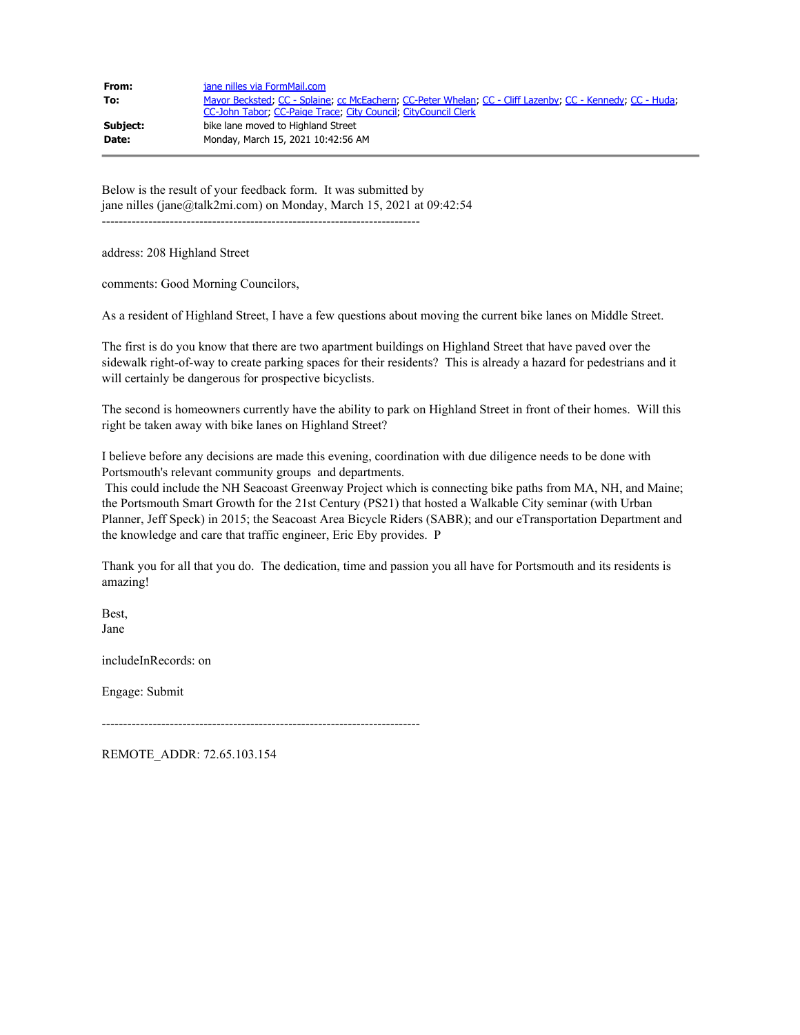| | |
|---|---|
| **From:** | jane nilles via FormMail.com |
| **To:** | Mayor Becksted; CC - Splaine; cc McEachern; CC-Peter Whelan; CC - Cliff Lazenby; CC - Kennedy; CC - Huda; CC-John Tabor; CC-Paige Trace; City Council; CityCouncil Clerk |
| **Subject:** | bike lane moved to Highland Street |
| **Date:** | Monday, March 15, 2021 10:42:56 AM |

Below is the result of your feedback form. It was submitted by
jane nilles (jane@talk2mi.com) on Monday, March 15, 2021 at 09:42:54

---------------------------------------------------------------------------

address: 208 Highland Street

comments: Good Morning Councilors,

As a resident of Highland Street, I have a few questions about moving the current bike lanes on Middle Street.

The first is do you know that there are two apartment buildings on Highland Street that have paved over the sidewalk right-of-way to create parking spaces for their residents? This is already a hazard for pedestrians and it will certainly be dangerous for prospective bicyclists.

The second is homeowners currently have the ability to park on Highland Street in front of their homes. Will this right be taken away with bike lanes on Highland Street?

I believe before any decisions are made this evening, coordination with due diligence needs to be done with Portsmouth's relevant community groups and departments.
This could include the NH Seacoast Greenway Project which is connecting bike paths from MA, NH, and Maine; the Portsmouth Smart Growth for the 21st Century (PS21) that hosted a Walkable City seminar (with Urban Planner, Jeff Speck) in 2015; the Seacoast Area Bicycle Riders (SABR); and our eTransportation Department and the knowledge and care that traffic engineer, Eric Eby provides. P

Thank you for all that you do. The dedication, time and passion you all have for Portsmouth and its residents is amazing!

Best,
Jane

includeInRecords: on

Engage: Submit

---------------------------------------------------------------------------

REMOTE_ADDR: 72.65.103.154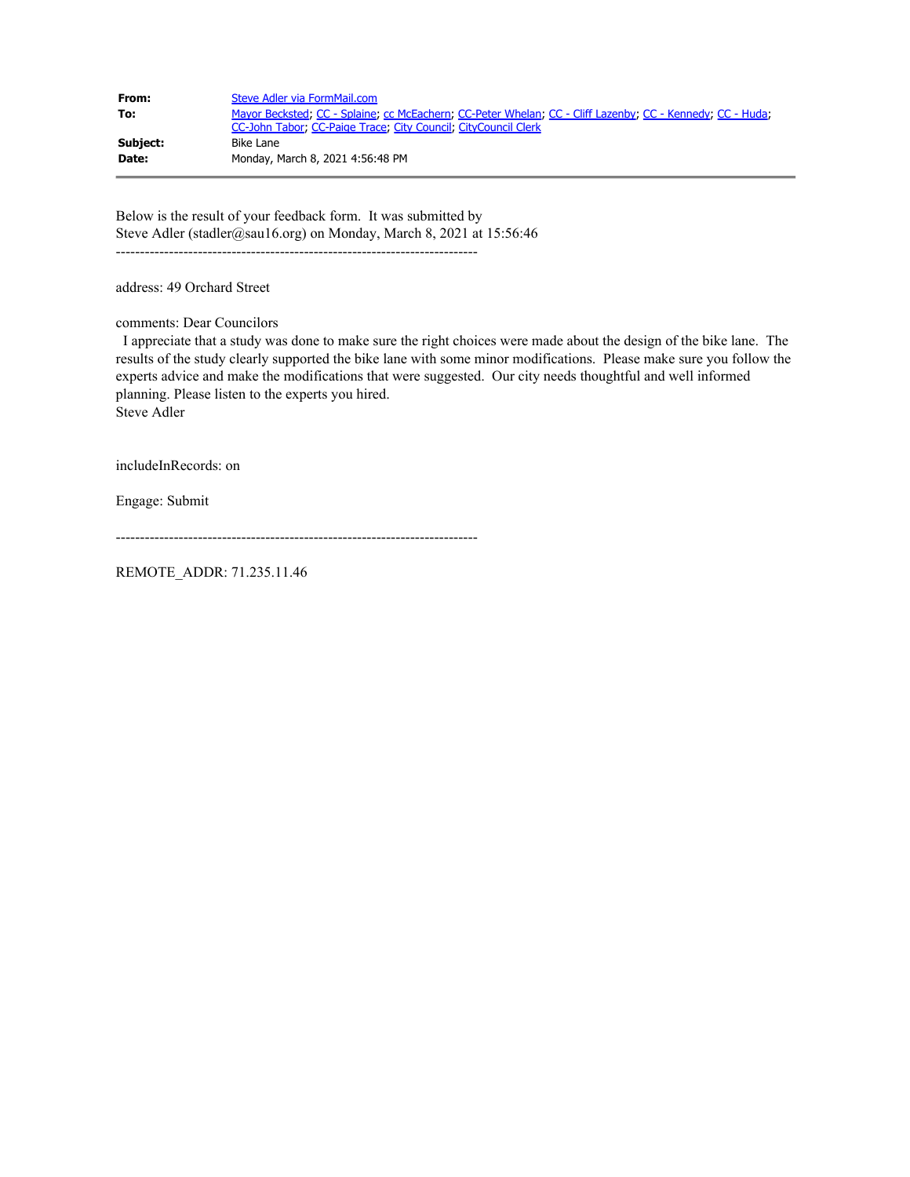| | |
|---|---|
| **From:** | Steve Adler via FormMail.com |
| **To:** | Mayor Becksted; CC - Splaine; cc McEachern; CC-Peter Whelan; CC - Cliff Lazenby; CC - Kennedy; CC - Huda; CC-John Tabor; CC-Paige Trace; City Council; CityCouncil Clerk |
| **Subject:** | Bike Lane |
| **Date:** | Monday, March 8, 2021 4:56:48 PM |

---

Below is the result of your feedback form. It was submitted by
Steve Adler (stadler@sau16.org) on Monday, March 8, 2021 at 15:56:46

---------------------------------------------------------------------------

address: 49 Orchard Street

comments: Dear Councilors
I appreciate that a study was done to make sure the right choices were made about the design of the bike lane. The results of the study clearly supported the bike lane with some minor modifications. Please make sure you follow the experts advice and make the modifications that were suggested. Our city needs thoughtful and well informed planning. Please listen to the experts you hired.
Steve Adler

includeInRecords: on

Engage: Submit

---------------------------------------------------------------------------

REMOTE_ADDR: 71.235.11.46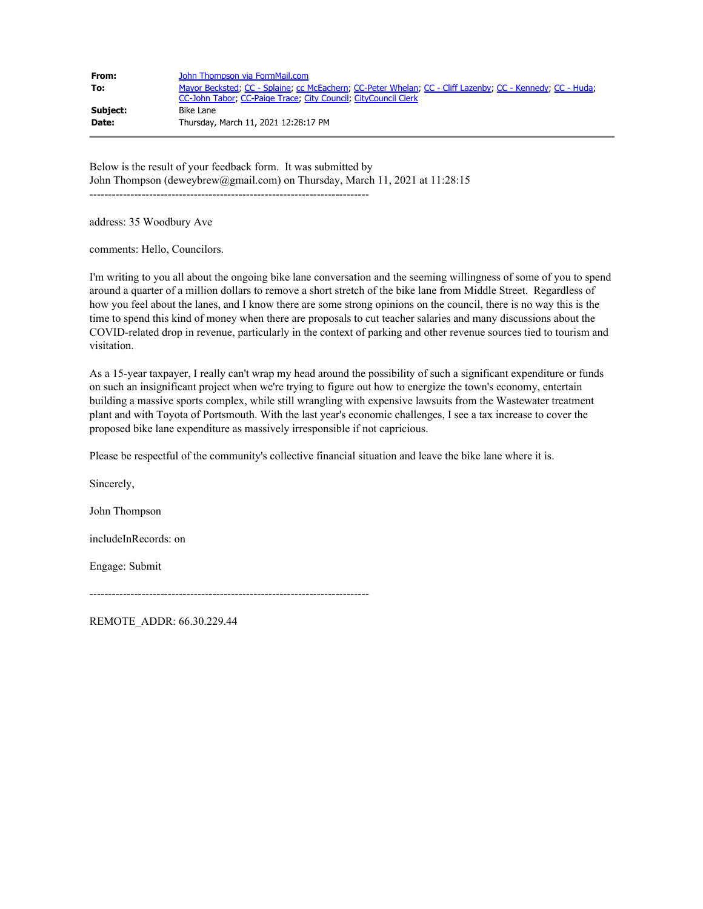**From:** John Thompson via FormMail.com
**To:** Mayor Becksted; CC - Splaine; cc McEachern; CC-Peter Whelan; CC - Cliff Lazenby; CC - Kennedy; CC - Huda; CC-John Tabor; CC-Paige Trace; City Council; CityCouncil Clerk
**Subject:** Bike Lane
**Date:** Thursday, March 11, 2021 12:28:17 PM

---

Below is the result of your feedback form. It was submitted by
John Thompson (deweybrew@gmail.com) on Thursday, March 11, 2021 at 11:28:15

---------------------------------------------------------------------------

address: 35 Woodbury Ave

comments: Hello, Councilors.

I'm writing to you all about the ongoing bike lane conversation and the seeming willingness of some of you to spend around a quarter of a million dollars to remove a short stretch of the bike lane from Middle Street. Regardless of how you feel about the lanes, and I know there are some strong opinions on the council, there is no way this is the time to spend this kind of money when there are proposals to cut teacher salaries and many discussions about the COVID-related drop in revenue, particularly in the context of parking and other revenue sources tied to tourism and visitation.

As a 15-year taxpayer, I really can't wrap my head around the possibility of such a significant expenditure or funds on such an insignificant project when we're trying to figure out how to energize the town's economy, entertain building a massive sports complex, while still wrangling with expensive lawsuits from the Wastewater treatment plant and with Toyota of Portsmouth. With the last year's economic challenges, I see a tax increase to cover the proposed bike lane expenditure as massively irresponsible if not capricious.

Please be respectful of the community's collective financial situation and leave the bike lane where it is.

Sincerely,

John Thompson

includeInRecords: on

Engage: Submit

---------------------------------------------------------------------------

REMOTE_ADDR: 66.30.229.44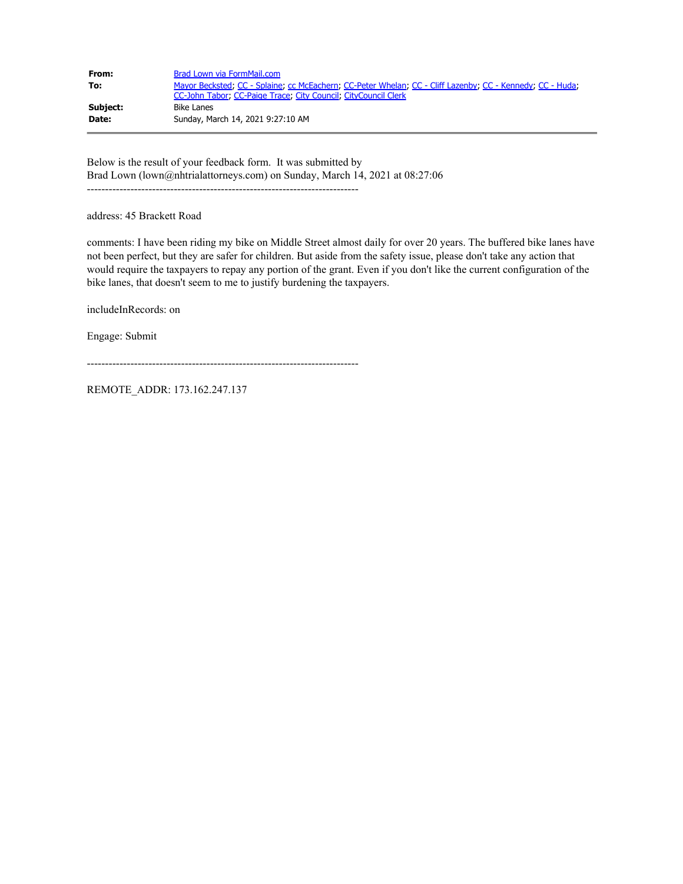| | |
|---|---|
| **From:** | Brad Lown via FormMail.com |
| **To:** | Mayor Becksted; CC - Splaine; cc McEachern; CC-Peter Whelan; CC - Cliff Lazenby; CC - Kennedy; CC - Huda; CC-John Tabor; CC-Paige Trace; City Council; CityCouncil Clerk |
| **Subject:** | Bike Lanes |
| **Date:** | Sunday, March 14, 2021 9:27:10 AM |

---

Below is the result of your feedback form. It was submitted by
Brad Lown (lown@nhtrialattorneys.com) on Sunday, March 14, 2021 at 08:27:06

---------------------------------------------------------------------------

address: 45 Brackett Road

comments: I have been riding my bike on Middle Street almost daily for over 20 years. The buffered bike lanes have not been perfect, but they are safer for children. But aside from the safety issue, please don't take any action that would require the taxpayers to repay any portion of the grant. Even if you don't like the current configuration of the bike lanes, that doesn't seem to me to justify burdening the taxpayers.

includeInRecords: on

Engage: Submit

---------------------------------------------------------------------------

REMOTE_ADDR: 173.162.247.137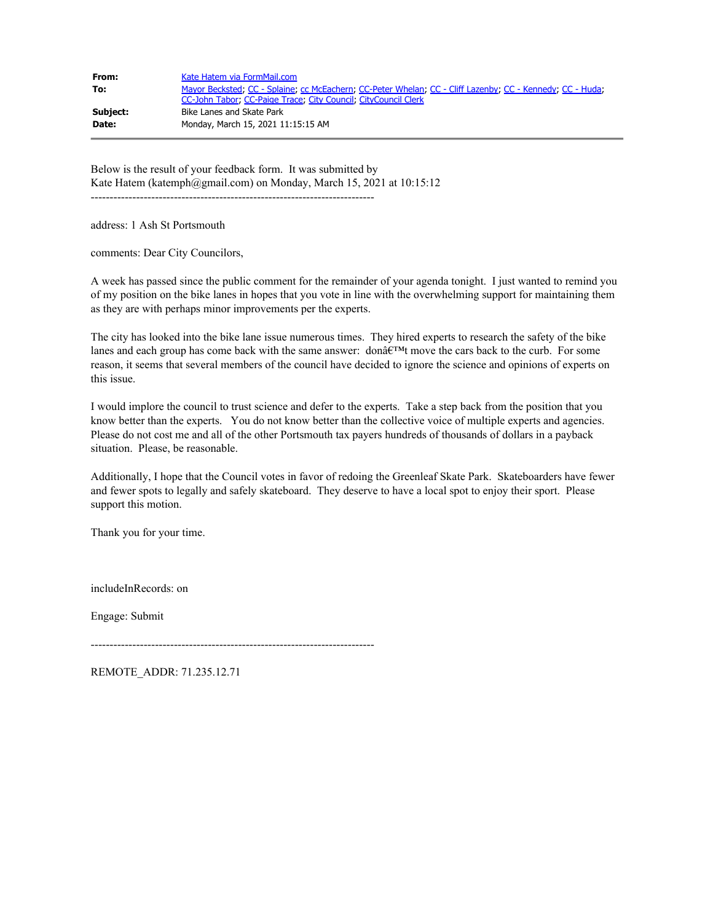| | |
|---|---|
| **From:** | Kate Hatem via FormMail.com |
| **To:** | Mayor Becksted; CC - Splaine; cc McEachern; CC-Peter Whelan; CC - Cliff Lazenby; CC - Kennedy; CC - Huda; CC-John Tabor; CC-Paige Trace; City Council; CityCouncil Clerk |
| **Subject:** | Bike Lanes and Skate Park |
| **Date:** | Monday, March 15, 2021 11:15:15 AM |

Below is the result of your feedback form. It was submitted by
Kate Hatem (katemph@gmail.com) on Monday, March 15, 2021 at 10:15:12

---------------------------------------------------------------------------

address: 1 Ash St Portsmouth

comments: Dear City Councilors,

A week has passed since the public comment for the remainder of your agenda tonight. I just wanted to remind you of my position on the bike lanes in hopes that you vote in line with the overwhelming support for maintaining them as they are with perhaps minor improvements per the experts.

The city has looked into the bike lane issue numerous times. They hired experts to research the safety of the bike lanes and each group has come back with the same answer: donâ€™t move the cars back to the curb. For some reason, it seems that several members of the council have decided to ignore the science and opinions of experts on this issue.

I would implore the council to trust science and defer to the experts. Take a step back from the position that you know better than the experts. You do not know better than the collective voice of multiple experts and agencies. Please do not cost me and all of the other Portsmouth tax payers hundreds of thousands of dollars in a payback situation. Please, be reasonable.

Additionally, I hope that the Council votes in favor of redoing the Greenleaf Skate Park. Skateboarders have fewer and fewer spots to legally and safely skateboard. They deserve to have a local spot to enjoy their sport. Please support this motion.

Thank you for your time.

includeInRecords: on

Engage: Submit

---------------------------------------------------------------------------

REMOTE_ADDR: 71.235.12.71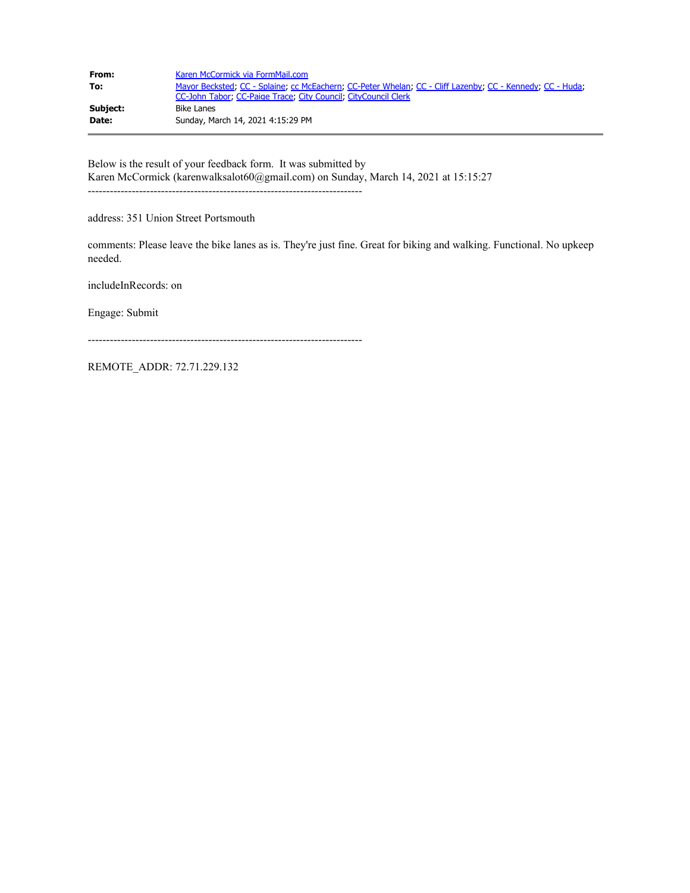| | |
|---|---|
| **From:** | Karen McCormick via FormMail.com |
| **To:** | Mayor Becksted; CC - Splaine; cc McEachern; CC-Peter Whelan; CC - Cliff Lazenby; CC - Kennedy; CC - Huda; CC-John Tabor; CC-Paige Trace; City Council; CityCouncil Clerk |
| **Subject:** | Bike Lanes |
| **Date:** | Sunday, March 14, 2021 4:15:29 PM |

Below is the result of your feedback form. It was submitted by
Karen McCormick (karenwalksalot60@gmail.com) on Sunday, March 14, 2021 at 15:15:27

---------------------------------------------------------------------------

address: 351 Union Street Portsmouth

comments: Please leave the bike lanes as is. They're just fine. Great for biking and walking. Functional. No upkeep needed.

includeInRecords: on

Engage: Submit

---------------------------------------------------------------------------

REMOTE_ADDR: 72.71.229.132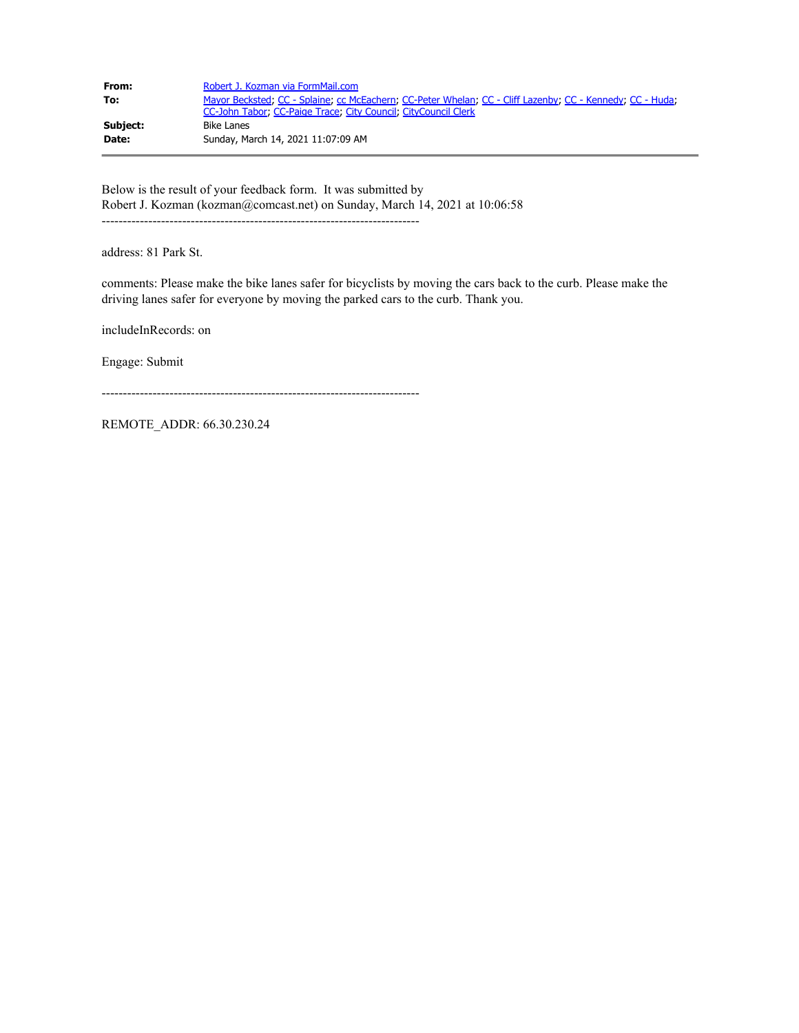**From:** Robert J. Kozman via FormMail.com
**To:** Mayor Becksted; CC - Splaine; cc McEachern; CC-Peter Whelan; CC - Cliff Lazenby; CC - Kennedy; CC - Huda; CC-John Tabor; CC-Paige Trace; City Council; CityCouncil Clerk
**Subject:** Bike Lanes
**Date:** Sunday, March 14, 2021 11:07:09 AM

---

Below is the result of your feedback form. It was submitted by
Robert J. Kozman (kozman@comcast.net) on Sunday, March 14, 2021 at 10:06:58

---------------------------------------------------------------------------

address: 81 Park St.

comments: Please make the bike lanes safer for bicyclists by moving the cars back to the curb. Please make the driving lanes safer for everyone by moving the parked cars to the curb. Thank you.

includeInRecords: on

Engage: Submit

---------------------------------------------------------------------------

REMOTE_ADDR: 66.30.230.24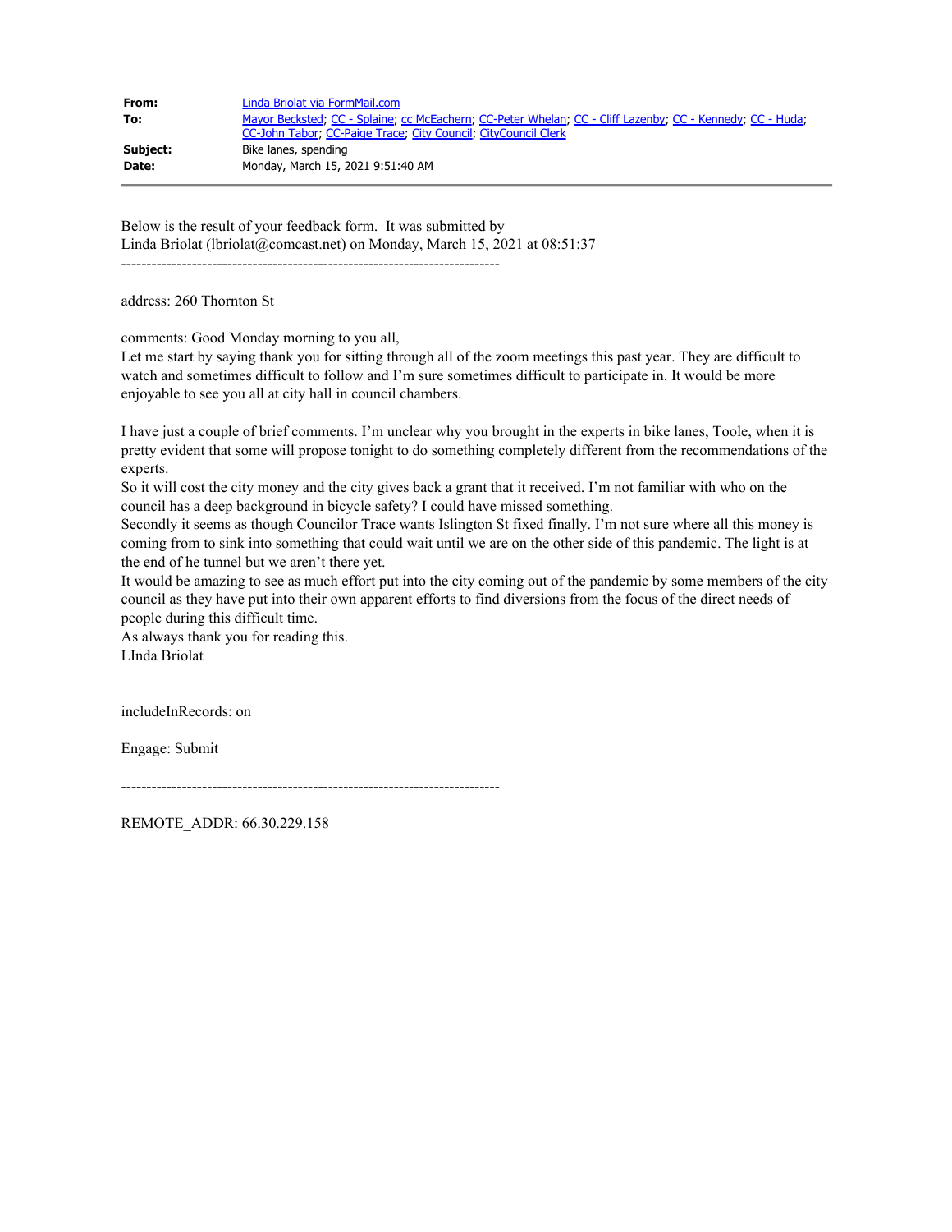| | |
|---|---|
| **From:** | Linda Briolat via FormMail.com |
| **To:** | Mayor Becksted; CC - Splaine; cc McEachern; CC-Peter Whelan; CC - Cliff Lazenby; CC - Kennedy; CC - Huda; CC-John Tabor; CC-Paige Trace; City Council; CityCouncil Clerk |
| **Subject:** | Bike lanes, spending |
| **Date:** | Monday, March 15, 2021 9:51:40 AM |

Below is the result of your feedback form. It was submitted by
Linda Briolat (lbriolat@comcast.net) on Monday, March 15, 2021 at 08:51:37

---------------------------------------------------------------------------

address: 260 Thornton St

comments: Good Monday morning to you all,
Let me start by saying thank you for sitting through all of the zoom meetings this past year. They are difficult to watch and sometimes difficult to follow and I'm sure sometimes difficult to participate in. It would be more enjoyable to see you all at city hall in council chambers.

I have just a couple of brief comments. I'm unclear why you brought in the experts in bike lanes, Toole, when it is pretty evident that some will propose tonight to do something completely different from the recommendations of the experts.
So it will cost the city money and the city gives back a grant that it received. I'm not familiar with who on the council has a deep background in bicycle safety? I could have missed something.
Secondly it seems as though Councilor Trace wants Islington St fixed finally. I'm not sure where all this money is coming from to sink into something that could wait until we are on the other side of this pandemic. The light is at the end of he tunnel but we aren't there yet.
It would be amazing to see as much effort put into the city coming out of the pandemic by some members of the city council as they have put into their own apparent efforts to find diversions from the focus of the direct needs of people during this difficult time.
As always thank you for reading this.
LInda Briolat

includeInRecords: on

Engage: Submit

---------------------------------------------------------------------------

REMOTE_ADDR: 66.30.229.158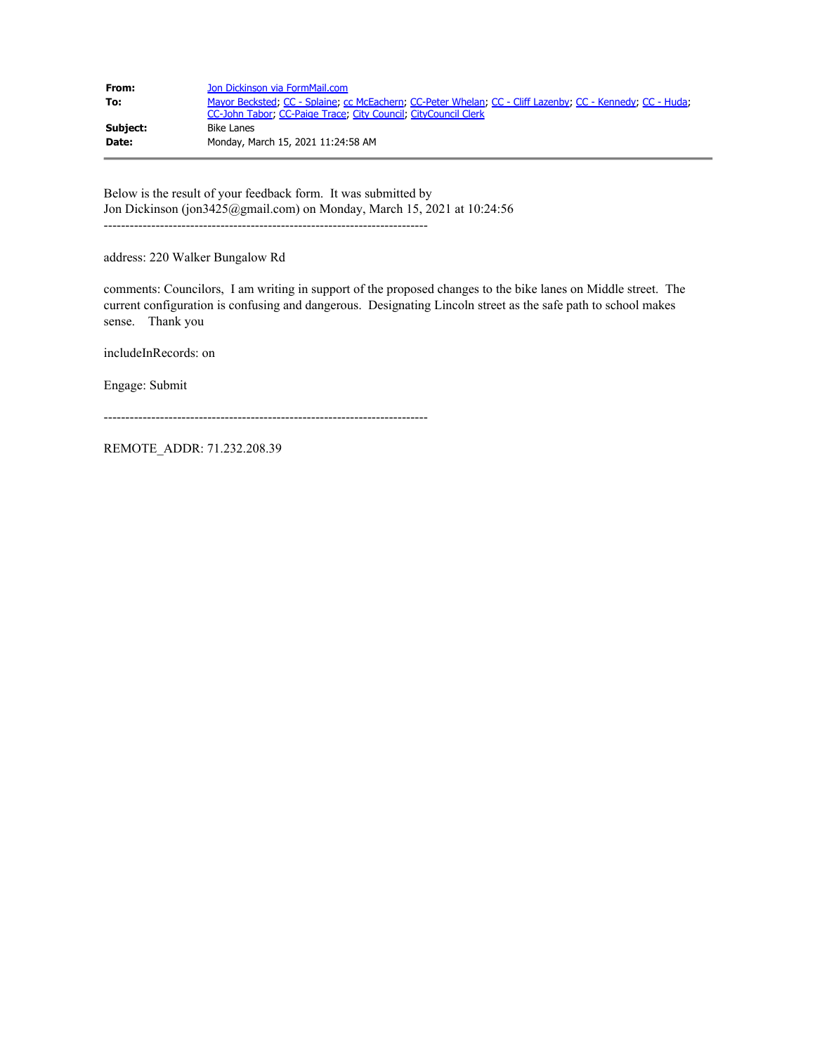| | |
|---|---|
| **From:** | Jon Dickinson via FormMail.com |
| **To:** | Mayor Becksted; CC - Splaine; cc McEachern; CC-Peter Whelan; CC - Cliff Lazenby; CC - Kennedy; CC - Huda; CC-John Tabor; CC-Paige Trace; City Council; CityCouncil Clerk |
| **Subject:** | Bike Lanes |
| **Date:** | Monday, March 15, 2021 11:24:58 AM |

---

Below is the result of your feedback form. It was submitted by
Jon Dickinson (jon3425@gmail.com) on Monday, March 15, 2021 at 10:24:56

---------------------------------------------------------------------------

address: 220 Walker Bungalow Rd

comments: Councilors, I am writing in support of the proposed changes to the bike lanes on Middle street. The current configuration is confusing and dangerous. Designating Lincoln street as the safe path to school makes sense. Thank you

includeInRecords: on

Engage: Submit

---------------------------------------------------------------------------

REMOTE_ADDR: 71.232.208.39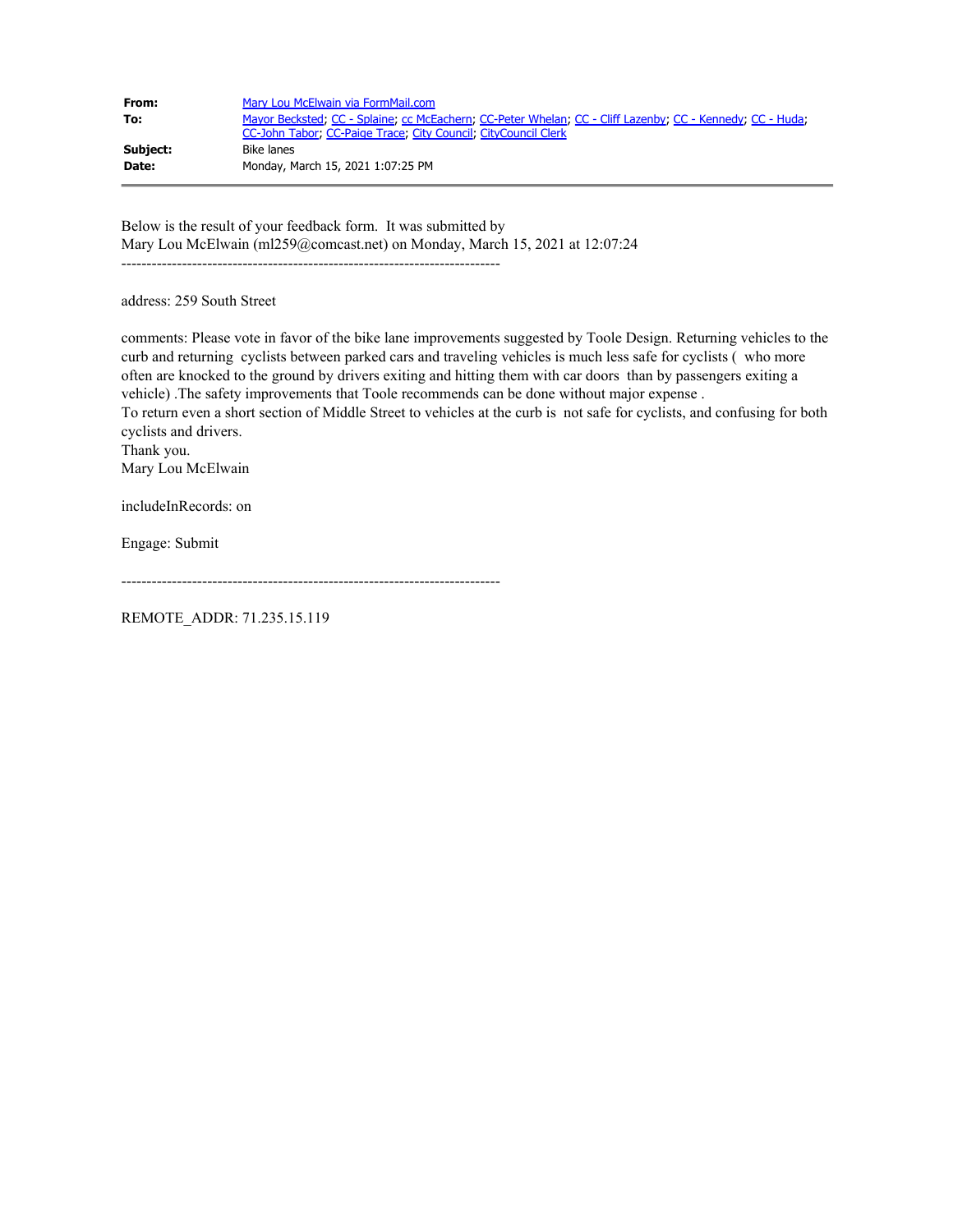|  |  |
|---|---|
| **From:** | Mary Lou McElwain via FormMail.com |
| **To:** | Mayor Becksted; CC - Splaine; cc McEachern; CC-Peter Whelan; CC - Cliff Lazenby; CC - Kennedy; CC - Huda; CC-John Tabor; CC-Paige Trace; City Council; CityCouncil Clerk |
| **Subject:** | Bike lanes |
| **Date:** | Monday, March 15, 2021 1:07:25 PM |

Below is the result of your feedback form. It was submitted by
Mary Lou McElwain (ml259@comcast.net) on Monday, March 15, 2021 at 12:07:24

---------------------------------------------------------------------------

address: 259 South Street

comments: Please vote in favor of the bike lane improvements suggested by Toole Design. Returning vehicles to the curb and returning cyclists between parked cars and traveling vehicles is much less safe for cyclists ( who more often are knocked to the ground by drivers exiting and hitting them with car doors than by passengers exiting a vehicle) .The safety improvements that Toole recommends can be done without major expense .
To return even a short section of Middle Street to vehicles at the curb is not safe for cyclists, and confusing for both cyclists and drivers.
Thank you.
Mary Lou McElwain

includeInRecords: on

Engage: Submit

---------------------------------------------------------------------------

REMOTE_ADDR: 71.235.15.119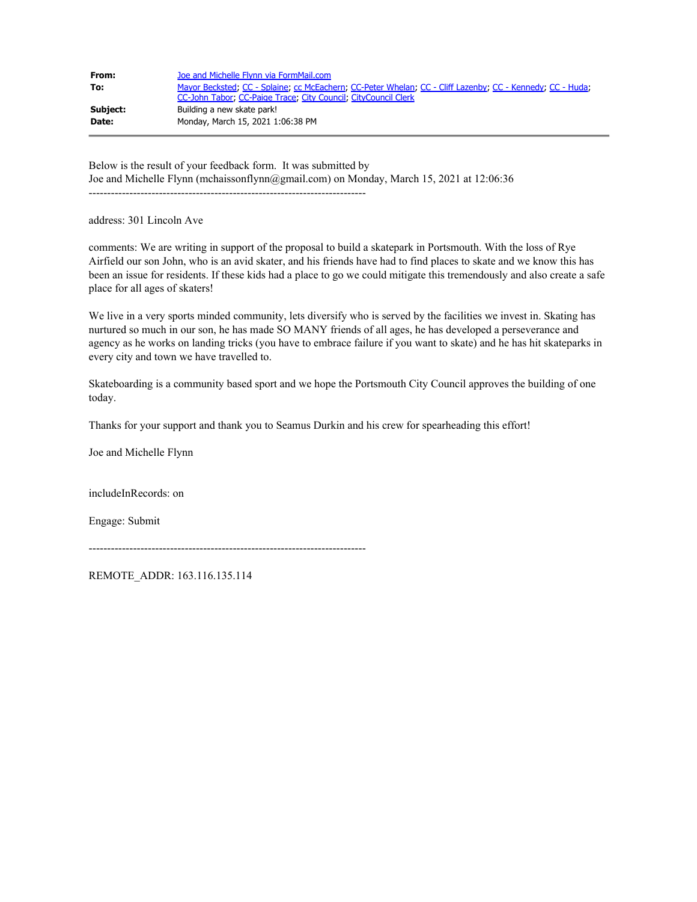| | |
|---|---|
| **From:** | Joe and Michelle Flynn via FormMail.com |
| **To:** | Mayor Becksted; CC - Splaine; cc McEachern; CC-Peter Whelan; CC - Cliff Lazenby; CC - Kennedy; CC - Huda; CC-John Tabor; CC-Paige Trace; City Council; CityCouncil Clerk |
| **Subject:** | Building a new skate park! |
| **Date:** | Monday, March 15, 2021 1:06:38 PM |

Below is the result of your feedback form. It was submitted by
Joe and Michelle Flynn (mchaissonflynn@gmail.com) on Monday, March 15, 2021 at 12:06:36

---------------------------------------------------------------------------

address: 301 Lincoln Ave

comments: We are writing in support of the proposal to build a skatepark in Portsmouth. With the loss of Rye Airfield our son John, who is an avid skater, and his friends have had to find places to skate and we know this has been an issue for residents. If these kids had a place to go we could mitigate this tremendously and also create a safe place for all ages of skaters!

We live in a very sports minded community, lets diversify who is served by the facilities we invest in. Skating has nurtured so much in our son, he has made SO MANY friends of all ages, he has developed a perseverance and agency as he works on landing tricks (you have to embrace failure if you want to skate) and he has hit skateparks in every city and town we have travelled to.

Skateboarding is a community based sport and we hope the Portsmouth City Council approves the building of one today.

Thanks for your support and thank you to Seamus Durkin and his crew for spearheading this effort!

Joe and Michelle Flynn

includeInRecords: on

Engage: Submit

---------------------------------------------------------------------------

REMOTE_ADDR: 163.116.135.114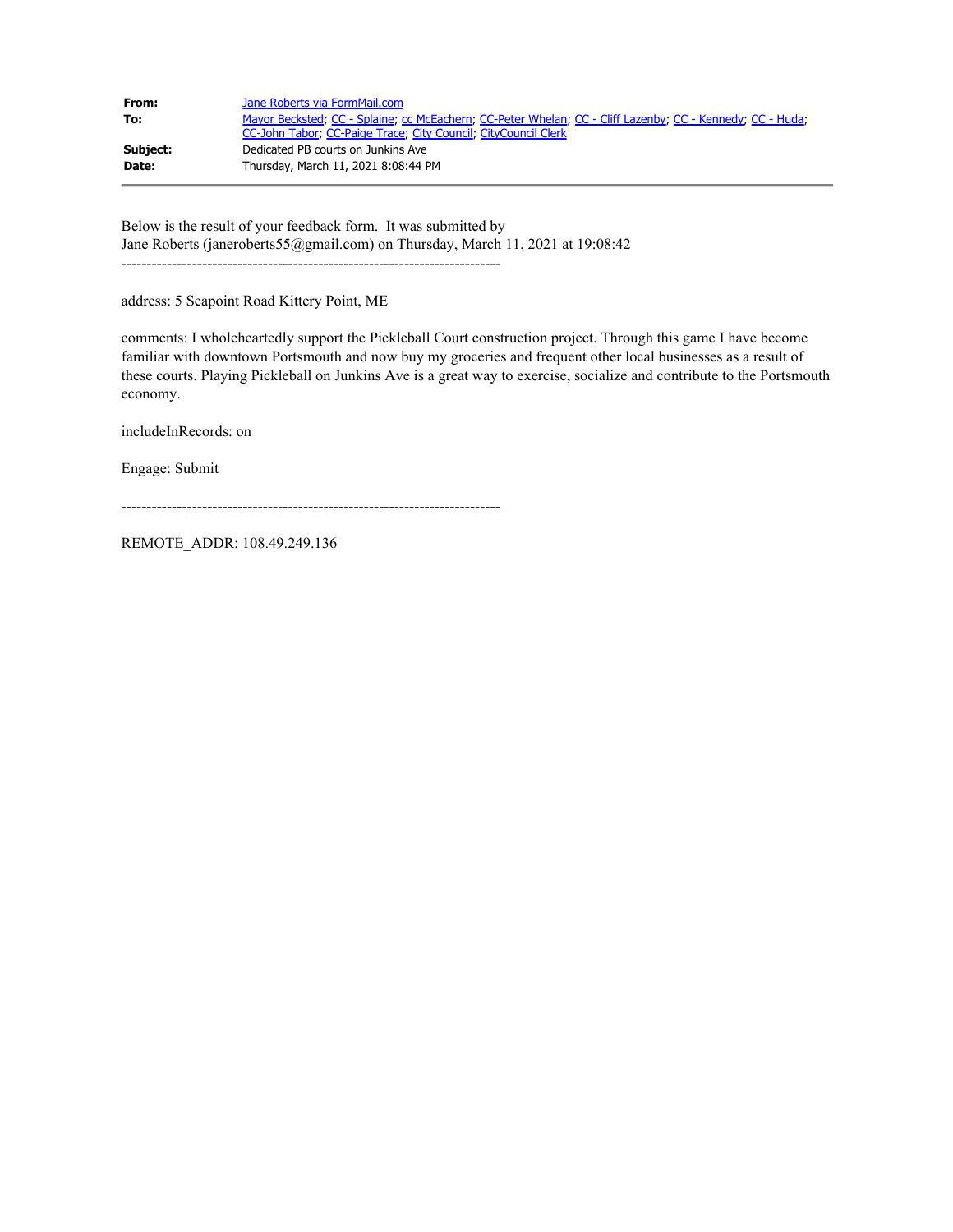| | |
|---|---|
| **From:** | Jane Roberts via FormMail.com |
| **To:** | Mayor Becksted; CC - Splaine; cc McEachern; CC-Peter Whelan; CC - Cliff Lazenby; CC - Kennedy; CC - Huda; CC-John Tabor; CC-Paige Trace; City Council; CityCouncil Clerk |
| **Subject:** | Dedicated PB courts on Junkins Ave |
| **Date:** | Thursday, March 11, 2021 8:08:44 PM |

Below is the result of your feedback form. It was submitted by
Jane Roberts (janeroberts55@gmail.com) on Thursday, March 11, 2021 at 19:08:42

---------------------------------------------------------------------------

address: 5 Seapoint Road Kittery Point, ME

comments: I wholeheartedly support the Pickleball Court construction project. Through this game I have become familiar with downtown Portsmouth and now buy my groceries and frequent other local businesses as a result of these courts. Playing Pickleball on Junkins Ave is a great way to exercise, socialize and contribute to the Portsmouth economy.

includeInRecords: on

Engage: Submit

---------------------------------------------------------------------------

REMOTE_ADDR: 108.49.249.136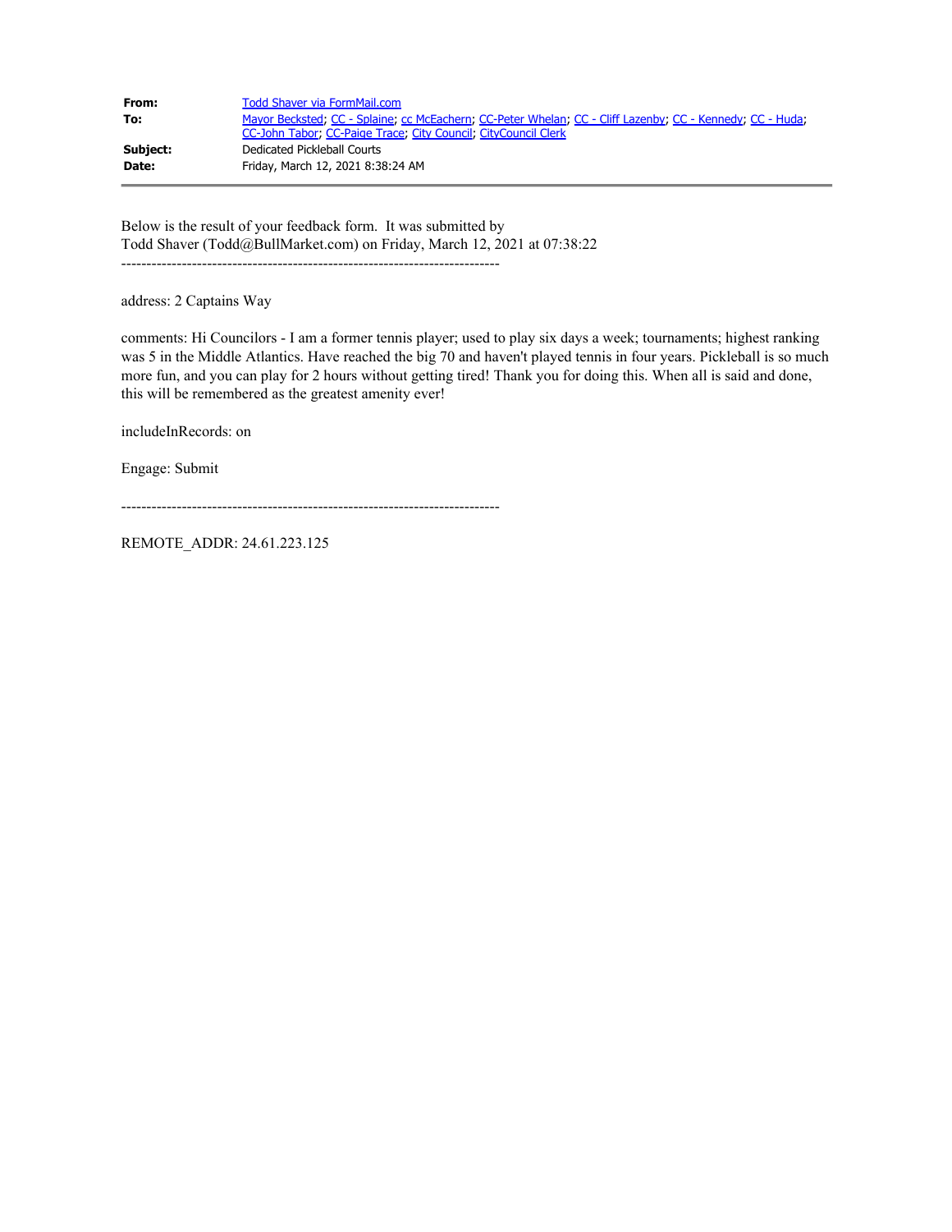| | |
|---|---|
| **From:** | Todd Shaver via FormMail.com |
| **To:** | Mayor Becksted; CC - Splaine; cc McEachern; CC-Peter Whelan; CC - Cliff Lazenby; CC - Kennedy; CC - Huda; CC-John Tabor; CC-Paige Trace; City Council; CityCouncil Clerk |
| **Subject:** | Dedicated Pickleball Courts |
| **Date:** | Friday, March 12, 2021 8:38:24 AM |

Below is the result of your feedback form. It was submitted by
Todd Shaver (Todd@BullMarket.com) on Friday, March 12, 2021 at 07:38:22

---------------------------------------------------------------------------

address: 2 Captains Way

comments: Hi Councilors - I am a former tennis player; used to play six days a week; tournaments; highest ranking was 5 in the Middle Atlantics. Have reached the big 70 and haven't played tennis in four years. Pickleball is so much more fun, and you can play for 2 hours without getting tired! Thank you for doing this. When all is said and done, this will be remembered as the greatest amenity ever!

includeInRecords: on

Engage: Submit

---------------------------------------------------------------------------

REMOTE_ADDR: 24.61.223.125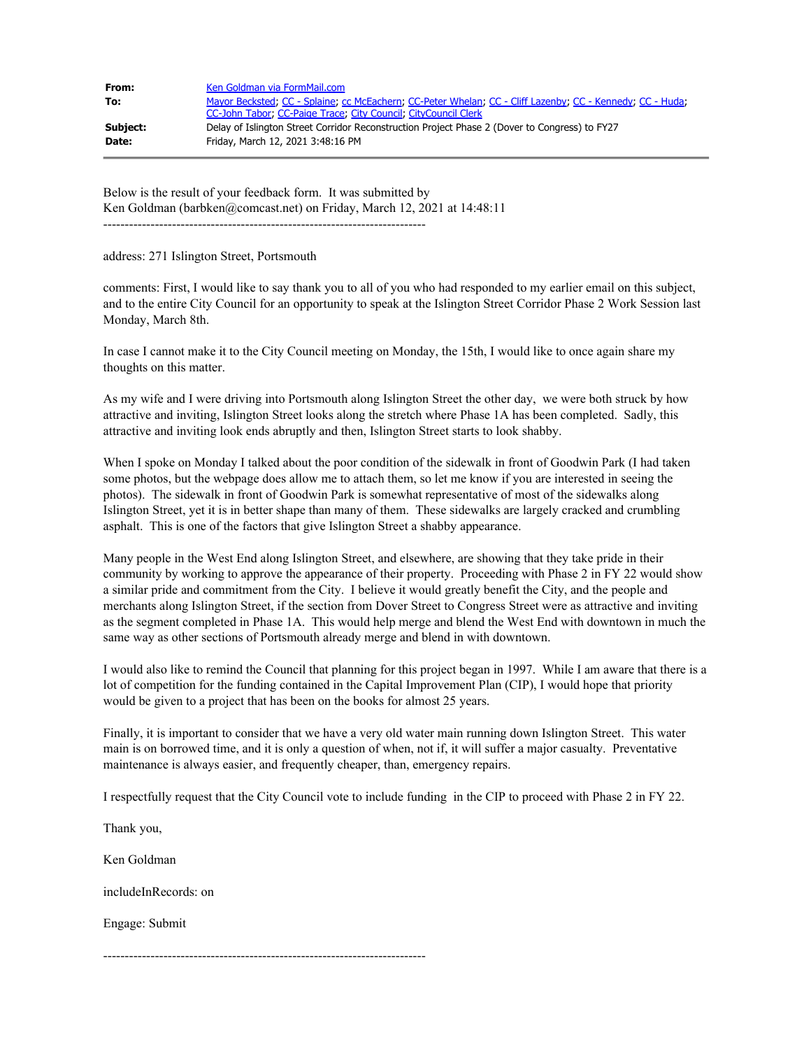| | |
|---|---|
| **From:** | Ken Goldman via FormMail.com |
| **To:** | Mayor Becksted; CC - Splaine; cc McEachern; CC-Peter Whelan; CC - Cliff Lazenby; CC - Kennedy; CC - Huda; CC-John Tabor; CC-Paige Trace; City Council; CityCouncil Clerk |
| **Subject:** | Delay of Islington Street Corridor Reconstruction Project Phase 2 (Dover to Congress) to FY27 |
| **Date:** | Friday, March 12, 2021 3:48:16 PM |

Below is the result of your feedback form. It was submitted by
Ken Goldman (barbken@comcast.net) on Friday, March 12, 2021 at 14:48:11

---------------------------------------------------------------------------

address: 271 Islington Street, Portsmouth

comments: First, I would like to say thank you to all of you who had responded to my earlier email on this subject, and to the entire City Council for an opportunity to speak at the Islington Street Corridor Phase 2 Work Session last Monday, March 8th.

In case I cannot make it to the City Council meeting on Monday, the 15th, I would like to once again share my thoughts on this matter.

As my wife and I were driving into Portsmouth along Islington Street the other day, we were both struck by how attractive and inviting, Islington Street looks along the stretch where Phase 1A has been completed. Sadly, this attractive and inviting look ends abruptly and then, Islington Street starts to look shabby.

When I spoke on Monday I talked about the poor condition of the sidewalk in front of Goodwin Park (I had taken some photos, but the webpage does allow me to attach them, so let me know if you are interested in seeing the photos). The sidewalk in front of Goodwin Park is somewhat representative of most of the sidewalks along Islington Street, yet it is in better shape than many of them. These sidewalks are largely cracked and crumbling asphalt. This is one of the factors that give Islington Street a shabby appearance.

Many people in the West End along Islington Street, and elsewhere, are showing that they take pride in their community by working to approve the appearance of their property. Proceeding with Phase 2 in FY 22 would show a similar pride and commitment from the City. I believe it would greatly benefit the City, and the people and merchants along Islington Street, if the section from Dover Street to Congress Street were as attractive and inviting as the segment completed in Phase 1A. This would help merge and blend the West End with downtown in much the same way as other sections of Portsmouth already merge and blend in with downtown.

I would also like to remind the Council that planning for this project began in 1997. While I am aware that there is a lot of competition for the funding contained in the Capital Improvement Plan (CIP), I would hope that priority would be given to a project that has been on the books for almost 25 years.

Finally, it is important to consider that we have a very old water main running down Islington Street. This water main is on borrowed time, and it is only a question of when, not if, it will suffer a major casualty. Preventative maintenance is always easier, and frequently cheaper, than, emergency repairs.

I respectfully request that the City Council vote to include funding in the CIP to proceed with Phase 2 in FY 22.

Thank you,

Ken Goldman

includeInRecords: on

Engage: Submit

---------------------------------------------------------------------------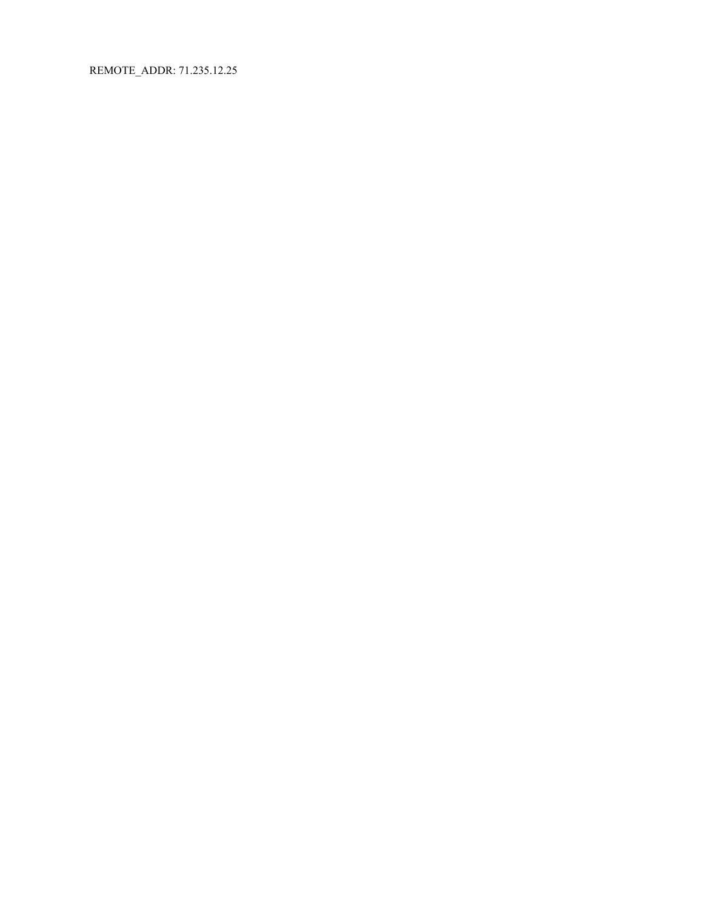REMOTE_ADDR: 71.235.12.25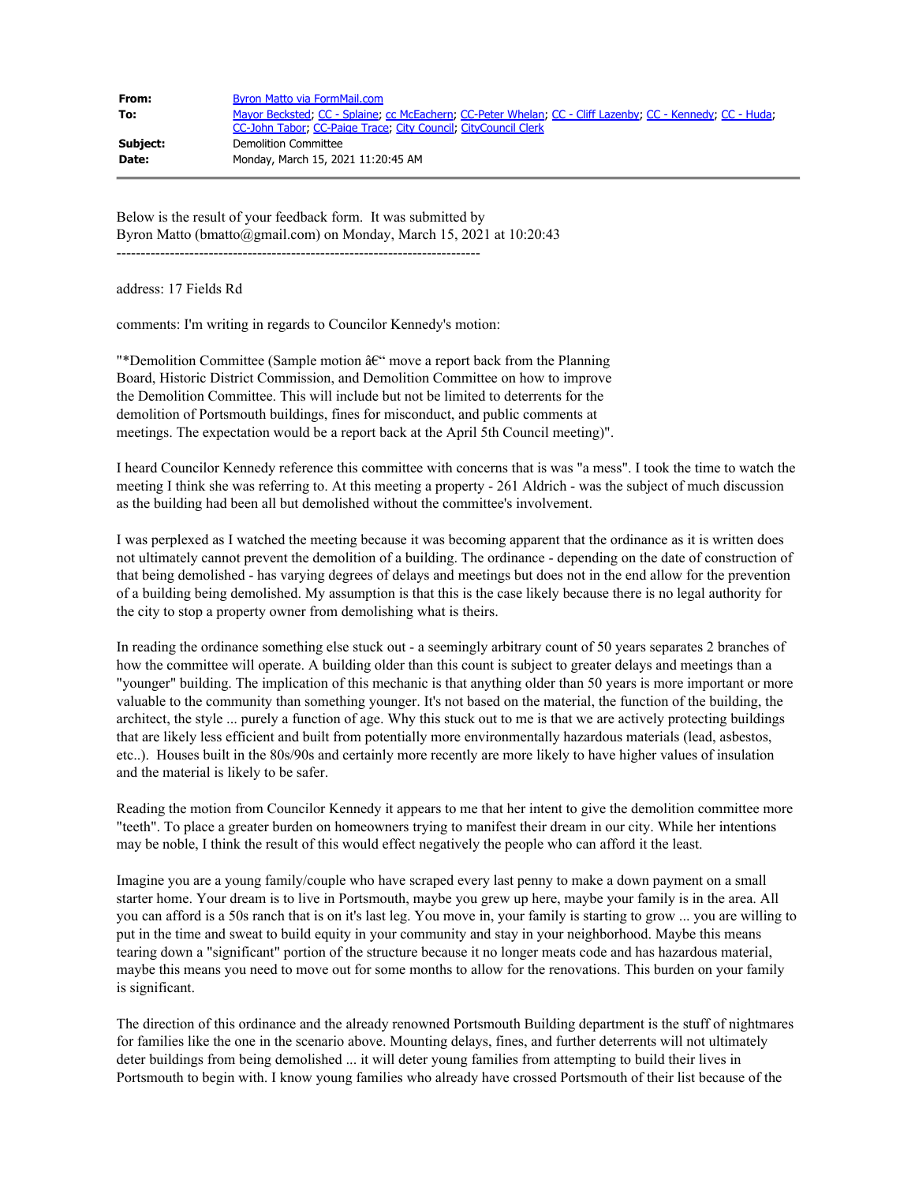| | |
|---|---|
| **From:** | Byron Matto via FormMail.com |
| **To:** | Mayor Becksted; CC - Splaine; cc McEachern; CC-Peter Whelan; CC - Cliff Lazenby; CC - Kennedy; CC - Huda; CC-John Tabor; CC-Paige Trace; City Council; CityCouncil Clerk |
| **Subject:** | Demolition Committee |
| **Date:** | Monday, March 15, 2021 11:20:45 AM |

Below is the result of your feedback form. It was submitted by
Byron Matto (bmatto@gmail.com) on Monday, March 15, 2021 at 10:20:43

---------------------------------------------------------------------------

address: 17 Fields Rd

comments: I'm writing in regards to Councilor Kennedy's motion:

"*Demolition Committee (Sample motion â€" move a report back from the Planning Board, Historic District Commission, and Demolition Committee on how to improve the Demolition Committee. This will include but not be limited to deterrents for the demolition of Portsmouth buildings, fines for misconduct, and public comments at meetings. The expectation would be a report back at the April 5th Council meeting)".

I heard Councilor Kennedy reference this committee with concerns that is was "a mess". I took the time to watch the meeting I think she was referring to. At this meeting a property - 261 Aldrich - was the subject of much discussion as the building had been all but demolished without the committee's involvement.

I was perplexed as I watched the meeting because it was becoming apparent that the ordinance as it is written does not ultimately cannot prevent the demolition of a building. The ordinance - depending on the date of construction of that being demolished - has varying degrees of delays and meetings but does not in the end allow for the prevention of a building being demolished. My assumption is that this is the case likely because there is no legal authority for the city to stop a property owner from demolishing what is theirs.

In reading the ordinance something else stuck out - a seemingly arbitrary count of 50 years separates 2 branches of how the committee will operate. A building older than this count is subject to greater delays and meetings than a "younger" building. The implication of this mechanic is that anything older than 50 years is more important or more valuable to the community than something younger. It's not based on the material, the function of the building, the architect, the style ... purely a function of age. Why this stuck out to me is that we are actively protecting buildings that are likely less efficient and built from potentially more environmentally hazardous materials (lead, asbestos, etc..). Houses built in the 80s/90s and certainly more recently are more likely to have higher values of insulation and the material is likely to be safer.

Reading the motion from Councilor Kennedy it appears to me that her intent to give the demolition committee more "teeth". To place a greater burden on homeowners trying to manifest their dream in our city. While her intentions may be noble, I think the result of this would effect negatively the people who can afford it the least.

Imagine you are a young family/couple who have scraped every last penny to make a down payment on a small starter home. Your dream is to live in Portsmouth, maybe you grew up here, maybe your family is in the area. All you can afford is a 50s ranch that is on it's last leg. You move in, your family is starting to grow ... you are willing to put in the time and sweat to build equity in your community and stay in your neighborhood. Maybe this means tearing down a "significant" portion of the structure because it no longer meats code and has hazardous material, maybe this means you need to move out for some months to allow for the renovations. This burden on your family is significant.

The direction of this ordinance and the already renowned Portsmouth Building department is the stuff of nightmares for families like the one in the scenario above. Mounting delays, fines, and further deterrents will not ultimately deter buildings from being demolished ... it will deter young families from attempting to build their lives in Portsmouth to begin with. I know young families who already have crossed Portsmouth of their list because of the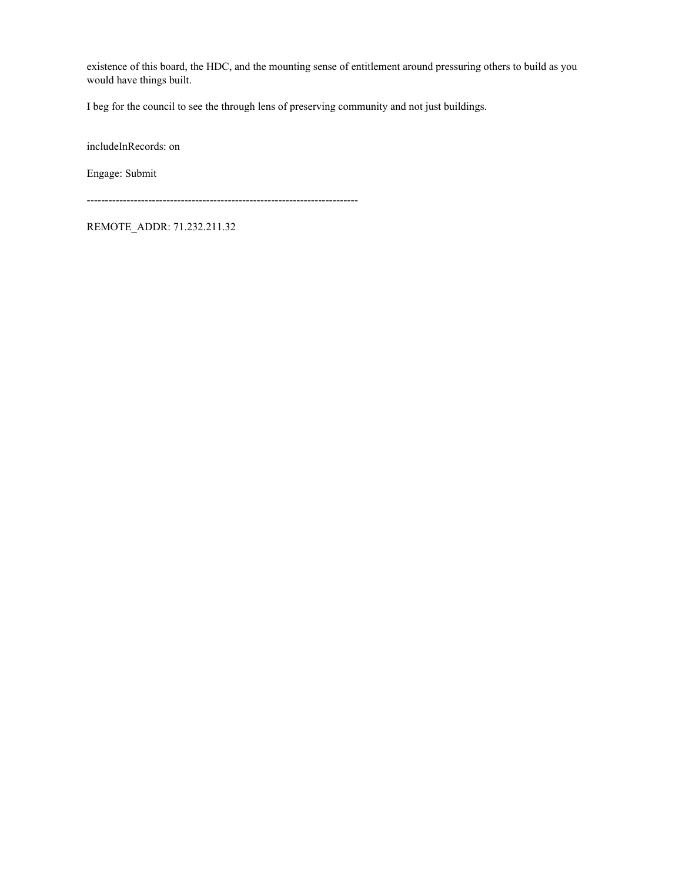existence of this board, the HDC, and the mounting sense of entitlement around pressuring others to build as you would have things built.

I beg for the council to see the through lens of preserving community and not just buildings.

includeInRecords: on

Engage: Submit

---------------------------------------------------------------------------

REMOTE_ADDR: 71.232.211.32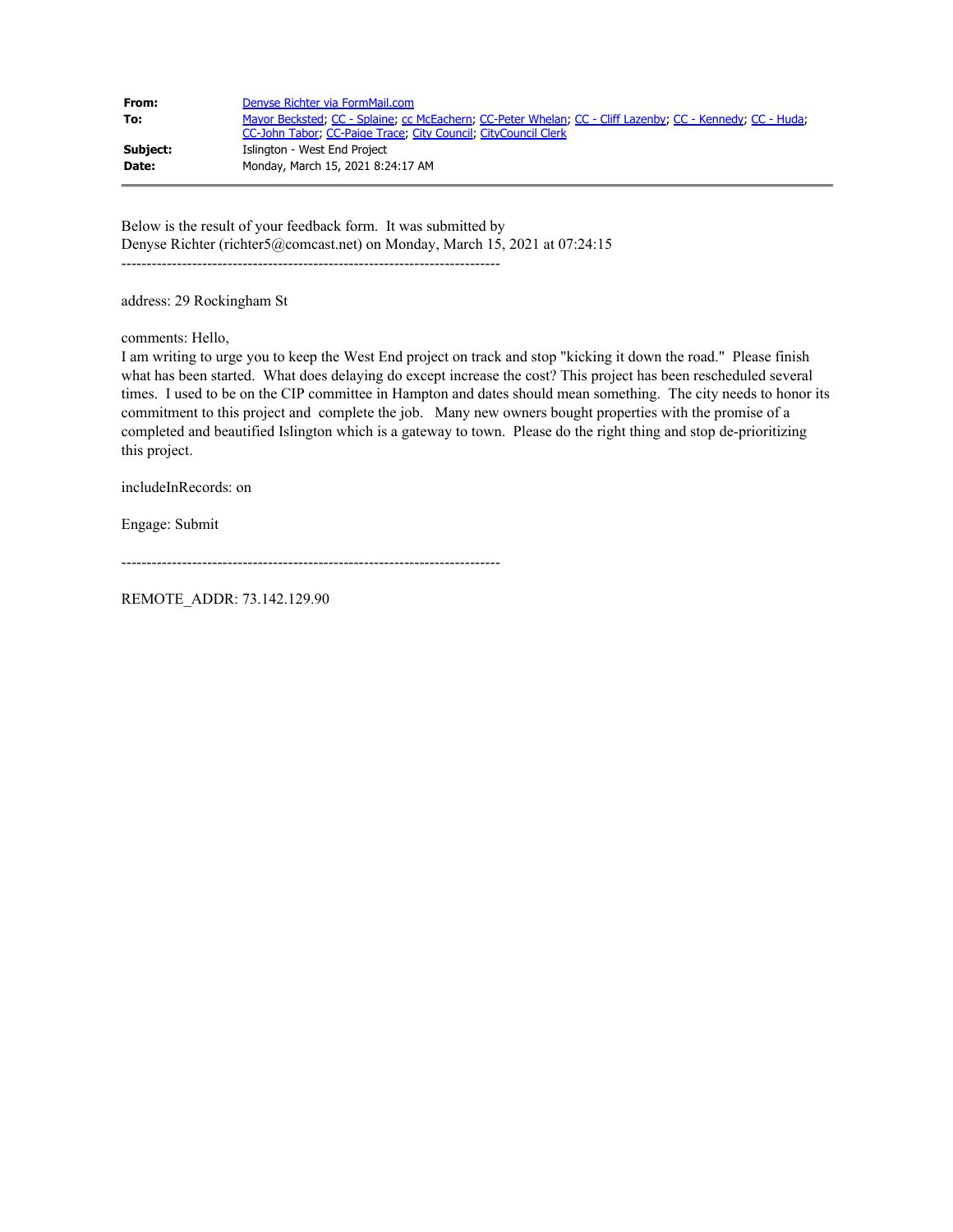| | |
|---|---|
| **From:** | Denyse Richter via FormMail.com |
| **To:** | Mayor Becksted; CC - Splaine; cc McEachern; CC-Peter Whelan; CC - Cliff Lazenby; CC - Kennedy; CC - Huda; CC-John Tabor; CC-Paige Trace; City Council; CityCouncil Clerk |
| **Subject:** | Islington - West End Project |
| **Date:** | Monday, March 15, 2021 8:24:17 AM |

Below is the result of your feedback form. It was submitted by
Denyse Richter (richter5@comcast.net) on Monday, March 15, 2021 at 07:24:15

---------------------------------------------------------------------------

address: 29 Rockingham St

comments: Hello,
I am writing to urge you to keep the West End project on track and stop "kicking it down the road." Please finish what has been started. What does delaying do except increase the cost? This project has been rescheduled several times. I used to be on the CIP committee in Hampton and dates should mean something. The city needs to honor its commitment to this project and complete the job. Many new owners bought properties with the promise of a completed and beautified Islington which is a gateway to town. Please do the right thing and stop de-prioritizing this project.

includeInRecords: on

Engage: Submit

---------------------------------------------------------------------------

REMOTE_ADDR: 73.142.129.90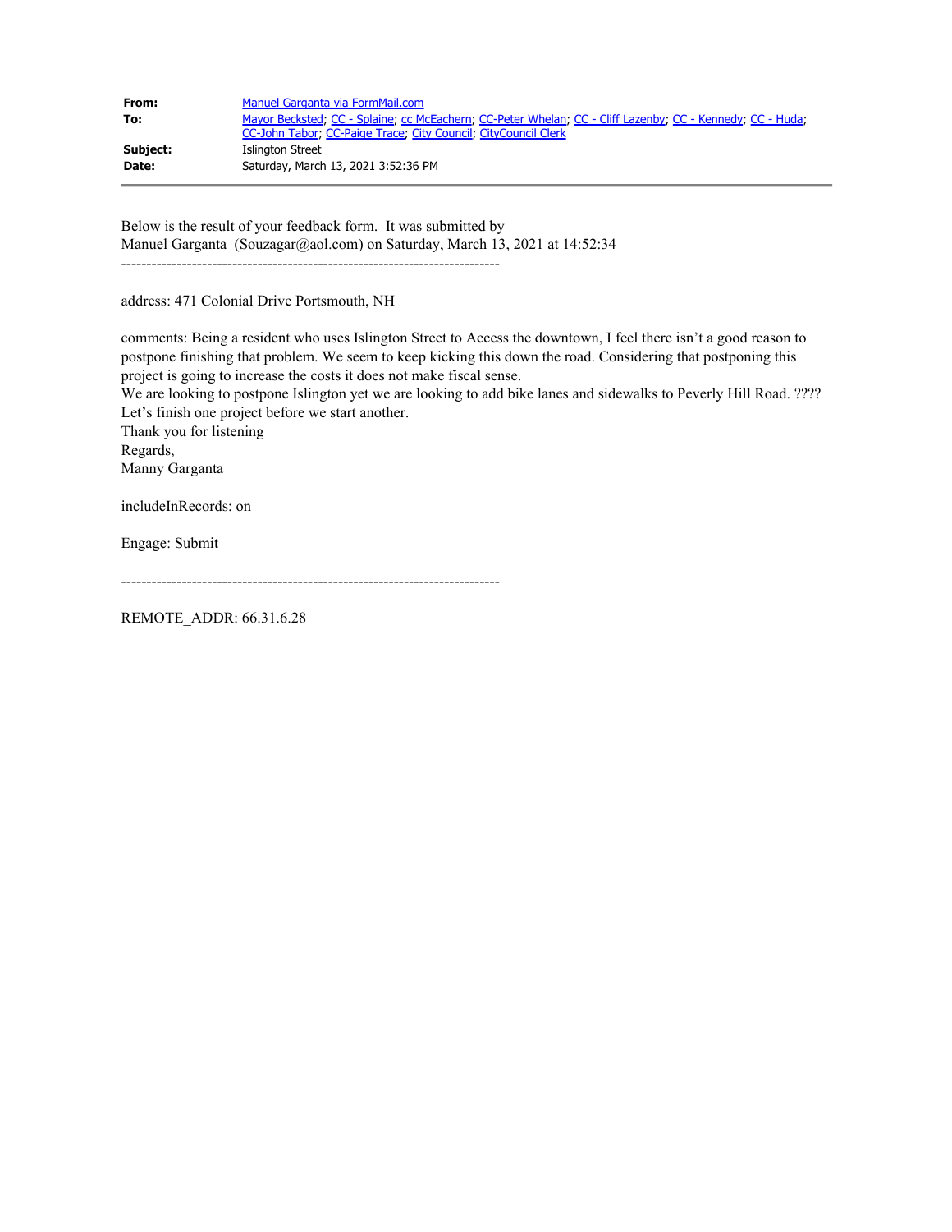| | |
|---|---|
| **From:** | Manuel Garganta via FormMail.com |
| **To:** | Mayor Becksted; CC - Splaine; cc McEachern; CC-Peter Whelan; CC - Cliff Lazenby; CC - Kennedy; CC - Huda; CC-John Tabor; CC-Paige Trace; City Council; CityCouncil Clerk |
| **Subject:** | Islington Street |
| **Date:** | Saturday, March 13, 2021 3:52:36 PM |

---

Below is the result of your feedback form. It was submitted by
Manuel Garganta (Souzagar@aol.com) on Saturday, March 13, 2021 at 14:52:34

---------------------------------------------------------------------------

address: 471 Colonial Drive Portsmouth, NH

comments: Being a resident who uses Islington Street to Access the downtown, I feel there isn't a good reason to postpone finishing that problem. We seem to keep kicking this down the road. Considering that postponing this project is going to increase the costs it does not make fiscal sense.
We are looking to postpone Islington yet we are looking to add bike lanes and sidewalks to Peverly Hill Road. ????
Let's finish one project before we start another.
Thank you for listening
Regards,
Manny Garganta

includeInRecords: on

Engage: Submit

---------------------------------------------------------------------------

REMOTE_ADDR: 66.31.6.28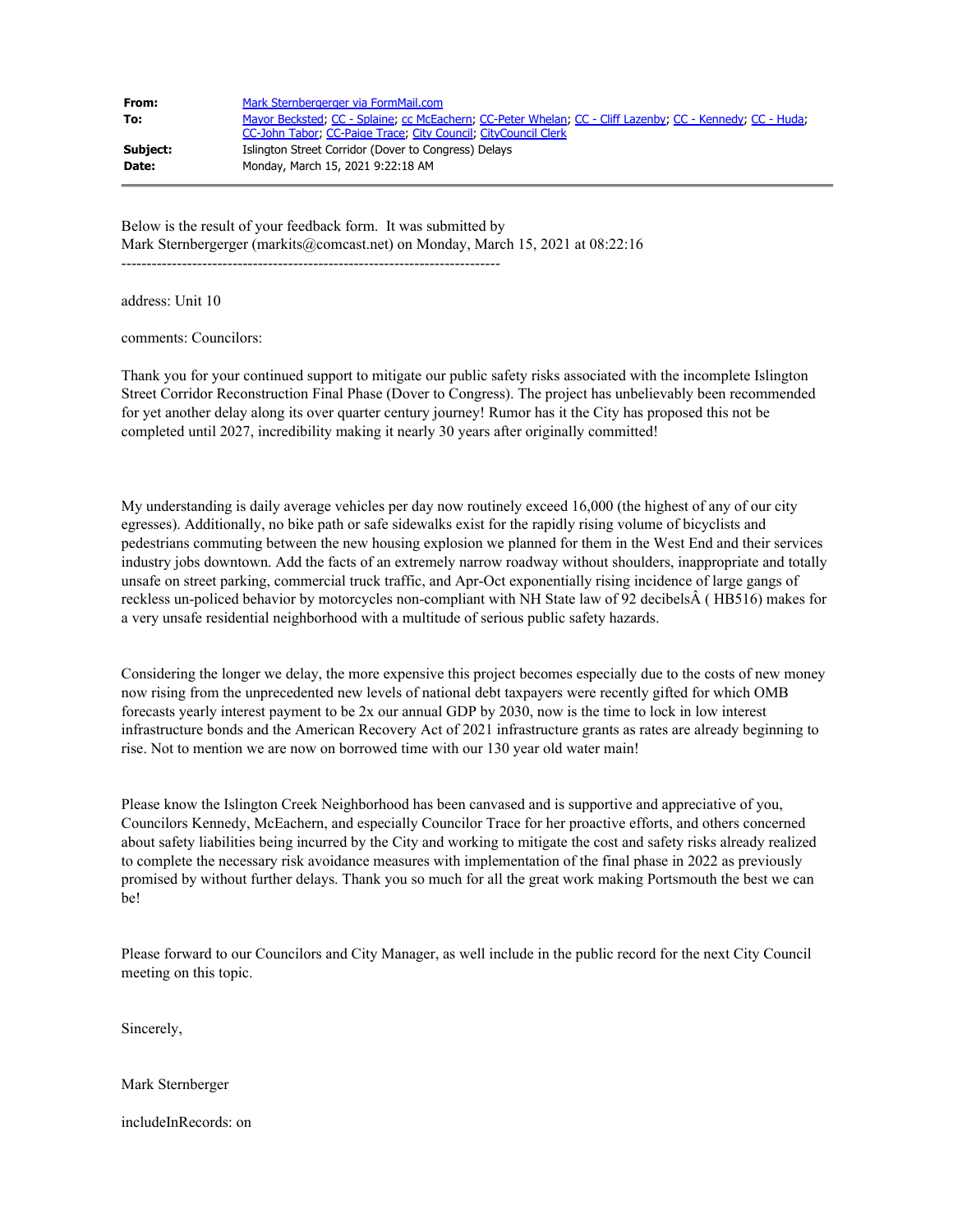| | |
|---|---|
| **From:** | Mark Sternbergerger via FormMail.com |
| **To:** | Mayor Becksted; CC - Splaine; cc McEachern; CC-Peter Whelan; CC - Cliff Lazenby; CC - Kennedy; CC - Huda; CC-John Tabor; CC-Paige Trace; City Council; CityCouncil Clerk |
| **Subject:** | Islington Street Corridor (Dover to Congress) Delays |
| **Date:** | Monday, March 15, 2021 9:22:18 AM |

Below is the result of your feedback form. It was submitted by
Mark Sternbergerger (markits@comcast.net) on Monday, March 15, 2021 at 08:22:16

---------------------------------------------------------------------------

address: Unit 10

comments: Councilors:

Thank you for your continued support to mitigate our public safety risks associated with the incomplete Islington Street Corridor Reconstruction Final Phase (Dover to Congress). The project has unbelievably been recommended for yet another delay along its over quarter century journey! Rumor has it the City has proposed this not be completed until 2027, incredibility making it nearly 30 years after originally committed!

My understanding is daily average vehicles per day now routinely exceed 16,000 (the highest of any of our city egresses). Additionally, no bike path or safe sidewalks exist for the rapidly rising volume of bicyclists and pedestrians commuting between the new housing explosion we planned for them in the West End and their services industry jobs downtown. Add the facts of an extremely narrow roadway without shoulders, inappropriate and totally unsafe on street parking, commercial truck traffic, and Apr-Oct exponentially rising incidence of large gangs of reckless un-policed behavior by motorcycles non-compliant with NH State law of 92 decibelsÂ ( HB516) makes for a very unsafe residential neighborhood with a multitude of serious public safety hazards.

Considering the longer we delay, the more expensive this project becomes especially due to the costs of new money now rising from the unprecedented new levels of national debt taxpayers were recently gifted for which OMB forecasts yearly interest payment to be 2x our annual GDP by 2030, now is the time to lock in low interest infrastructure bonds and the American Recovery Act of 2021 infrastructure grants as rates are already beginning to rise. Not to mention we are now on borrowed time with our 130 year old water main!

Please know the Islington Creek Neighborhood has been canvased and is supportive and appreciative of you, Councilors Kennedy, McEachern, and especially Councilor Trace for her proactive efforts, and others concerned about safety liabilities being incurred by the City and working to mitigate the cost and safety risks already realized to complete the necessary risk avoidance measures with implementation of the final phase in 2022 as previously promised by without further delays. Thank you so much for all the great work making Portsmouth the best we can be!

Please forward to our Councilors and City Manager, as well include in the public record for the next City Council meeting on this topic.

Sincerely,

Mark Sternberger

includeInRecords: on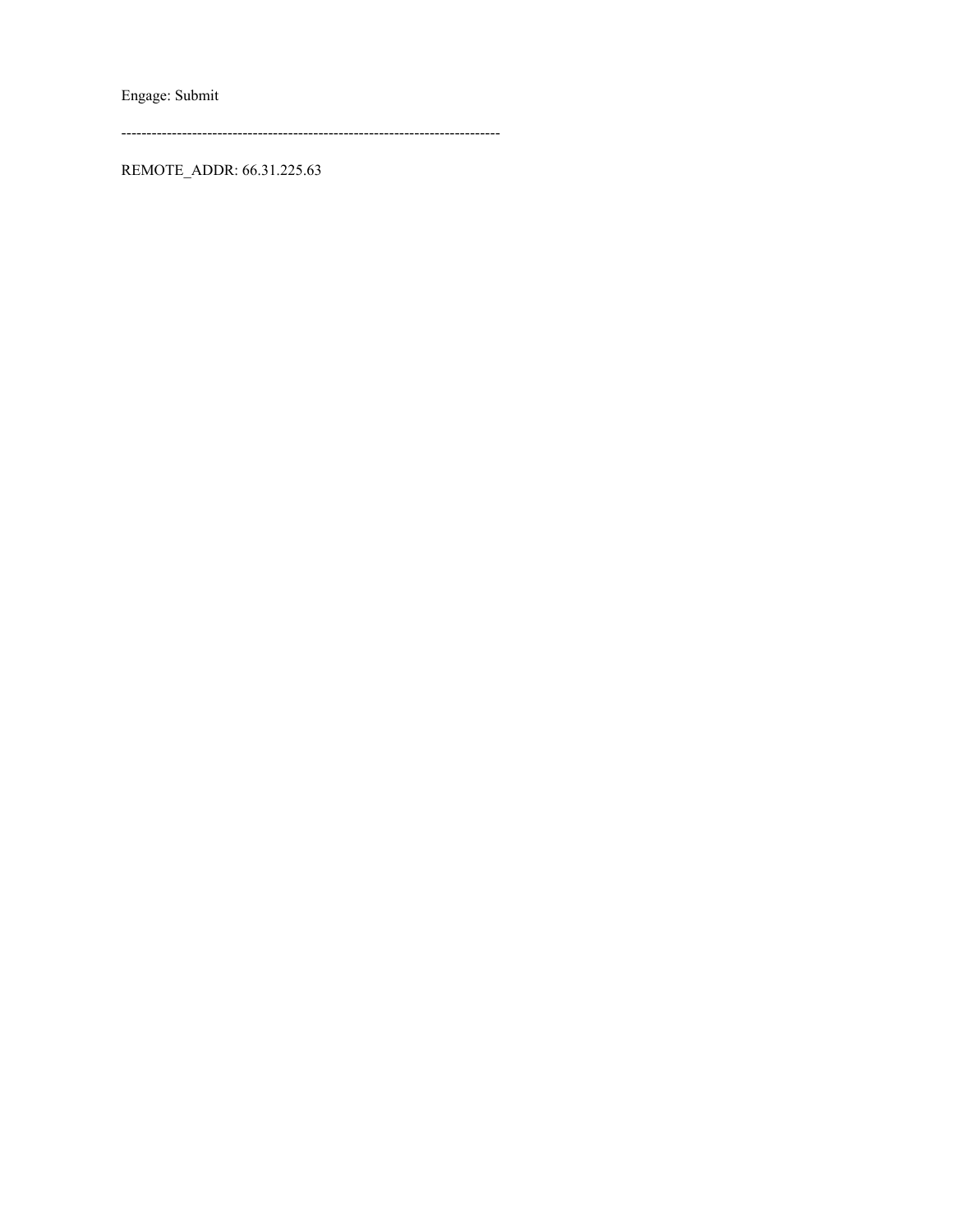Engage: Submit

---------------------------------------------------------------------------

REMOTE_ADDR: 66.31.225.63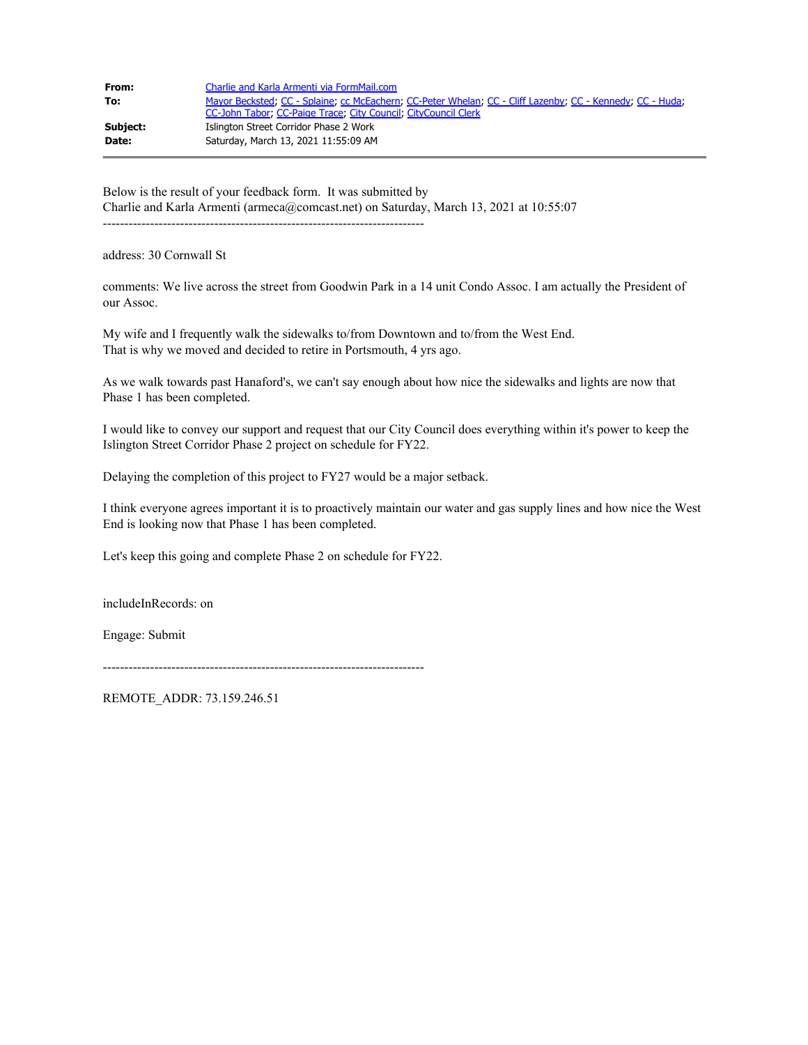**From:** Charlie and Karla Armenti via FormMail.com
**To:** Mayor Beckstead; CC - Splaine; cc McEachern; CC-Peter Whelan; CC - Cliff Lazenby; CC - Kennedy; CC - Huda; CC-John Tabor; CC-Paige Trace; City Council; CityCouncil Clerk
**Subject:** Islington Street Corridor Phase 2 Work
**Date:** Saturday, March 13, 2021 11:55:09 AM

---

Below is the result of your feedback form. It was submitted by
Charlie and Karla Armenti (armeca@comcast.net) on Saturday, March 13, 2021 at 10:55:07

---------------------------------------------------------------------------

address: 30 Cornwall St

comments: We live across the street from Goodwin Park in a 14 unit Condo Assoc. I am actually the President of our Assoc.

My wife and I frequently walk the sidewalks to/from Downtown and to/from the West End.
That is why we moved and decided to retire in Portsmouth, 4 yrs ago.

As we walk towards past Hanaford's, we can't say enough about how nice the sidewalks and lights are now that Phase 1 has been completed.

I would like to convey our support and request that our City Council does everything within it's power to keep the Islington Street Corridor Phase 2 project on schedule for FY22.

Delaying the completion of this project to FY27 would be a major setback.

I think everyone agrees important it is to proactively maintain our water and gas supply lines and how nice the West End is looking now that Phase 1 has been completed.

Let's keep this going and complete Phase 2 on schedule for FY22.

includeInRecords: on

Engage: Submit

---------------------------------------------------------------------------

REMOTE_ADDR: 73.159.246.51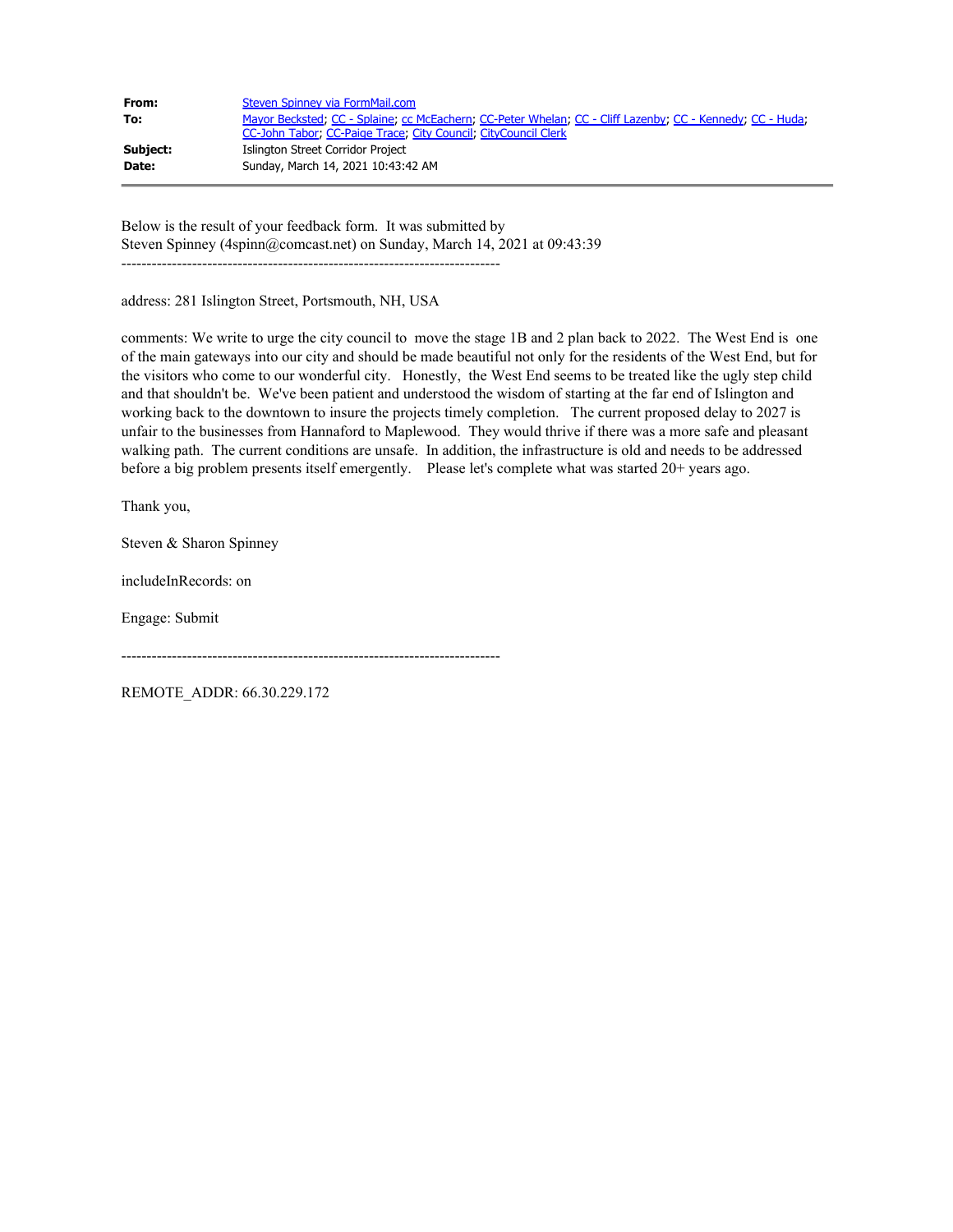| | |
|---|---|
| **From:** | Steven Spinney via FormMail.com |
| **To:** | Mayor Becksted; CC - Splaine; cc McEachern; CC-Peter Whelan; CC - Cliff Lazenby; CC - Kennedy; CC - Huda; CC-John Tabor; CC-Paige Trace; City Council; CityCouncil Clerk |
| **Subject:** | Islington Street Corridor Project |
| **Date:** | Sunday, March 14, 2021 10:43:42 AM |

Below is the result of your feedback form. It was submitted by
Steven Spinney (4spinn@comcast.net) on Sunday, March 14, 2021 at 09:43:39

---------------------------------------------------------------------------

address: 281 Islington Street, Portsmouth, NH, USA

comments: We write to urge the city council to move the stage 1B and 2 plan back to 2022. The West End is one of the main gateways into our city and should be made beautiful not only for the residents of the West End, but for the visitors who come to our wonderful city. Honestly, the West End seems to be treated like the ugly step child and that shouldn't be. We've been patient and understood the wisdom of starting at the far end of Islington and working back to the downtown to insure the projects timely completion. The current proposed delay to 2027 is unfair to the businesses from Hannaford to Maplewood. They would thrive if there was a more safe and pleasant walking path. The current conditions are unsafe. In addition, the infrastructure is old and needs to be addressed before a big problem presents itself emergently. Please let's complete what was started 20+ years ago.

Thank you,

Steven & Sharon Spinney

includeInRecords: on

Engage: Submit

---------------------------------------------------------------------------

REMOTE_ADDR: 66.30.229.172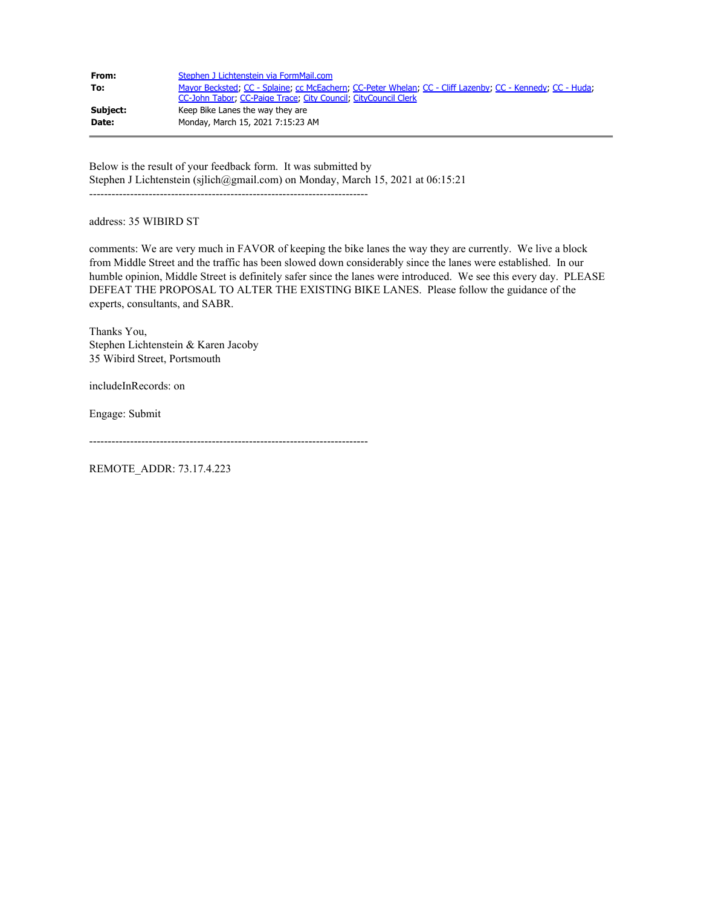| | |
|---|---|
| **From:** | Stephen J Lichtenstein via FormMail.com |
| **To:** | Mayor Becksted; CC - Splaine; cc McEachern; CC-Peter Whelan; CC - Cliff Lazenby; CC - Kennedy; CC - Huda; CC-John Tabor; CC-Paige Trace; City Council; CityCouncil Clerk |
| **Subject:** | Keep Bike Lanes the way they are |
| **Date:** | Monday, March 15, 2021 7:15:23 AM |

Below is the result of your feedback form. It was submitted by
Stephen J Lichtenstein (sjlich@gmail.com) on Monday, March 15, 2021 at 06:15:21

---------------------------------------------------------------------------

address: 35 WIBIRD ST

comments: We are very much in FAVOR of keeping the bike lanes the way they are currently. We live a block from Middle Street and the traffic has been slowed down considerably since the lanes were established. In our humble opinion, Middle Street is definitely safer since the lanes were introduced. We see this every day. PLEASE DEFEAT THE PROPOSAL TO ALTER THE EXISTING BIKE LANES. Please follow the guidance of the experts, consultants, and SABR.

Thanks You,
Stephen Lichtenstein & Karen Jacoby
35 Wibird Street, Portsmouth

includeInRecords: on

Engage: Submit

---------------------------------------------------------------------------

REMOTE_ADDR: 73.17.4.223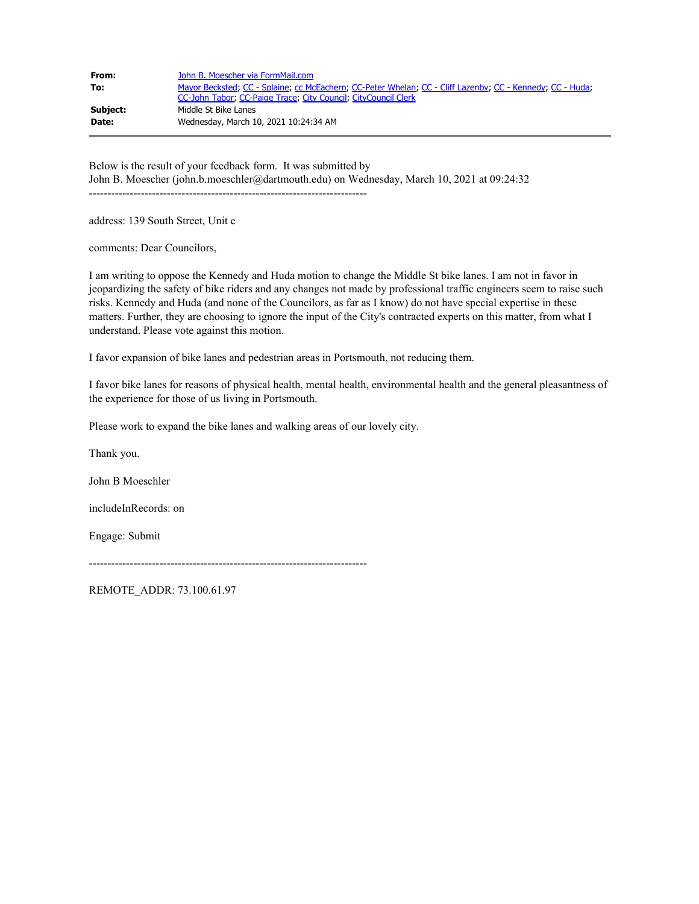**From:** John B. Moescher via FormMail.com
**To:** Mayor Becksted; CC - Splaine; cc McEachern; CC-Peter Whelan; CC - Cliff Lazenby; CC - Kennedy; CC - Huda; CC-John Tabor; CC-Paige Trace; City Council; CityCouncil Clerk
**Subject:** Middle St Bike Lanes
**Date:** Wednesday, March 10, 2021 10:24:34 AM

---

Below is the result of your feedback form. It was submitted by
John B. Moescher (john.b.moeschler@dartmouth.edu) on Wednesday, March 10, 2021 at 09:24:32

---------------------------------------------------------------------------

address: 139 South Street, Unit e

comments: Dear Councilors,

I am writing to oppose the Kennedy and Huda motion to change the Middle St bike lanes. I am not in favor in jeopardizing the safety of bike riders and any changes not made by professional traffic engineers seem to raise such risks. Kennedy and Huda (and none of the Councilors, as far as I know) do not have special expertise in these matters. Further, they are choosing to ignore the input of the City's contracted experts on this matter, from what I understand. Please vote against this motion.

I favor expansion of bike lanes and pedestrian areas in Portsmouth, not reducing them.

I favor bike lanes for reasons of physical health, mental health, environmental health and the general pleasantness of the experience for those of us living in Portsmouth.

Please work to expand the bike lanes and walking areas of our lovely city.

Thank you.

John B Moeschler

includeInRecords: on

Engage: Submit

---------------------------------------------------------------------------

REMOTE_ADDR: 73.100.61.97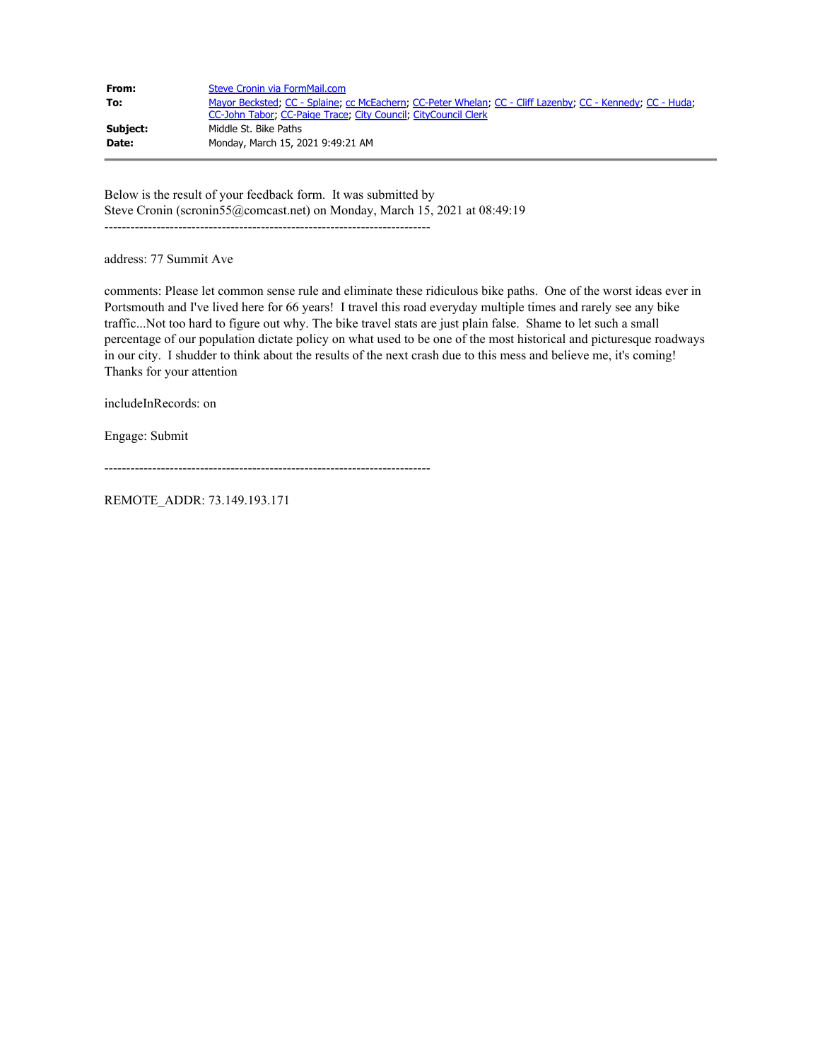|  |  |
| --- | --- |
| **From:** | Steve Cronin via FormMail.com |
| **To:** | Mayor Becksted; CC - Splaine; cc McEachern; CC-Peter Whelan; CC - Cliff Lazenby; CC - Kennedy; CC - Huda; CC-John Tabor; CC-Paige Trace; City Council; CityCouncil Clerk |
| **Subject:** | Middle St. Bike Paths |
| **Date:** | Monday, March 15, 2021 9:49:21 AM |

Below is the result of your feedback form. It was submitted by
Steve Cronin (scronin55@comcast.net) on Monday, March 15, 2021 at 08:49:19

---------------------------------------------------------------------------

address: 77 Summit Ave

comments: Please let common sense rule and eliminate these ridiculous bike paths. One of the worst ideas ever in Portsmouth and I've lived here for 66 years! I travel this road everyday multiple times and rarely see any bike traffic...Not too hard to figure out why. The bike travel stats are just plain false. Shame to let such a small percentage of our population dictate policy on what used to be one of the most historical and picturesque roadways in our city. I shudder to think about the results of the next crash due to this mess and believe me, it's coming!
Thanks for your attention

includeInRecords: on

Engage: Submit

---------------------------------------------------------------------------

REMOTE_ADDR: 73.149.193.171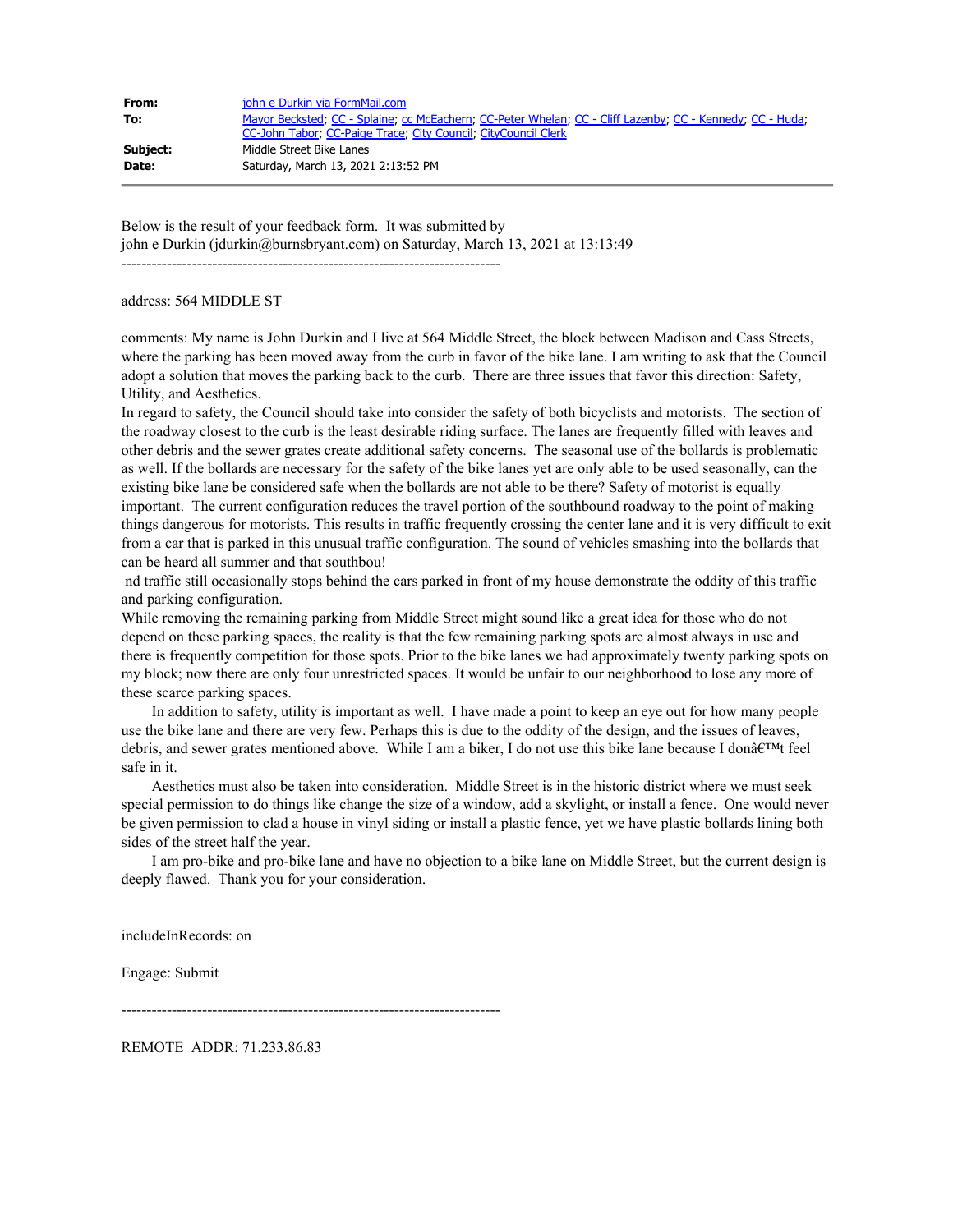| | |
|---|---|
| **From:** | john e Durkin via FormMail.com |
| **To:** | Mayor Becksted; CC - Splaine; cc McEachern; CC-Peter Whelan; CC - Cliff Lazenby; CC - Kennedy; CC - Huda; CC-John Tabor; CC-Paige Trace; City Council; CityCouncil Clerk |
| **Subject:** | Middle Street Bike Lanes |
| **Date:** | Saturday, March 13, 2021 2:13:52 PM |

Below is the result of your feedback form. It was submitted by
john e Durkin (jdurkin@burnsbryant.com) on Saturday, March 13, 2021 at 13:13:49

---------------------------------------------------------------------------

address: 564 MIDDLE ST

comments: My name is John Durkin and I live at 564 Middle Street, the block between Madison and Cass Streets, where the parking has been moved away from the curb in favor of the bike lane. I am writing to ask that the Council adopt a solution that moves the parking back to the curb. There are three issues that favor this direction: Safety, Utility, and Aesthetics.
In regard to safety, the Council should take into consider the safety of both bicyclists and motorists. The section of the roadway closest to the curb is the least desirable riding surface. The lanes are frequently filled with leaves and other debris and the sewer grates create additional safety concerns. The seasonal use of the bollards is problematic as well. If the bollards are necessary for the safety of the bike lanes yet are only able to be used seasonally, can the existing bike lane be considered safe when the bollards are not able to be there? Safety of motorist is equally important. The current configuration reduces the travel portion of the southbound roadway to the point of making things dangerous for motorists. This results in traffic frequently crossing the center lane and it is very difficult to exit from a car that is parked in this unusual traffic configuration. The sound of vehicles smashing into the bollards that can be heard all summer and that southbou!
nd traffic still occasionally stops behind the cars parked in front of my house demonstrate the oddity of this traffic and parking configuration.
While removing the remaining parking from Middle Street might sound like a great idea for those who do not depend on these parking spaces, the reality is that the few remaining parking spots are almost always in use and there is frequently competition for those spots. Prior to the bike lanes we had approximately twenty parking spots on my block; now there are only four unrestricted spaces. It would be unfair to our neighborhood to lose any more of these scarce parking spaces.

In addition to safety, utility is important as well. I have made a point to keep an eye out for how many people use the bike lane and there are very few. Perhaps this is due to the oddity of the design, and the issues of leaves, debris, and sewer grates mentioned above. While I am a biker, I do not use this bike lane because I donâ€™t feel safe in it.

Aesthetics must also be taken into consideration. Middle Street is in the historic district where we must seek special permission to do things like change the size of a window, add a skylight, or install a fence. One would never be given permission to clad a house in vinyl siding or install a plastic fence, yet we have plastic bollards lining both sides of the street half the year.

I am pro-bike and pro-bike lane and have no objection to a bike lane on Middle Street, but the current design is deeply flawed. Thank you for your consideration.

includeInRecords: on

Engage: Submit

---------------------------------------------------------------------------

REMOTE_ADDR: 71.233.86.83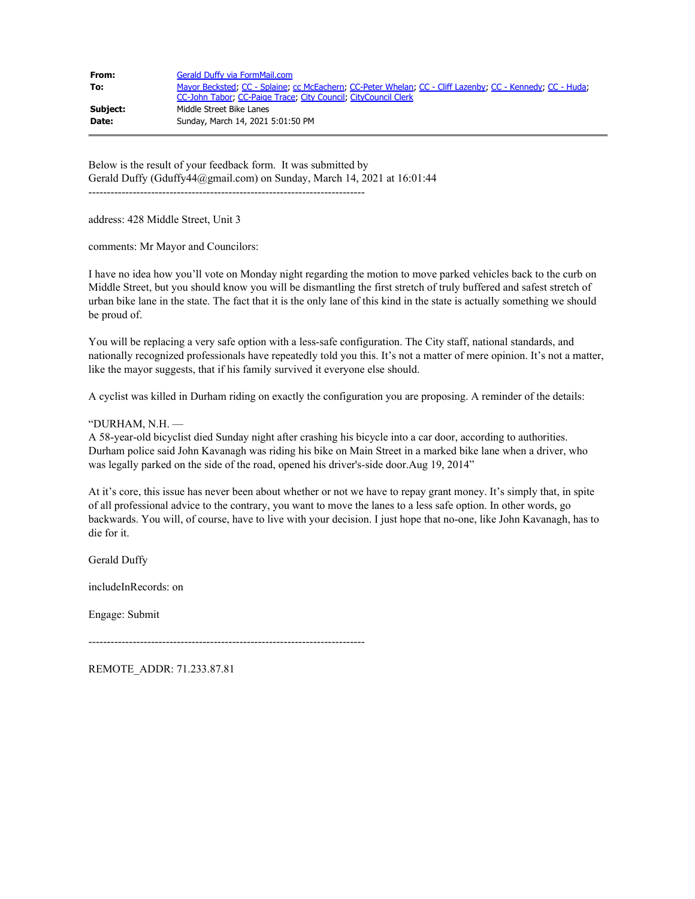| | |
|---|---|
| **From:** | Gerald Duffy via FormMail.com |
| **To:** | Mayor Becksted; CC - Splaine; cc McEachern; CC-Peter Whelan; CC - Cliff Lazenby; CC - Kennedy; CC - Huda; CC-John Tabor; CC-Paige Trace; City Council; CityCouncil Clerk |
| **Subject:** | Middle Street Bike Lanes |
| **Date:** | Sunday, March 14, 2021 5:01:50 PM |

Below is the result of your feedback form. It was submitted by
Gerald Duffy (Gduffy44@gmail.com) on Sunday, March 14, 2021 at 16:01:44

---------------------------------------------------------------------------

address: 428 Middle Street, Unit 3

comments: Mr Mayor and Councilors:

I have no idea how you'll vote on Monday night regarding the motion to move parked vehicles back to the curb on Middle Street, but you should know you will be dismantling the first stretch of truly buffered and safest stretch of urban bike lane in the state. The fact that it is the only lane of this kind in the state is actually something we should be proud of.

You will be replacing a very safe option with a less-safe configuration. The City staff, national standards, and nationally recognized professionals have repeatedly told you this. It's not a matter of mere opinion. It's not a matter, like the mayor suggests, that if his family survived it everyone else should.

A cyclist was killed in Durham riding on exactly the configuration you are proposing. A reminder of the details:

"DURHAM, N.H. —
A 58-year-old bicyclist died Sunday night after crashing his bicycle into a car door, according to authorities. Durham police said John Kavanagh was riding his bike on Main Street in a marked bike lane when a driver, who was legally parked on the side of the road, opened his driver's-side door.Aug 19, 2014"

At it's core, this issue has never been about whether or not we have to repay grant money. It's simply that, in spite of all professional advice to the contrary, you want to move the lanes to a less safe option. In other words, go backwards. You will, of course, have to live with your decision. I just hope that no-one, like John Kavanagh, has to die for it.

Gerald Duffy

includeInRecords: on

Engage: Submit

---------------------------------------------------------------------------

REMOTE_ADDR: 71.233.87.81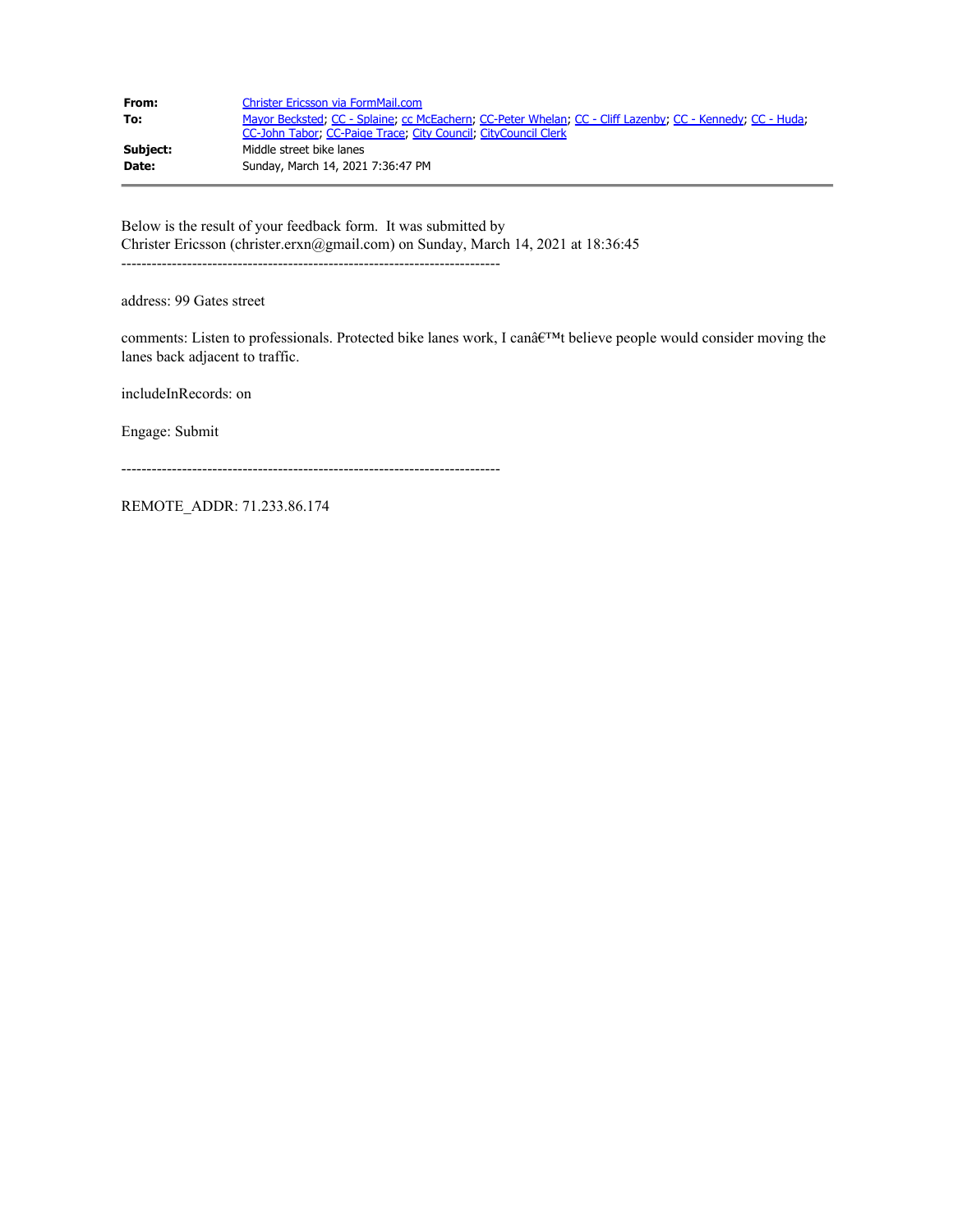| | |
|---|---|
| **From:** | Christer Ericsson via FormMail.com |
| **To:** | Mayor Becksted; CC - Splaine; cc McEachern; CC-Peter Whelan; CC - Cliff Lazenby; CC - Kennedy; CC - Huda; CC-John Tabor; CC-Paige Trace; City Council; CityCouncil Clerk |
| **Subject:** | Middle street bike lanes |
| **Date:** | Sunday, March 14, 2021 7:36:47 PM |

---

Below is the result of your feedback form. It was submitted by
Christer Ericsson (christer.erxn@gmail.com) on Sunday, March 14, 2021 at 18:36:45

---------------------------------------------------------------------------

address: 99 Gates street

comments: Listen to professionals. Protected bike lanes work, I canâ€™t believe people would consider moving the lanes back adjacent to traffic.

includeInRecords: on

Engage: Submit

---------------------------------------------------------------------------

REMOTE_ADDR: 71.233.86.174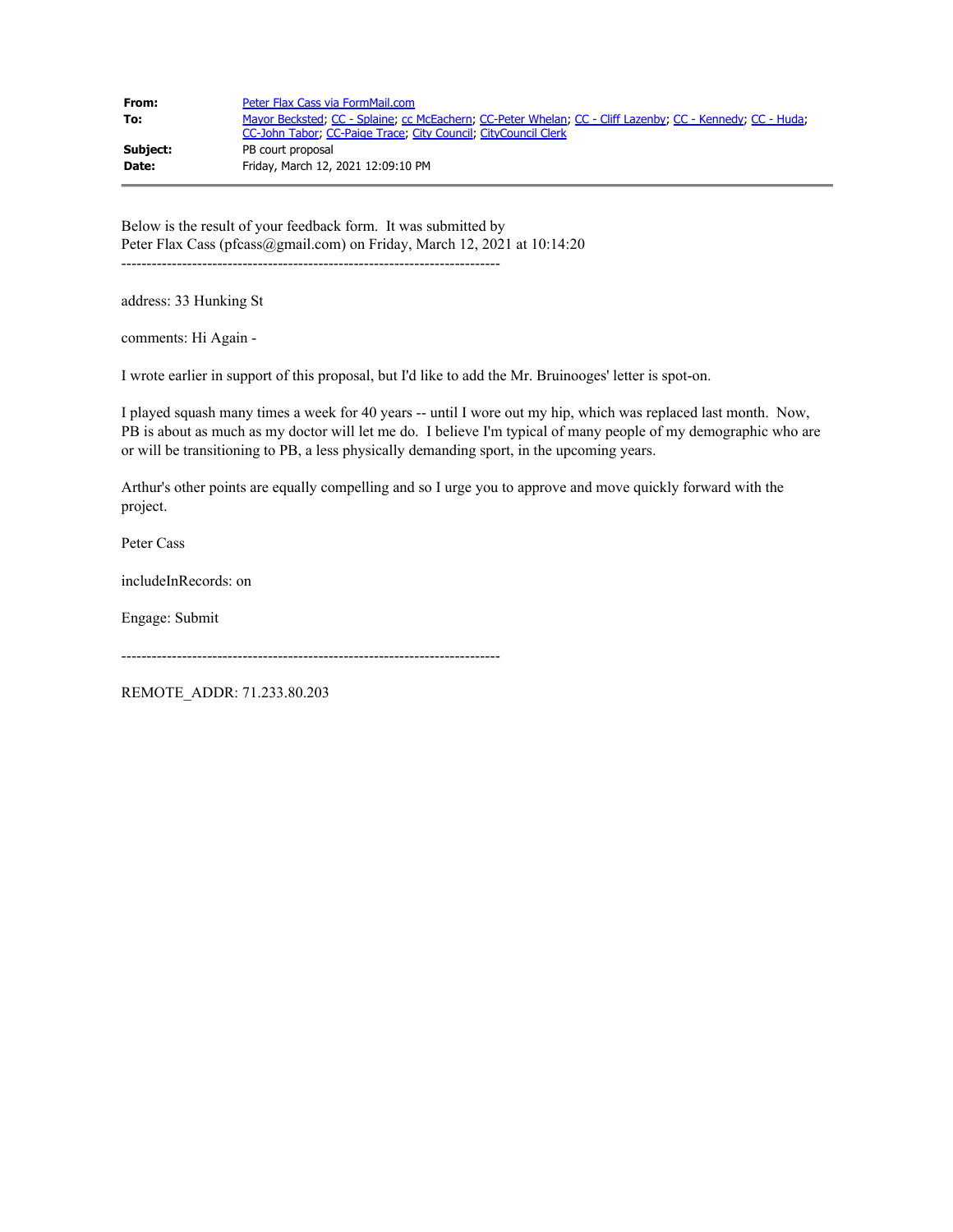| | |
|---|---|
| **From:** | Peter Flax Cass via FormMail.com |
| **To:** | Mayor Becksted; CC - Splaine; cc McEachern; CC-Peter Whelan; CC - Cliff Lazenby; CC - Kennedy; CC - Huda; CC-John Tabor; CC-Paige Trace; City Council; CityCouncil Clerk |
| **Subject:** | PB court proposal |
| **Date:** | Friday, March 12, 2021 12:09:10 PM |

---

Below is the result of your feedback form. It was submitted by
Peter Flax Cass (pfcass@gmail.com) on Friday, March 12, 2021 at 10:14:20

---------------------------------------------------------------------------

address: 33 Hunking St

comments: Hi Again -

I wrote earlier in support of this proposal, but I'd like to add the Mr. Bruinooges' letter is spot-on.

I played squash many times a week for 40 years -- until I wore out my hip, which was replaced last month. Now, PB is about as much as my doctor will let me do. I believe I'm typical of many people of my demographic who are or will be transitioning to PB, a less physically demanding sport, in the upcoming years.

Arthur's other points are equally compelling and so I urge you to approve and move quickly forward with the project.

Peter Cass

includeInRecords: on

Engage: Submit

---------------------------------------------------------------------------

REMOTE_ADDR: 71.233.80.203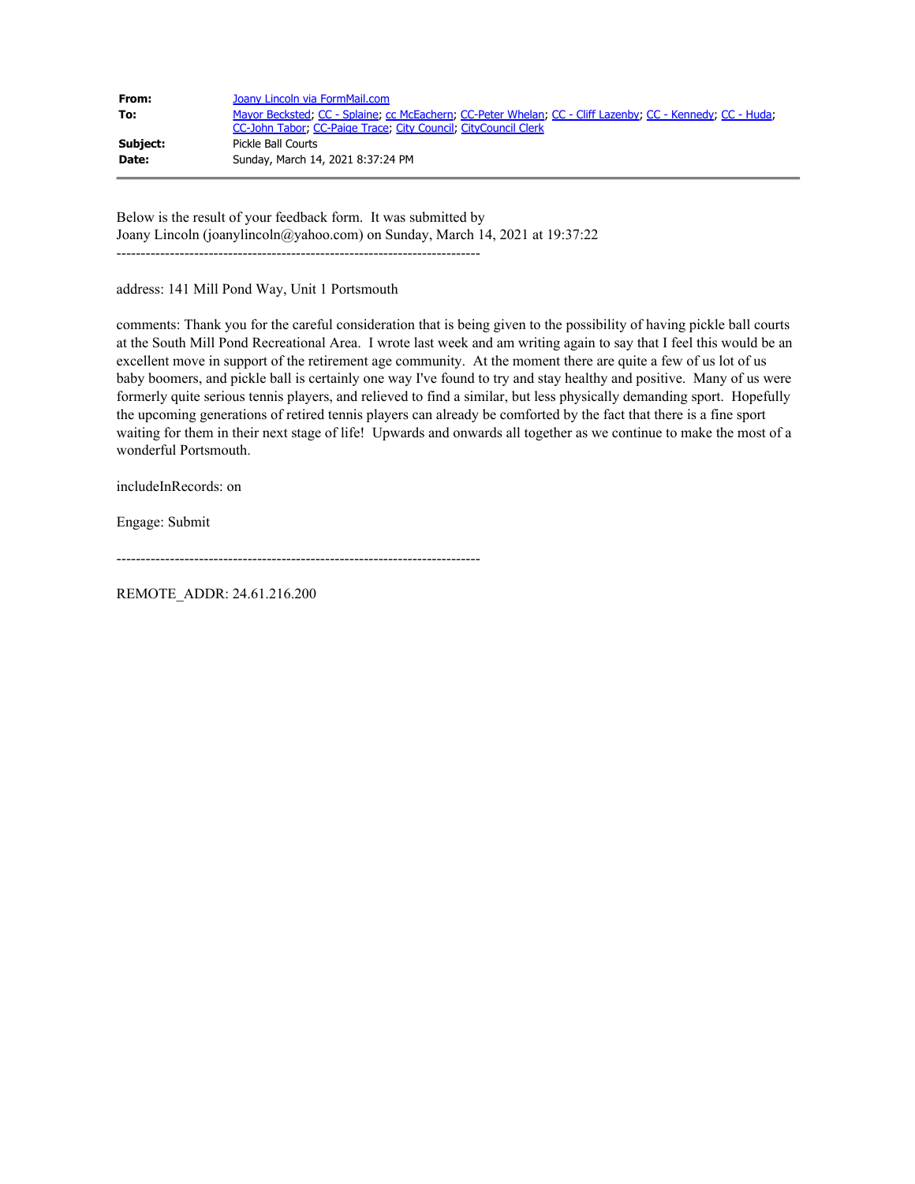| | |
|---|---|
| **From:** | Joany Lincoln via FormMail.com |
| **To:** | Mayor Becksted; CC - Splaine; cc McEachern; CC-Peter Whelan; CC - Cliff Lazenby; CC - Kennedy; CC - Huda; CC-John Tabor; CC-Paige Trace; City Council; CityCouncil Clerk |
| **Subject:** | Pickle Ball Courts |
| **Date:** | Sunday, March 14, 2021 8:37:24 PM |

Below is the result of your feedback form. It was submitted by
Joany Lincoln (joanylincoln@yahoo.com) on Sunday, March 14, 2021 at 19:37:22

---------------------------------------------------------------------------

address: 141 Mill Pond Way, Unit 1 Portsmouth

comments: Thank you for the careful consideration that is being given to the possibility of having pickle ball courts at the South Mill Pond Recreational Area. I wrote last week and am writing again to say that I feel this would be an excellent move in support of the retirement age community. At the moment there are quite a few of us lot of us baby boomers, and pickle ball is certainly one way I've found to try and stay healthy and positive. Many of us were formerly quite serious tennis players, and relieved to find a similar, but less physically demanding sport. Hopefully the upcoming generations of retired tennis players can already be comforted by the fact that there is a fine sport waiting for them in their next stage of life! Upwards and onwards all together as we continue to make the most of a wonderful Portsmouth.

includeInRecords: on

Engage: Submit

---------------------------------------------------------------------------

REMOTE_ADDR: 24.61.216.200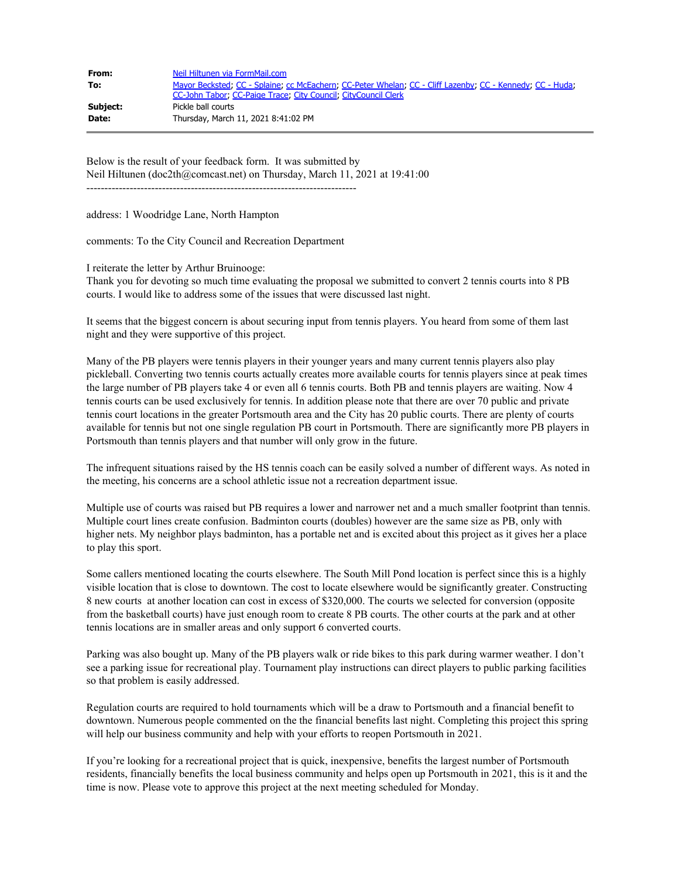| | |
|---|---|
| **From:** | Neil Hiltunen via FormMail.com |
| **To:** | Mayor Beckstead; CC - Splaine; cc McEachern; CC-Peter Whelan; CC - Cliff Lazenby; CC - Kennedy; CC - Huda; CC-John Tabor; CC-Paige Trace; City Council; CityCouncil Clerk |
| **Subject:** | Pickle ball courts |
| **Date:** | Thursday, March 11, 2021 8:41:02 PM |

Below is the result of your feedback form. It was submitted by
Neil Hiltunen (doc2th@comcast.net) on Thursday, March 11, 2021 at 19:41:00

---------------------------------------------------------------------------

address: 1 Woodridge Lane, North Hampton

comments: To the City Council and Recreation Department

I reiterate the letter by Arthur Bruinooge:
Thank you for devoting so much time evaluating the proposal we submitted to convert 2 tennis courts into 8 PB courts. I would like to address some of the issues that were discussed last night.

It seems that the biggest concern is about securing input from tennis players. You heard from some of them last night and they were supportive of this project.

Many of the PB players were tennis players in their younger years and many current tennis players also play pickleball. Converting two tennis courts actually creates more available courts for tennis players since at peak times the large number of PB players take 4 or even all 6 tennis courts. Both PB and tennis players are waiting. Now 4 tennis courts can be used exclusively for tennis. In addition please note that there are over 70 public and private tennis court locations in the greater Portsmouth area and the City has 20 public courts. There are plenty of courts available for tennis but not one single regulation PB court in Portsmouth. There are significantly more PB players in Portsmouth than tennis players and that number will only grow in the future.

The infrequent situations raised by the HS tennis coach can be easily solved a number of different ways. As noted in the meeting, his concerns are a school athletic issue not a recreation department issue.

Multiple use of courts was raised but PB requires a lower and narrower net and a much smaller footprint than tennis. Multiple court lines create confusion. Badminton courts (doubles) however are the same size as PB, only with higher nets. My neighbor plays badminton, has a portable net and is excited about this project as it gives her a place to play this sport.

Some callers mentioned locating the courts elsewhere. The South Mill Pond location is perfect since this is a highly visible location that is close to downtown. The cost to locate elsewhere would be significantly greater. Constructing 8 new courts at another location can cost in excess of $320,000. The courts we selected for conversion (opposite from the basketball courts) have just enough room to create 8 PB courts. The other courts at the park and at other tennis locations are in smaller areas and only support 6 converted courts.

Parking was also bought up. Many of the PB players walk or ride bikes to this park during warmer weather. I don't see a parking issue for recreational play. Tournament play instructions can direct players to public parking facilities so that problem is easily addressed.

Regulation courts are required to hold tournaments which will be a draw to Portsmouth and a financial benefit to downtown. Numerous people commented on the the financial benefits last night. Completing this project this spring will help our business community and help with your efforts to reopen Portsmouth in 2021.

If you're looking for a recreational project that is quick, inexpensive, benefits the largest number of Portsmouth residents, financially benefits the local business community and helps open up Portsmouth in 2021, this is it and the time is now. Please vote to approve this project at the next meeting scheduled for Monday.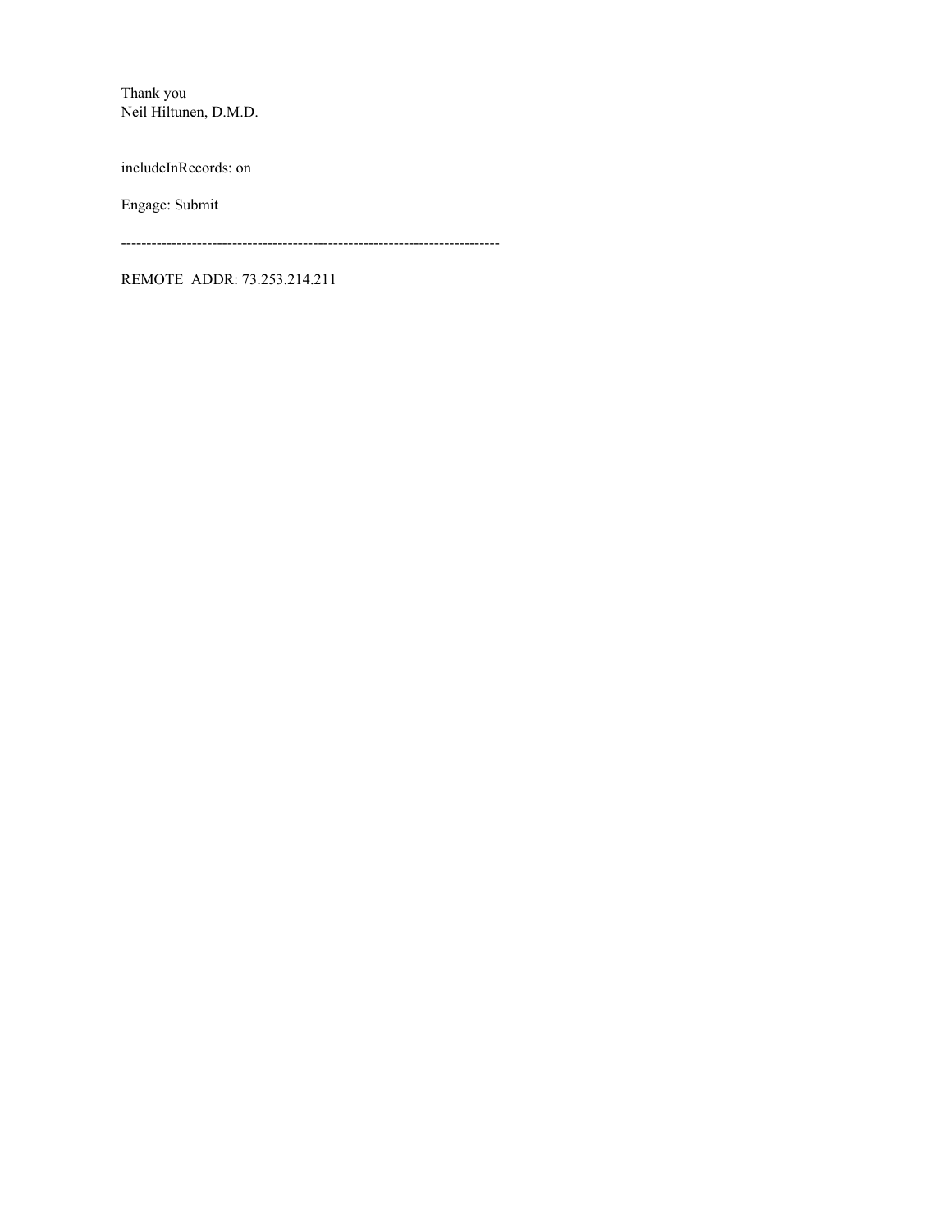Thank you
Neil Hiltunen, D.M.D.

includeInRecords: on

Engage: Submit

---------------------------------------------------------------------------

REMOTE_ADDR: 73.253.214.211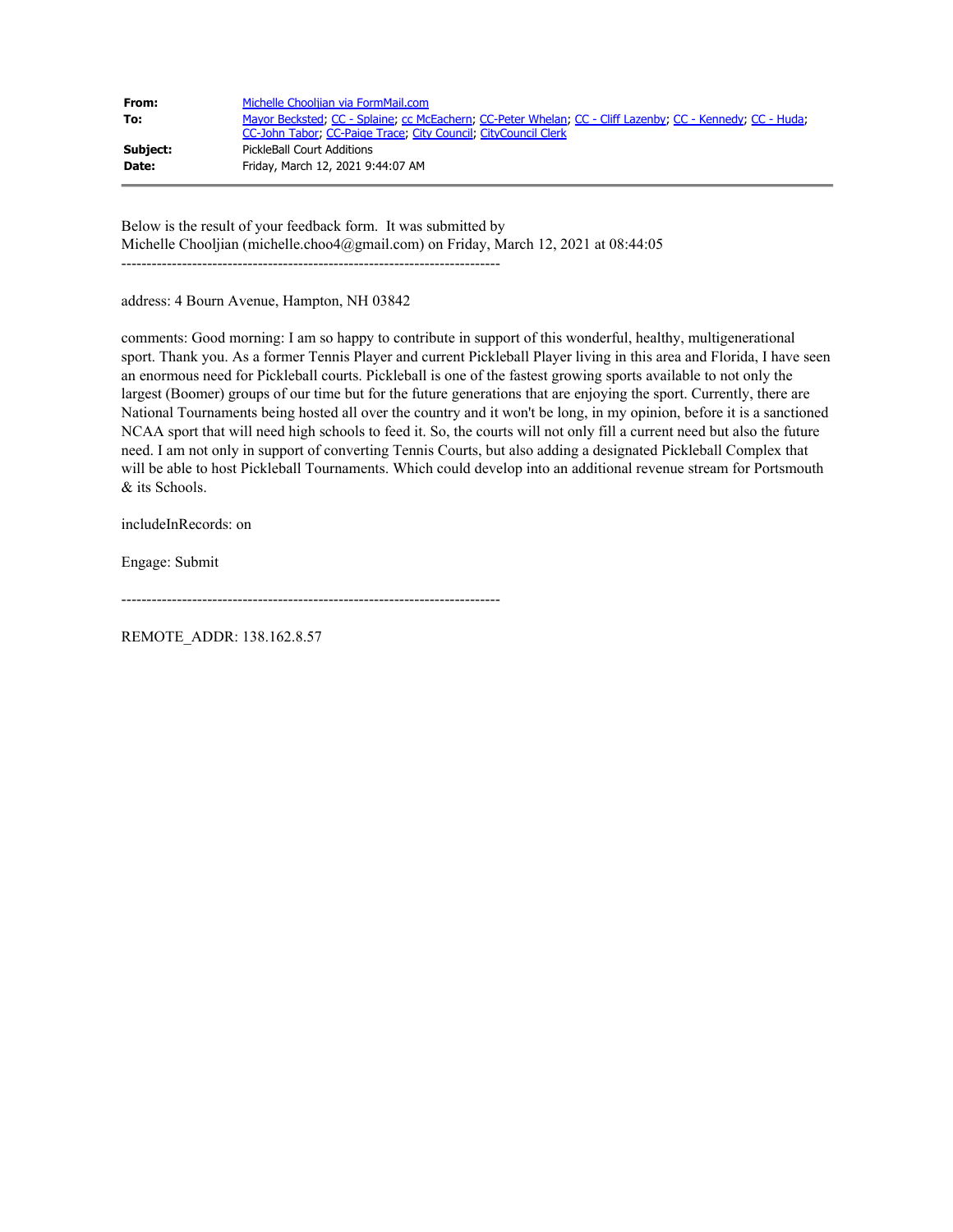| | |
|---|---|
| **From:** | Michelle Chooljian via FormMail.com |
| **To:** | Mayor Becksted; CC - Splaine; cc McEachern; CC-Peter Whelan; CC - Cliff Lazenby; CC - Kennedy; CC - Huda; CC-John Tabor; CC-Paige Trace; City Council; CityCouncil Clerk |
| **Subject:** | PickleBall Court Additions |
| **Date:** | Friday, March 12, 2021 9:44:07 AM |

Below is the result of your feedback form. It was submitted by
Michelle Chooljian (michelle.choo4@gmail.com) on Friday, March 12, 2021 at 08:44:05

---------------------------------------------------------------------------

address: 4 Bourn Avenue, Hampton, NH 03842

comments: Good morning: I am so happy to contribute in support of this wonderful, healthy, multigenerational sport. Thank you. As a former Tennis Player and current Pickleball Player living in this area and Florida, I have seen an enormous need for Pickleball courts. Pickleball is one of the fastest growing sports available to not only the largest (Boomer) groups of our time but for the future generations that are enjoying the sport. Currently, there are National Tournaments being hosted all over the country and it won't be long, in my opinion, before it is a sanctioned NCAA sport that will need high schools to feed it. So, the courts will not only fill a current need but also the future need. I am not only in support of converting Tennis Courts, but also adding a designated Pickleball Complex that will be able to host Pickleball Tournaments. Which could develop into an additional revenue stream for Portsmouth & its Schools.

includeInRecords: on

Engage: Submit

---------------------------------------------------------------------------

REMOTE_ADDR: 138.162.8.57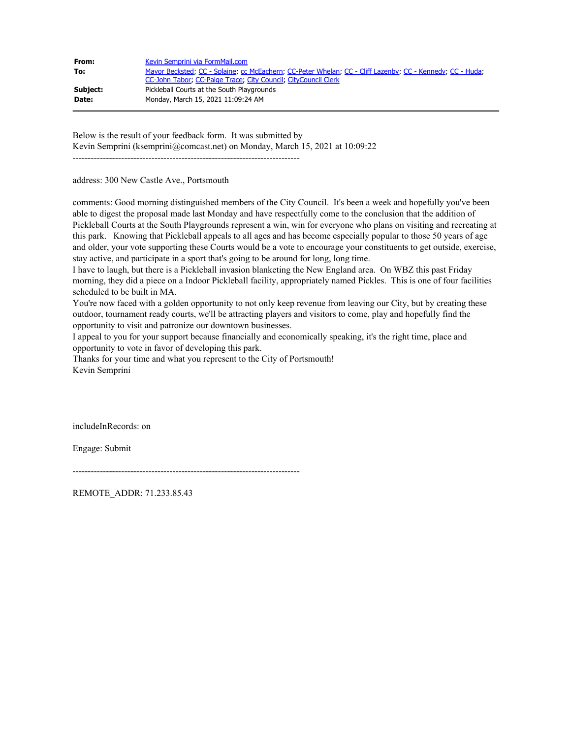| | |
|---|---|
| **From:** | Kevin Semprini via FormMail.com |
| **To:** | Mayor Becksted; CC - Splaine; cc McEachern; CC-Peter Whelan; CC - Cliff Lazenby; CC - Kennedy; CC - Huda; CC-John Tabor; CC-Paige Trace; City Council; CityCouncil Clerk |
| **Subject:** | Pickleball Courts at the South Playgrounds |
| **Date:** | Monday, March 15, 2021 11:09:24 AM |

Below is the result of your feedback form. It was submitted by
Kevin Semprini (ksemprini@comcast.net) on Monday, March 15, 2021 at 10:09:22

---------------------------------------------------------------------------

address: 300 New Castle Ave., Portsmouth

comments: Good morning distinguished members of the City Council. It's been a week and hopefully you've been able to digest the proposal made last Monday and have respectfully come to the conclusion that the addition of Pickleball Courts at the South Playgrounds represent a win, win for everyone who plans on visiting and recreating at this park. Knowing that Pickleball appeals to all ages and has become especially popular to those 50 years of age and older, your vote supporting these Courts would be a vote to encourage your constituents to get outside, exercise, stay active, and participate in a sport that's going to be around for long, long time.
I have to laugh, but there is a Pickleball invasion blanketing the New England area. On WBZ this past Friday morning, they did a piece on a Indoor Pickleball facility, appropriately named Pickles. This is one of four facilities scheduled to be built in MA.
You're now faced with a golden opportunity to not only keep revenue from leaving our City, but by creating these outdoor, tournament ready courts, we'll be attracting players and visitors to come, play and hopefully find the opportunity to visit and patronize our downtown businesses.
I appeal to you for your support because financially and economically speaking, it's the right time, place and opportunity to vote in favor of developing this park.
Thanks for your time and what you represent to the City of Portsmouth!
Kevin Semprini

includeInRecords: on

Engage: Submit

---------------------------------------------------------------------------

REMOTE_ADDR: 71.233.85.43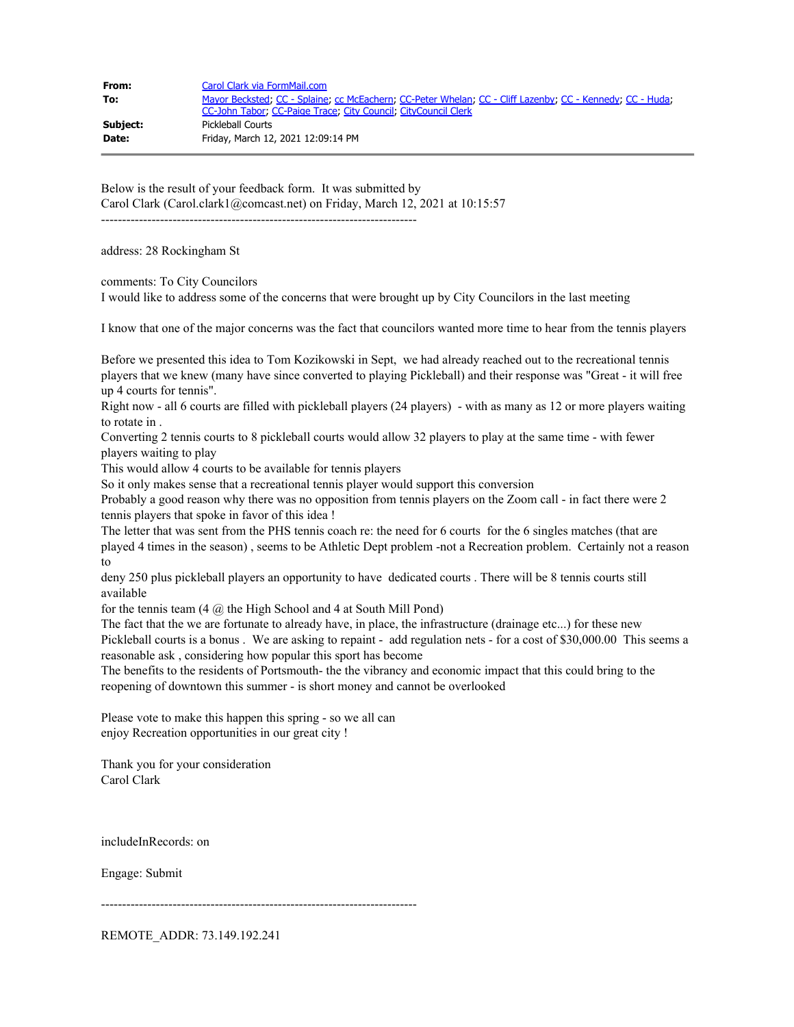| | |
|---|---|
| **From:** | Carol Clark via FormMail.com |
| **To:** | Mayor Becksted; CC - Splaine; cc McEachern; CC-Peter Whelan; CC - Cliff Lazenby; CC - Kennedy; CC - Huda; CC-John Tabor; CC-Paige Trace; City Council; CityCouncil Clerk |
| **Subject:** | Pickleball Courts |
| **Date:** | Friday, March 12, 2021 12:09:14 PM |

Below is the result of your feedback form. It was submitted by
Carol Clark (Carol.clark1@comcast.net) on Friday, March 12, 2021 at 10:15:57

---------------------------------------------------------------------------

address: 28 Rockingham St

comments: To City Councilors
I would like to address some of the concerns that were brought up by City Councilors in the last meeting

I know that one of the major concerns was the fact that councilors wanted more time to hear from the tennis players

Before we presented this idea to Tom Kozikowski in Sept, we had already reached out to the recreational tennis players that we knew (many have since converted to playing Pickleball) and their response was "Great - it will free up 4 courts for tennis".
Right now - all 6 courts are filled with pickleball players (24 players) - with as many as 12 or more players waiting to rotate in .
Converting 2 tennis courts to 8 pickleball courts would allow 32 players to play at the same time - with fewer players waiting to play
This would allow 4 courts to be available for tennis players
So it only makes sense that a recreational tennis player would support this conversion
Probably a good reason why there was no opposition from tennis players on the Zoom call - in fact there were 2 tennis players that spoke in favor of this idea !
The letter that was sent from the PHS tennis coach re: the need for 6 courts for the 6 singles matches (that are played 4 times in the season) , seems to be Athletic Dept problem -not a Recreation problem. Certainly not a reason to
deny 250 plus pickleball players an opportunity to have dedicated courts . There will be 8 tennis courts still available
for the tennis team (4 @ the High School and 4 at South Mill Pond)
The fact that the we are fortunate to already have, in place, the infrastructure (drainage etc...) for these new Pickleball courts is a bonus . We are asking to repaint - add regulation nets - for a cost of $30,000.00 This seems a reasonable ask , considering how popular this sport has become
The benefits to the residents of Portsmouth- the the vibrancy and economic impact that this could bring to the reopening of downtown this summer - is short money and cannot be overlooked

Please vote to make this happen this spring - so we all can
enjoy Recreation opportunities in our great city !

Thank you for your consideration
Carol Clark

includeInRecords: on

Engage: Submit

---------------------------------------------------------------------------

REMOTE_ADDR: 73.149.192.241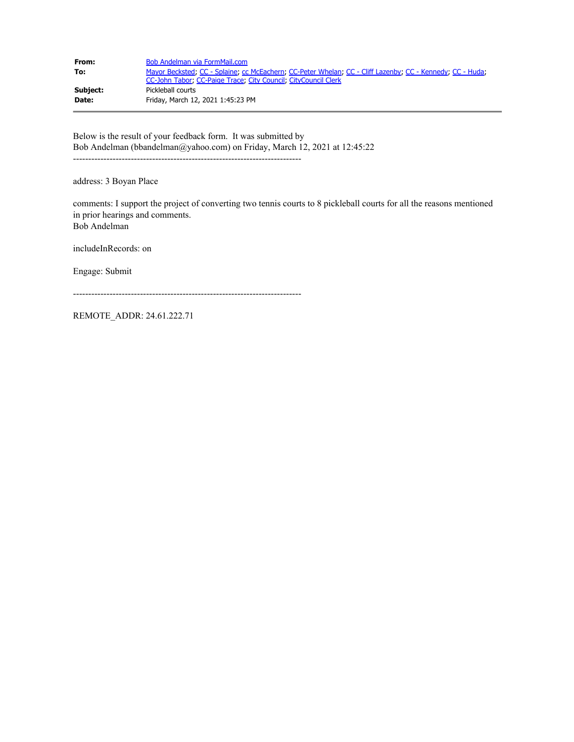| | |
|---|---|
| **From:** | Bob Andelman via FormMail.com |
| **To:** | Mayor Becksted; CC - Splaine; cc McEachern; CC-Peter Whelan; CC - Cliff Lazenby; CC - Kennedy; CC - Huda; CC-John Tabor; CC-Paige Trace; City Council; CityCouncil Clerk |
| **Subject:** | Pickleball courts |
| **Date:** | Friday, March 12, 2021 1:45:23 PM |

---

Below is the result of your feedback form. It was submitted by
Bob Andelman (bbandelman@yahoo.com) on Friday, March 12, 2021 at 12:45:22

---------------------------------------------------------------------------

address: 3 Boyan Place

comments: I support the project of converting two tennis courts to 8 pickleball courts for all the reasons mentioned in prior hearings and comments.
Bob Andelman

includeInRecords: on

Engage: Submit

---------------------------------------------------------------------------

REMOTE_ADDR: 24.61.222.71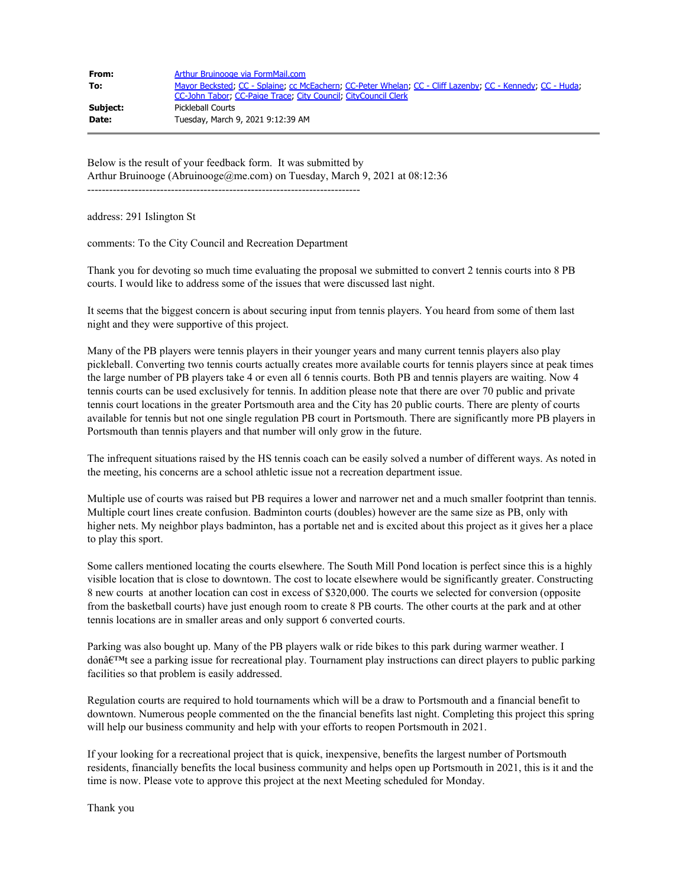| | |
|---|---|
| **From:** | Arthur Bruinooge via FormMail.com |
| **To:** | Mayor Becksted; CC - Splaine; cc McEachern; CC-Peter Whelan; CC - Cliff Lazenby; CC - Kennedy; CC - Huda; CC-John Tabor; CC-Paige Trace; City Council; CityCouncil Clerk |
| **Subject:** | Pickleball Courts |
| **Date:** | Tuesday, March 9, 2021 9:12:39 AM |

Below is the result of your feedback form. It was submitted by
Arthur Bruinooge (Abruinooge@me.com) on Tuesday, March 9, 2021 at 08:12:36

---------------------------------------------------------------------------

address: 291 Islington St

comments: To the City Council and Recreation Department

Thank you for devoting so much time evaluating the proposal we submitted to convert 2 tennis courts into 8 PB courts. I would like to address some of the issues that were discussed last night.

It seems that the biggest concern is about securing input from tennis players. You heard from some of them last night and they were supportive of this project.

Many of the PB players were tennis players in their younger years and many current tennis players also play pickleball. Converting two tennis courts actually creates more available courts for tennis players since at peak times the large number of PB players take 4 or even all 6 tennis courts. Both PB and tennis players are waiting. Now 4 tennis courts can be used exclusively for tennis. In addition please note that there are over 70 public and private tennis court locations in the greater Portsmouth area and the City has 20 public courts. There are plenty of courts available for tennis but not one single regulation PB court in Portsmouth. There are significantly more PB players in Portsmouth than tennis players and that number will only grow in the future.

The infrequent situations raised by the HS tennis coach can be easily solved a number of different ways. As noted in the meeting, his concerns are a school athletic issue not a recreation department issue.

Multiple use of courts was raised but PB requires a lower and narrower net and a much smaller footprint than tennis. Multiple court lines create confusion. Badminton courts (doubles) however are the same size as PB, only with higher nets. My neighbor plays badminton, has a portable net and is excited about this project as it gives her a place to play this sport.

Some callers mentioned locating the courts elsewhere. The South Mill Pond location is perfect since this is a highly visible location that is close to downtown. The cost to locate elsewhere would be significantly greater. Constructing 8 new courts at another location can cost in excess of $320,000. The courts we selected for conversion (opposite from the basketball courts) have just enough room to create 8 PB courts. The other courts at the park and at other tennis locations are in smaller areas and only support 6 converted courts.

Parking was also bought up. Many of the PB players walk or ride bikes to this park during warmer weather. I donâ€™t see a parking issue for recreational play. Tournament play instructions can direct players to public parking facilities so that problem is easily addressed.

Regulation courts are required to hold tournaments which will be a draw to Portsmouth and a financial benefit to downtown. Numerous people commented on the the financial benefits last night. Completing this project this spring will help our business community and help with your efforts to reopen Portsmouth in 2021.

If your looking for a recreational project that is quick, inexpensive, benefits the largest number of Portsmouth residents, financially benefits the local business community and helps open up Portsmouth in 2021, this is it and the time is now. Please vote to approve this project at the next Meeting scheduled for Monday.

Thank you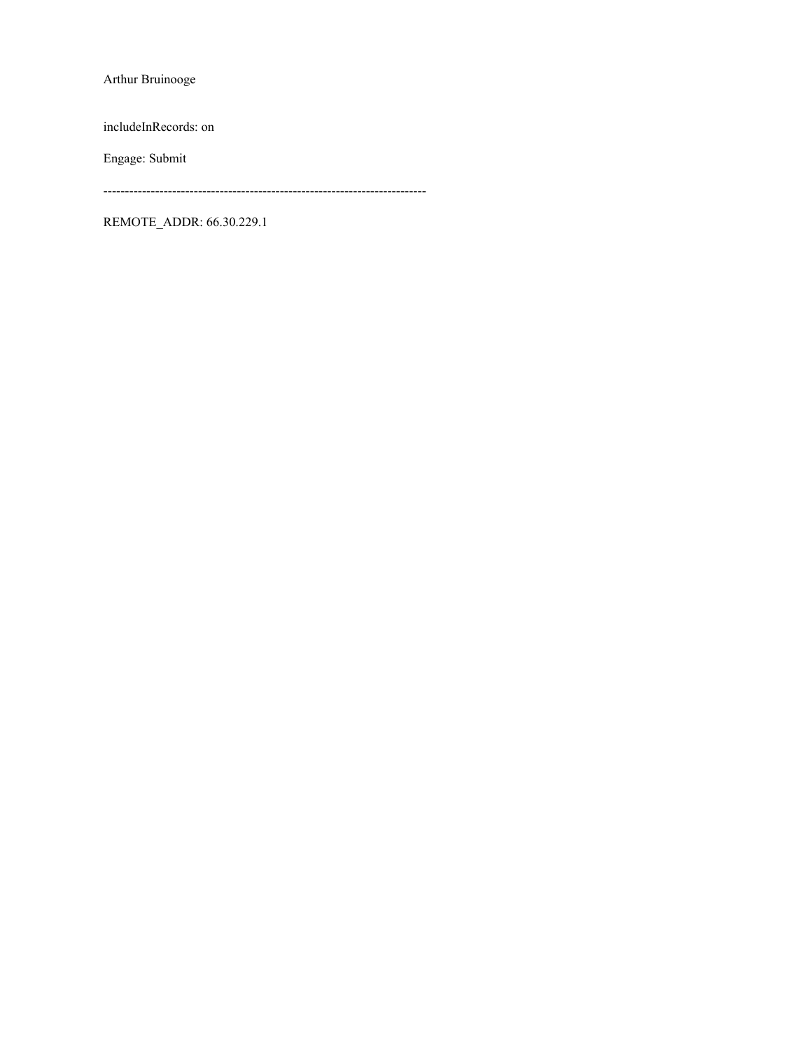Arthur Bruinooge

includeInRecords: on

Engage: Submit

---------------------------------------------------------------------------

REMOTE_ADDR: 66.30.229.1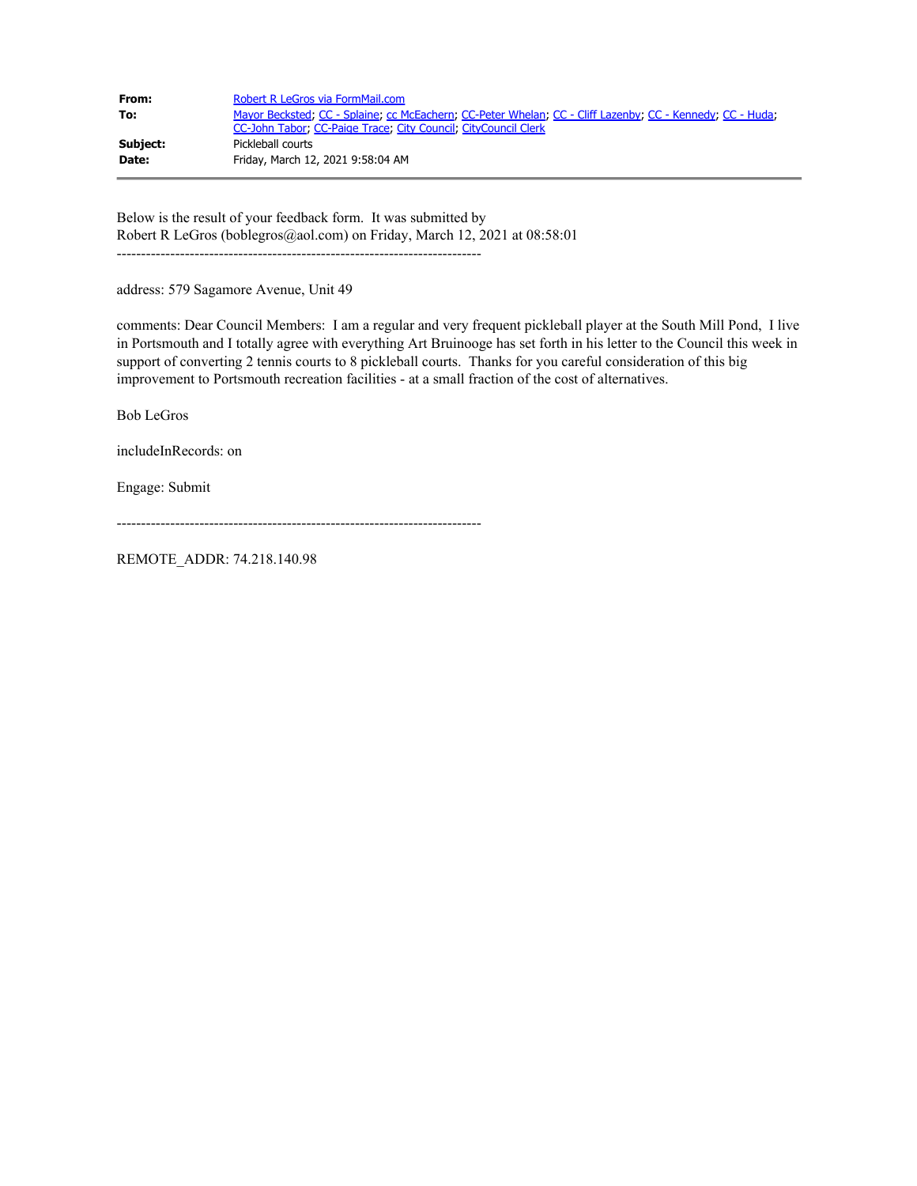| | |
|---|---|
| **From:** | Robert R LeGros via FormMail.com |
| **To:** | Mayor Becksted; CC - Splaine; cc McEachern; CC-Peter Whelan; CC - Cliff Lazenby; CC - Kennedy; CC - Huda; CC-John Tabor; CC-Paige Trace; City Council; CityCouncil Clerk |
| **Subject:** | Pickleball courts |
| **Date:** | Friday, March 12, 2021 9:58:04 AM |

Below is the result of your feedback form. It was submitted by
Robert R LeGros (boblegros@aol.com) on Friday, March 12, 2021 at 08:58:01

---------------------------------------------------------------------------

address: 579 Sagamore Avenue, Unit 49

comments: Dear Council Members: I am a regular and very frequent pickleball player at the South Mill Pond, I live in Portsmouth and I totally agree with everything Art Bruinooge has set forth in his letter to the Council this week in support of converting 2 tennis courts to 8 pickleball courts. Thanks for you careful consideration of this big improvement to Portsmouth recreation facilities - at a small fraction of the cost of alternatives.

Bob LeGros

includeInRecords: on

Engage: Submit

---------------------------------------------------------------------------

REMOTE_ADDR: 74.218.140.98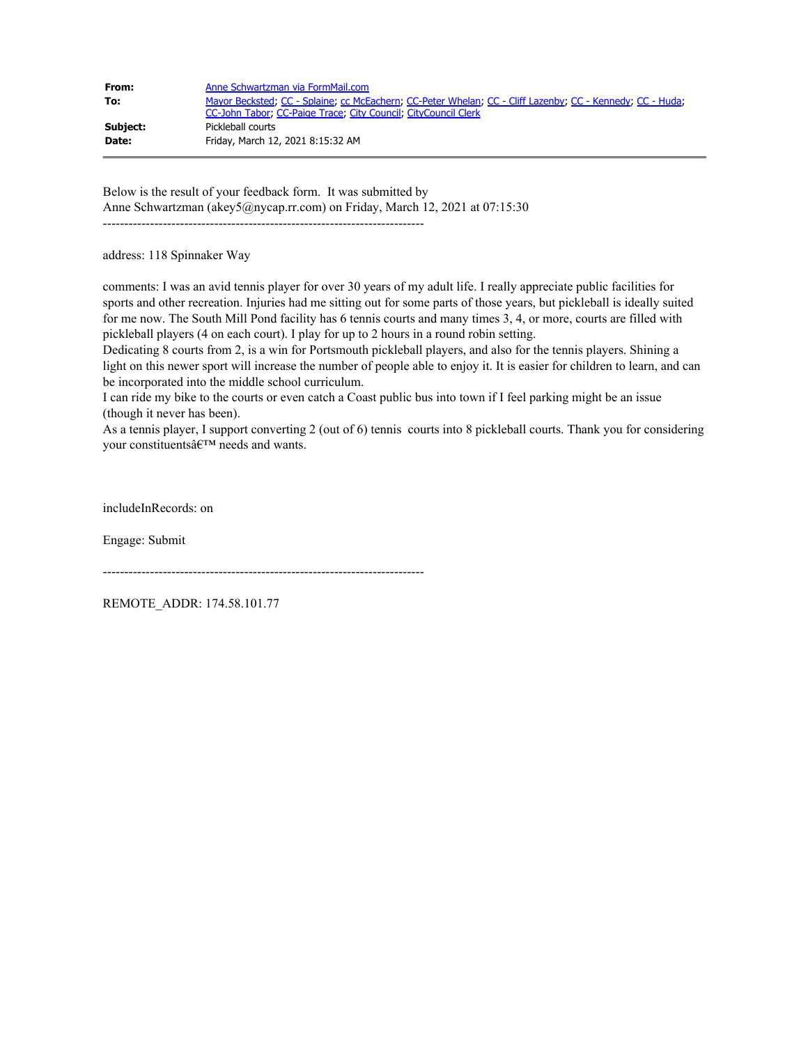| | |
|---|---|
| **From:** | Anne Schwartzman via FormMail.com |
| **To:** | Mayor Becksted; CC - Splaine; cc McEachern; CC-Peter Whelan; CC - Cliff Lazenby; CC - Kennedy; CC - Huda; CC-John Tabor; CC-Paige Trace; City Council; CityCouncil Clerk |
| **Subject:** | Pickleball courts |
| **Date:** | Friday, March 12, 2021 8:15:32 AM |

Below is the result of your feedback form. It was submitted by
Anne Schwartzman (akey5@nycap.rr.com) on Friday, March 12, 2021 at 07:15:30

---------------------------------------------------------------------------

address: 118 Spinnaker Way

comments: I was an avid tennis player for over 30 years of my adult life. I really appreciate public facilities for sports and other recreation. Injuries had me sitting out for some parts of those years, but pickleball is ideally suited for me now. The South Mill Pond facility has 6 tennis courts and many times 3, 4, or more, courts are filled with pickleball players (4 on each court). I play for up to 2 hours in a round robin setting.
Dedicating 8 courts from 2, is a win for Portsmouth pickleball players, and also for the tennis players. Shining a light on this newer sport will increase the number of people able to enjoy it. It is easier for children to learn, and can be incorporated into the middle school curriculum.
I can ride my bike to the courts or even catch a Coast public bus into town if I feel parking might be an issue (though it never has been).
As a tennis player, I support converting 2 (out of 6) tennis courts into 8 pickleball courts. Thank you for considering your constituentsâ€™ needs and wants.

includeInRecords: on

Engage: Submit

---------------------------------------------------------------------------

REMOTE_ADDR: 174.58.101.77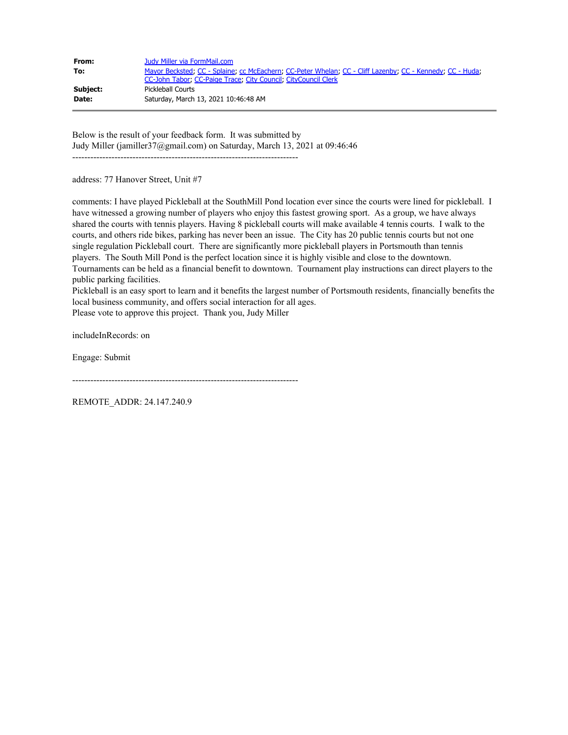| | |
|---|---|
| **From:** | Judy Miller via FormMail.com |
| **To:** | Mayor Becksted; CC - Splaine; cc McEachern; CC-Peter Whelan; CC - Cliff Lazenby; CC - Kennedy; CC - Huda; CC-John Tabor; CC-Paige Trace; City Council; CityCouncil Clerk |
| **Subject:** | Pickleball Courts |
| **Date:** | Saturday, March 13, 2021 10:46:48 AM |

---

Below is the result of your feedback form. It was submitted by
Judy Miller (jamiller37@gmail.com) on Saturday, March 13, 2021 at 09:46:46

---------------------------------------------------------------------------

address: 77 Hanover Street, Unit #7

comments: I have played Pickleball at the SouthMill Pond location ever since the courts were lined for pickleball. I have witnessed a growing number of players who enjoy this fastest growing sport. As a group, we have always shared the courts with tennis players. Having 8 pickleball courts will make available 4 tennis courts. I walk to the courts, and others ride bikes, parking has never been an issue. The City has 20 public tennis courts but not one single regulation Pickleball court. There are significantly more pickleball players in Portsmouth than tennis players. The South Mill Pond is the perfect location since it is highly visible and close to the downtown. Tournaments can be held as a financial benefit to downtown. Tournament play instructions can direct players to the public parking facilities.
Pickleball is an easy sport to learn and it benefits the largest number of Portsmouth residents, financially benefits the local business community, and offers social interaction for all ages.
Please vote to approve this project. Thank you, Judy Miller

includeInRecords: on

Engage: Submit

---------------------------------------------------------------------------

REMOTE_ADDR: 24.147.240.9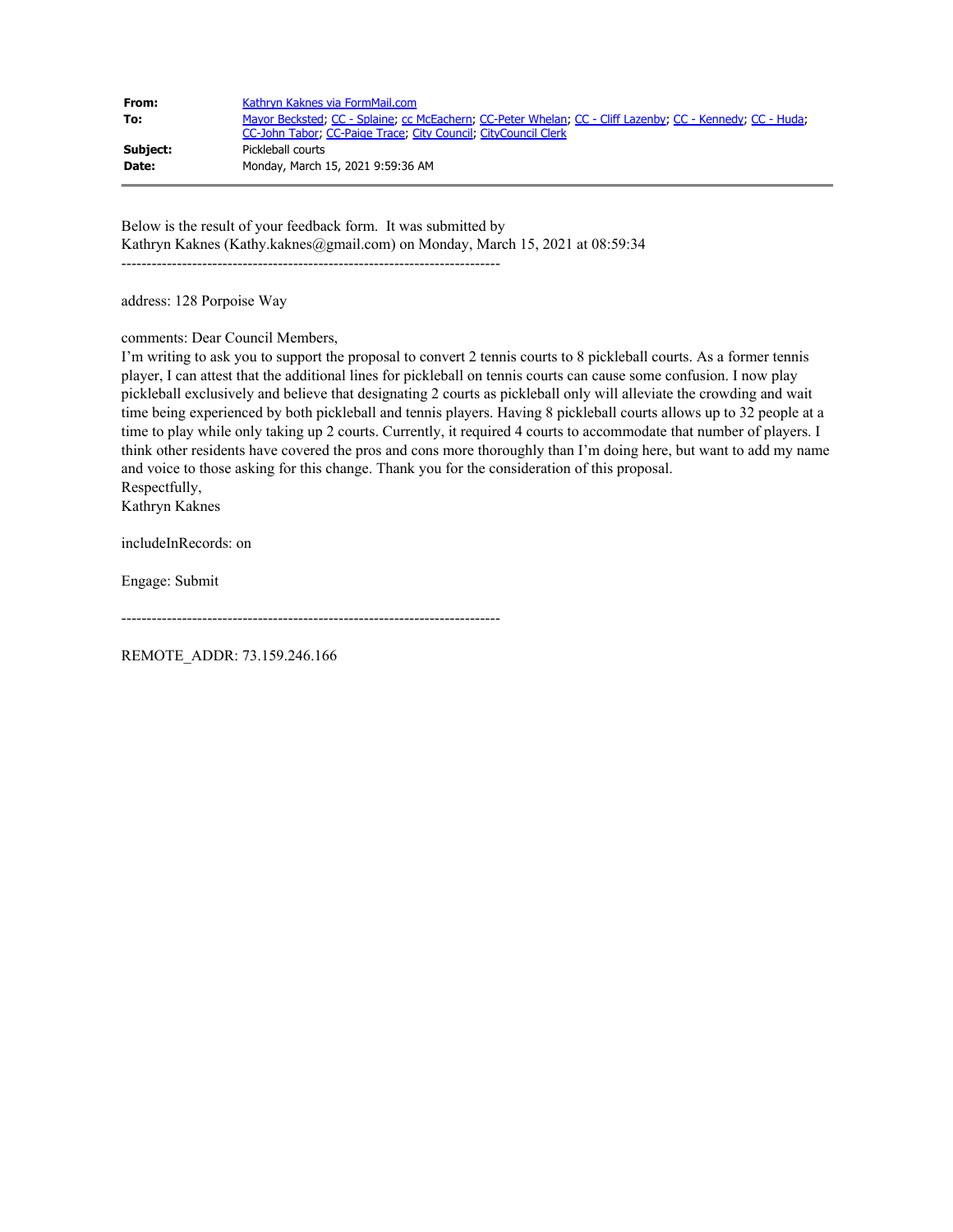| | |
|---|---|
| **From:** | Kathryn Kaknes via FormMail.com |
| **To:** | Mayor Becksted; CC - Splaine; cc McEachern; CC-Peter Whelan; CC - Cliff Lazenby; CC - Kennedy; CC - Huda; CC-John Tabor; CC-Paige Trace; City Council; CityCouncil Clerk |
| **Subject:** | Pickleball courts |
| **Date:** | Monday, March 15, 2021 9:59:36 AM |

---

Below is the result of your feedback form. It was submitted by
Kathryn Kaknes (Kathy.kaknes@gmail.com) on Monday, March 15, 2021 at 08:59:34

---------------------------------------------------------------------------

address: 128 Porpoise Way

comments: Dear Council Members,
I'm writing to ask you to support the proposal to convert 2 tennis courts to 8 pickleball courts. As a former tennis player, I can attest that the additional lines for pickleball on tennis courts can cause some confusion. I now play pickleball exclusively and believe that designating 2 courts as pickleball only will alleviate the crowding and wait time being experienced by both pickleball and tennis players. Having 8 pickleball courts allows up to 32 people at a time to play while only taking up 2 courts. Currently, it required 4 courts to accommodate that number of players. I think other residents have covered the pros and cons more thoroughly than I'm doing here, but want to add my name and voice to those asking for this change. Thank you for the consideration of this proposal.
Respectfully,
Kathryn Kaknes

includeInRecords: on

Engage: Submit

---------------------------------------------------------------------------

REMOTE_ADDR: 73.159.246.166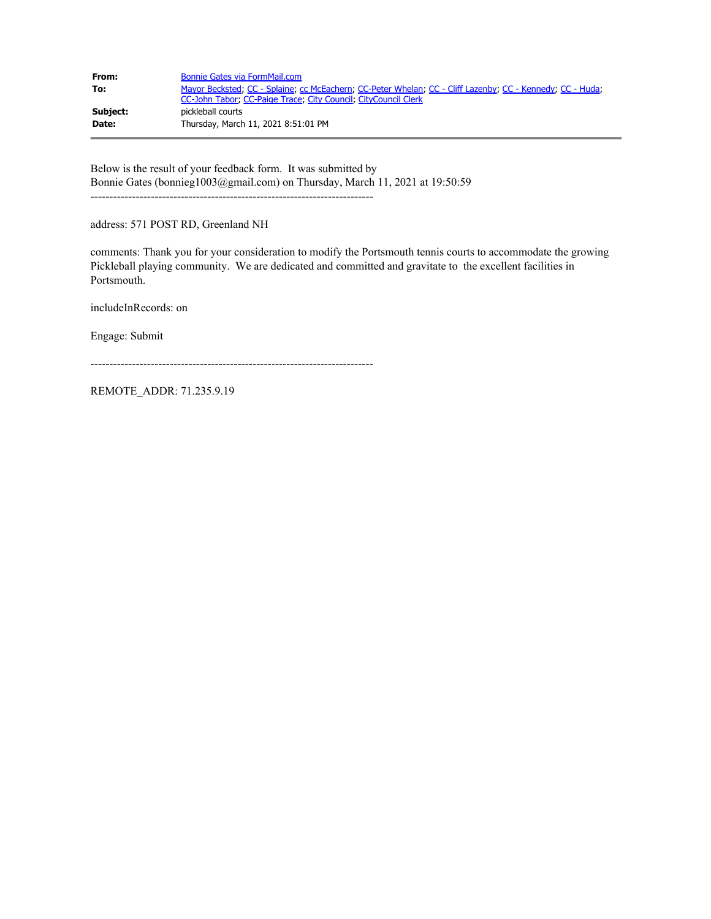| | |
|---|---|
| **From:** | Bonnie Gates via FormMail.com |
| **To:** | Mayor Becksted; CC - Splaine; cc McEachern; CC-Peter Whelan; CC - Cliff Lazenby; CC - Kennedy; CC - Huda; CC-John Tabor; CC-Paige Trace; City Council; CityCouncil Clerk |
| **Subject:** | pickleball courts |
| **Date:** | Thursday, March 11, 2021 8:51:01 PM |

---

Below is the result of your feedback form. It was submitted by
Bonnie Gates (bonnieg1003@gmail.com) on Thursday, March 11, 2021 at 19:50:59

---------------------------------------------------------------------------

address: 571 POST RD, Greenland NH

comments: Thank you for your consideration to modify the Portsmouth tennis courts to accommodate the growing Pickleball playing community. We are dedicated and committed and gravitate to the excellent facilities in Portsmouth.

includeInRecords: on

Engage: Submit

---------------------------------------------------------------------------

REMOTE_ADDR: 71.235.9.19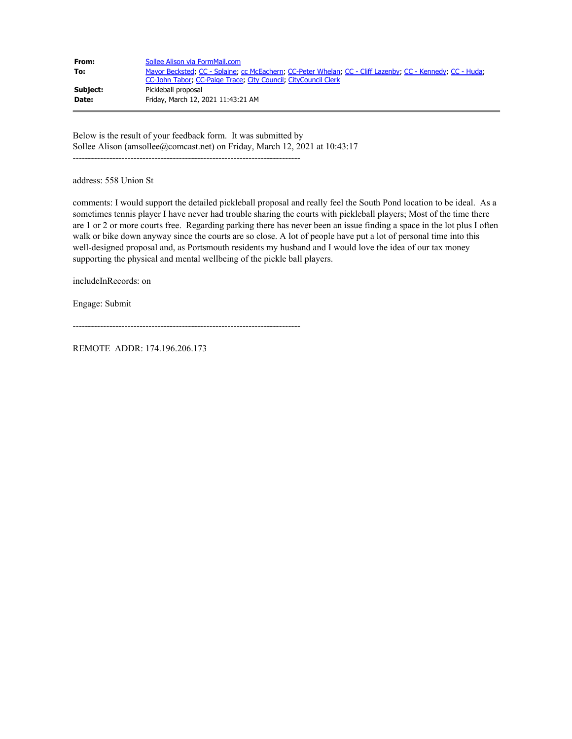| | |
|---|---|
| **From:** | Sollee Alison via FormMail.com |
| **To:** | Mayor Becksted; CC - Splaine; cc McEachern; CC-Peter Whelan; CC - Cliff Lazenby; CC - Kennedy; CC - Huda; CC-John Tabor; CC-Paige Trace; City Council; CityCouncil Clerk |
| **Subject:** | Pickleball proposal |
| **Date:** | Friday, March 12, 2021 11:43:21 AM |

---

Below is the result of your feedback form. It was submitted by
Sollee Alison (amsollee@comcast.net) on Friday, March 12, 2021 at 10:43:17

---------------------------------------------------------------------------

address: 558 Union St

comments: I would support the detailed pickleball proposal and really feel the South Pond location to be ideal. As a sometimes tennis player I have never had trouble sharing the courts with pickleball players; Most of the time there are 1 or 2 or more courts free. Regarding parking there has never been an issue finding a space in the lot plus I often walk or bike down anyway since the courts are so close. A lot of people have put a lot of personal time into this well-designed proposal and, as Portsmouth residents my husband and I would love the idea of our tax money supporting the physical and mental wellbeing of the pickle ball players.

includeInRecords: on

Engage: Submit

---------------------------------------------------------------------------

REMOTE_ADDR: 174.196.206.173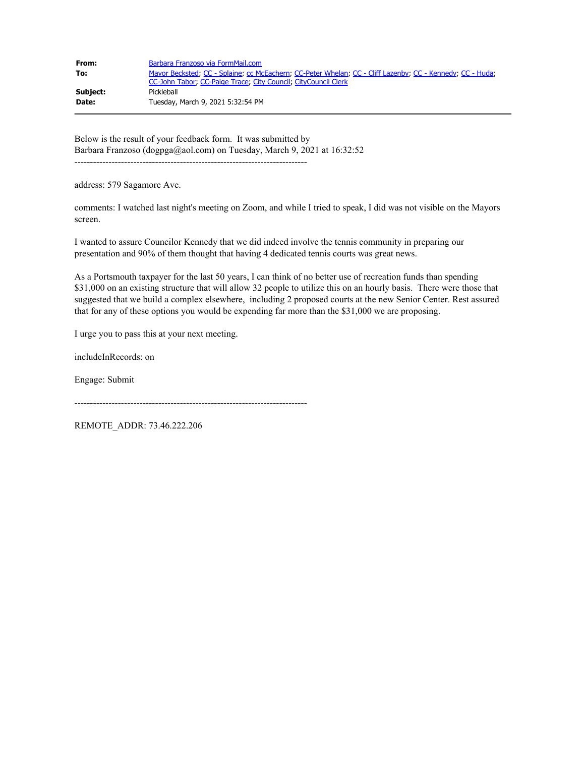| | |
|---|---|
| **From:** | Barbara Franzoso via FormMail.com |
| **To:** | Mayor Becksted; CC - Splaine; cc McEachern; CC-Peter Whelan; CC - Cliff Lazenby; CC - Kennedy; CC - Huda; CC-John Tabor; CC-Paige Trace; City Council; CityCouncil Clerk |
| **Subject:** | Pickleball |
| **Date:** | Tuesday, March 9, 2021 5:32:54 PM |

Below is the result of your feedback form. It was submitted by
Barbara Franzoso (dogpga@aol.com) on Tuesday, March 9, 2021 at 16:32:52

---------------------------------------------------------------------------

address: 579 Sagamore Ave.

comments: I watched last night's meeting on Zoom, and while I tried to speak, I did was not visible on the Mayors screen.

I wanted to assure Councilor Kennedy that we did indeed involve the tennis community in preparing our presentation and 90% of them thought that having 4 dedicated tennis courts was great news.

As a Portsmouth taxpayer for the last 50 years, I can think of no better use of recreation funds than spending $31,000 on an existing structure that will allow 32 people to utilize this on an hourly basis. There were those that suggested that we build a complex elsewhere, including 2 proposed courts at the new Senior Center. Rest assured that for any of these options you would be expending far more than the $31,000 we are proposing.

I urge you to pass this at your next meeting.

includeInRecords: on

Engage: Submit

---------------------------------------------------------------------------

REMOTE_ADDR: 73.46.222.206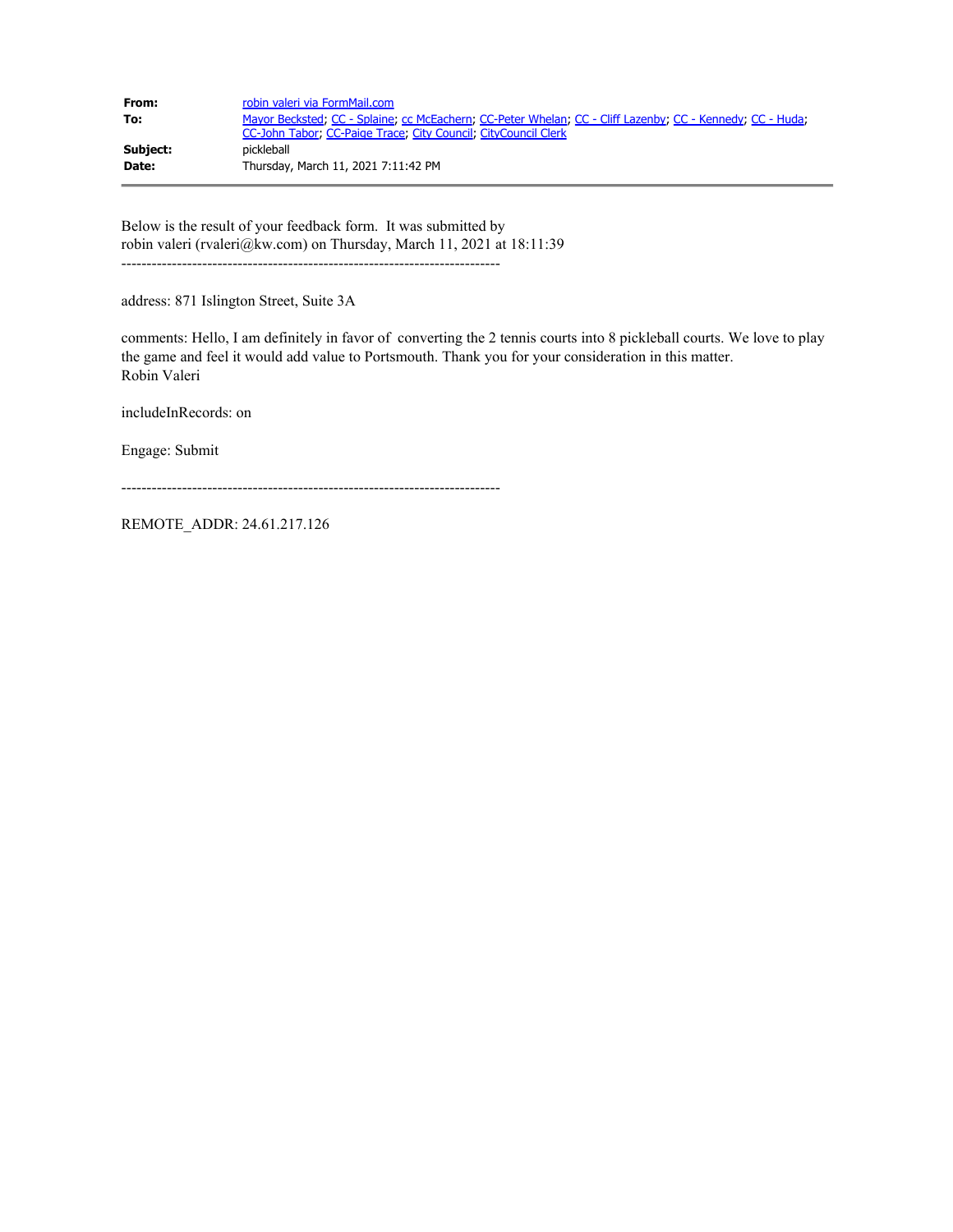| | |
|---|---|
| **From:** | robin valeri via FormMail.com |
| **To:** | Mayor Becksted; CC - Splaine; cc McEachern; CC-Peter Whelan; CC - Cliff Lazenby; CC - Kennedy; CC - Huda; CC-John Tabor; CC-Paige Trace; City Council; CityCouncil Clerk |
| **Subject:** | pickleball |
| **Date:** | Thursday, March 11, 2021 7:11:42 PM |

---

Below is the result of your feedback form. It was submitted by robin valeri (rvaleri@kw.com) on Thursday, March 11, 2021 at 18:11:39

---------------------------------------------------------------------------

address: 871 Islington Street, Suite 3A

comments: Hello, I am definitely in favor of converting the 2 tennis courts into 8 pickleball courts. We love to play the game and feel it would add value to Portsmouth. Thank you for your consideration in this matter.
Robin Valeri

includeInRecords: on

Engage: Submit

---------------------------------------------------------------------------

REMOTE_ADDR: 24.61.217.126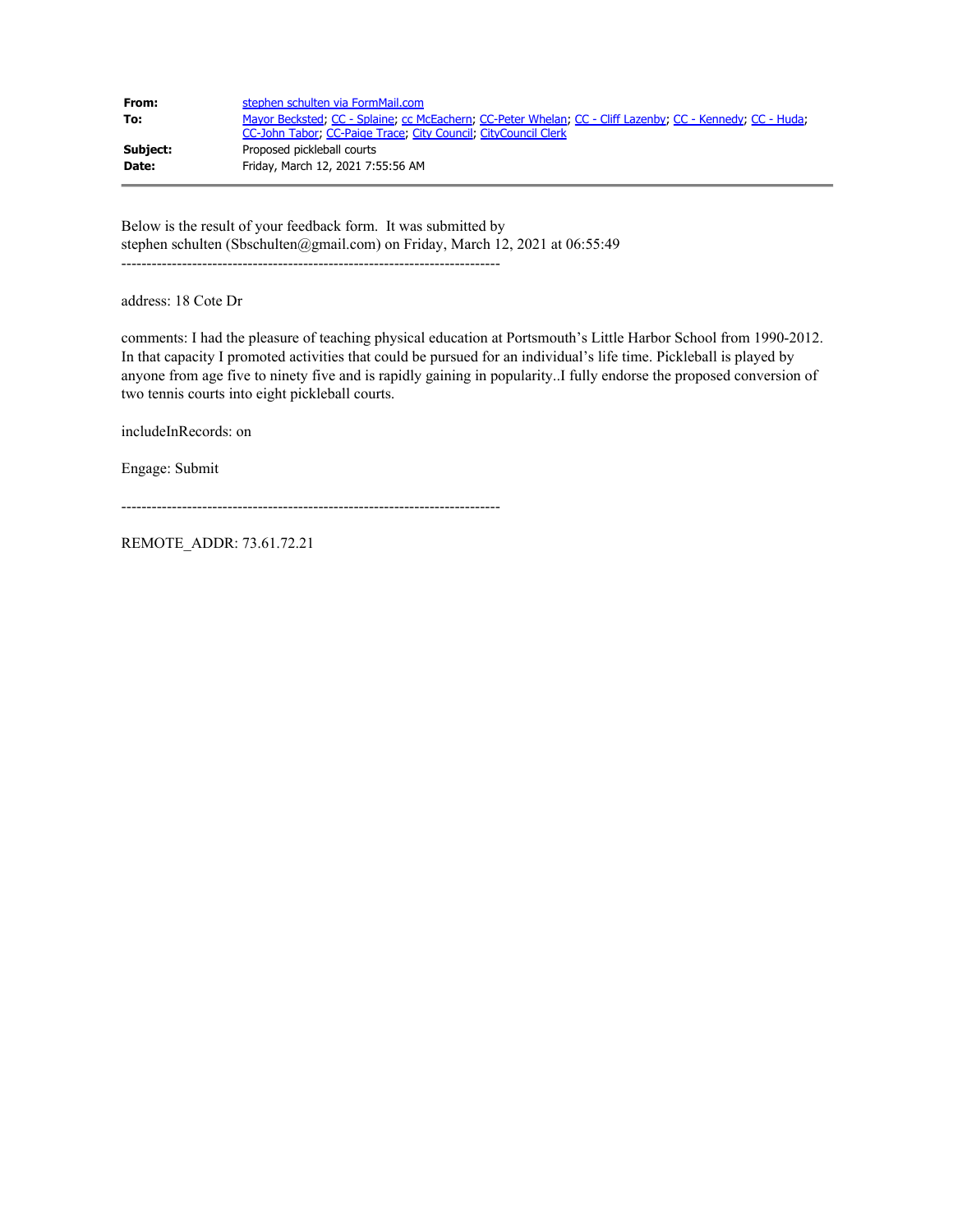**From:** stephen schulten via FormMail.com
**To:** Mayor Becksted; CC - Splaine; cc McEachern; CC-Peter Whelan; CC - Cliff Lazenby; CC - Kennedy; CC - Huda; CC-John Tabor; CC-Paige Trace; City Council; CityCouncil Clerk
**Subject:** Proposed pickleball courts
**Date:** Friday, March 12, 2021 7:55:56 AM

---

Below is the result of your feedback form. It was submitted by stephen schulten (Sbschulten@gmail.com) on Friday, March 12, 2021 at 06:55:49

---------------------------------------------------------------------------

address: 18 Cote Dr

comments: I had the pleasure of teaching physical education at Portsmouth's Little Harbor School from 1990-2012. In that capacity I promoted activities that could be pursued for an individual's life time. Pickleball is played by anyone from age five to ninety five and is rapidly gaining in popularity..I fully endorse the proposed conversion of two tennis courts into eight pickleball courts.

includeInRecords: on

Engage: Submit

---------------------------------------------------------------------------

REMOTE_ADDR: 73.61.72.21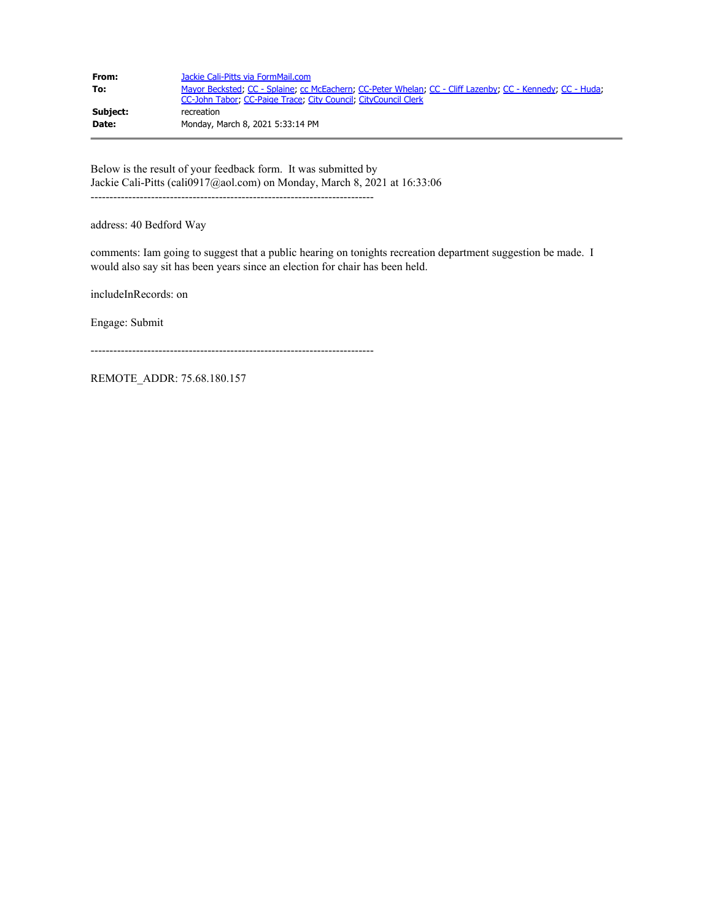| | |
|---|---|
| **From:** | Jackie Cali-Pitts via FormMail.com |
| **To:** | Mayor Becksted; CC - Splaine; cc McEachern; CC-Peter Whelan; CC - Cliff Lazenby; CC - Kennedy; CC - Huda; CC-John Tabor; CC-Paige Trace; City Council; CityCouncil Clerk |
| **Subject:** | recreation |
| **Date:** | Monday, March 8, 2021 5:33:14 PM |

Below is the result of your feedback form. It was submitted by
Jackie Cali-Pitts (cali0917@aol.com) on Monday, March 8, 2021 at 16:33:06

---------------------------------------------------------------------------

address: 40 Bedford Way

comments: Iam going to suggest that a public hearing on tonights recreation department suggestion be made. I would also say sit has been years since an election for chair has been held.

includeInRecords: on

Engage: Submit

---------------------------------------------------------------------------

REMOTE_ADDR: 75.68.180.157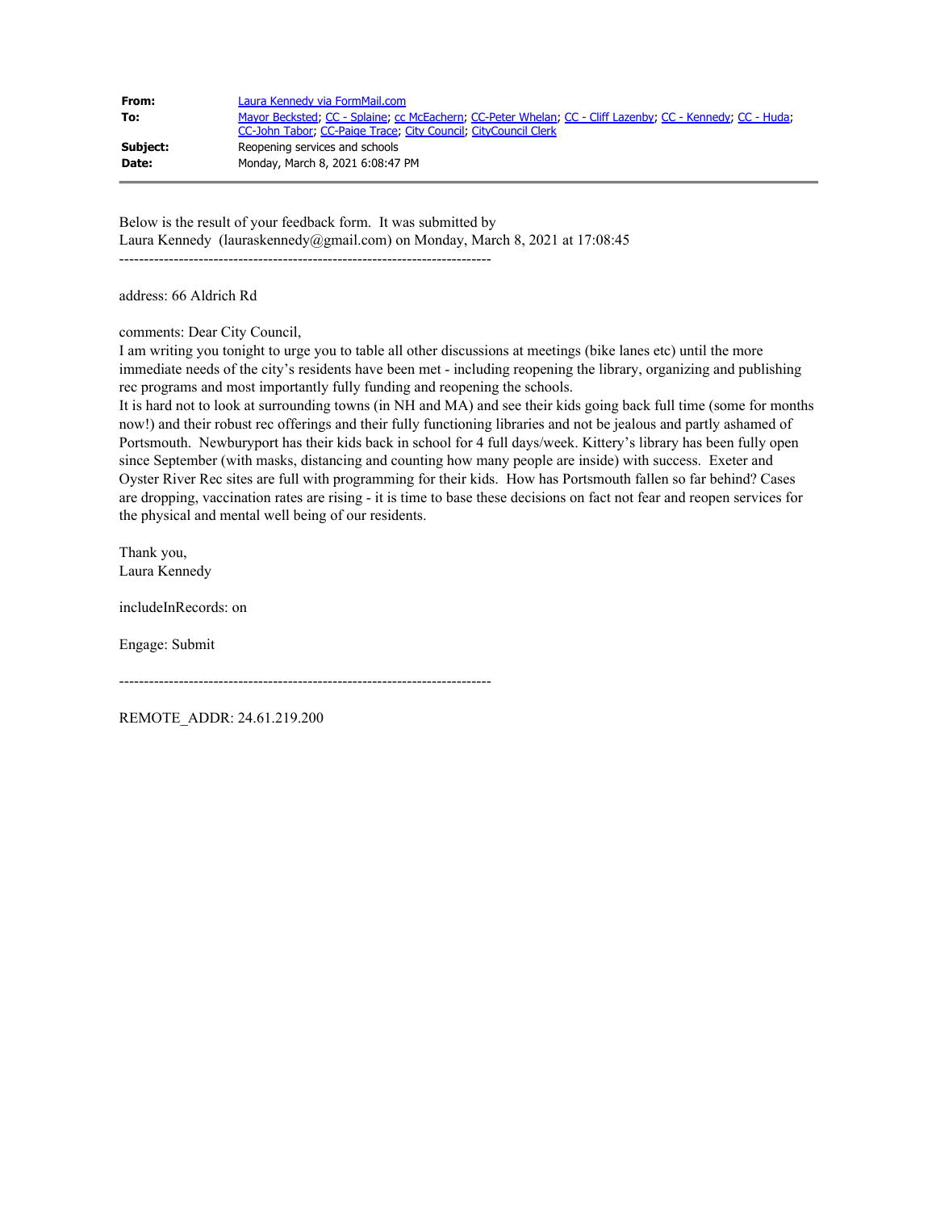| | |
|---|---|
| **From:** | Laura Kennedy via FormMail.com |
| **To:** | Mayor Becksted; CC - Splaine; cc McEachern; CC-Peter Whelan; CC - Cliff Lazenby; CC - Kennedy; CC - Huda; CC-John Tabor; CC-Paige Trace; City Council; CityCouncil Clerk |
| **Subject:** | Reopening services and schools |
| **Date:** | Monday, March 8, 2021 6:08:47 PM |

Below is the result of your feedback form. It was submitted by
Laura Kennedy (lauraskennedy@gmail.com) on Monday, March 8, 2021 at 17:08:45

---------------------------------------------------------------------------

address: 66 Aldrich Rd

comments: Dear City Council,
I am writing you tonight to urge you to table all other discussions at meetings (bike lanes etc) until the more immediate needs of the city's residents have been met - including reopening the library, organizing and publishing rec programs and most importantly fully funding and reopening the schools.
It is hard not to look at surrounding towns (in NH and MA) and see their kids going back full time (some for months now!) and their robust rec offerings and their fully functioning libraries and not be jealous and partly ashamed of Portsmouth. Newburyport has their kids back in school for 4 full days/week. Kittery's library has been fully open since September (with masks, distancing and counting how many people are inside) with success. Exeter and Oyster River Rec sites are full with programming for their kids. How has Portsmouth fallen so far behind? Cases are dropping, vaccination rates are rising - it is time to base these decisions on fact not fear and reopen services for the physical and mental well being of our residents.

Thank you,
Laura Kennedy

includeInRecords: on

Engage: Submit

---------------------------------------------------------------------------

REMOTE_ADDR: 24.61.219.200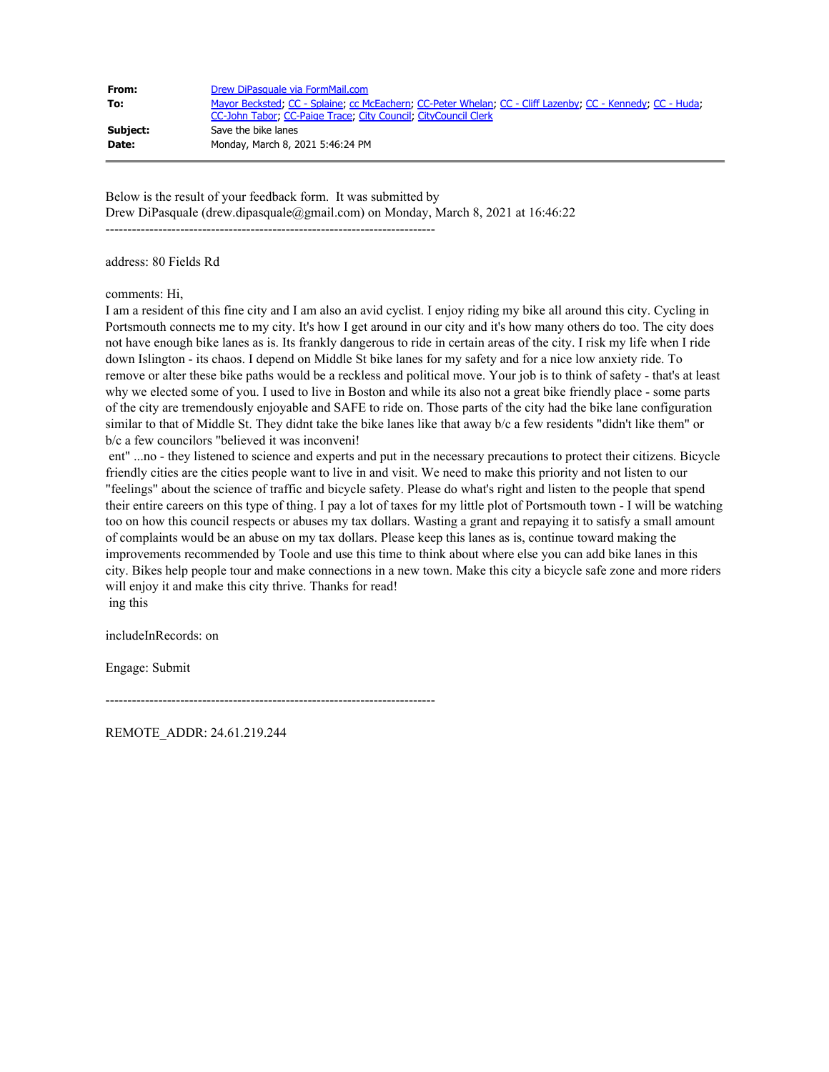| | |
|---|---|
| **From:** | Drew DiPasquale via FormMail.com |
| **To:** | Mayor Becksted; CC - Splaine; cc McEachern; CC-Peter Whelan; CC - Cliff Lazenby; CC - Kennedy; CC - Huda; CC-John Tabor; CC-Paige Trace; City Council; CityCouncil Clerk |
| **Subject:** | Save the bike lanes |
| **Date:** | Monday, March 8, 2021 5:46:24 PM |

Below is the result of your feedback form. It was submitted by
Drew DiPasquale (drew.dipasquale@gmail.com) on Monday, March 8, 2021 at 16:46:22

---------------------------------------------------------------------------

address: 80 Fields Rd

comments: Hi,
I am a resident of this fine city and I am also an avid cyclist. I enjoy riding my bike all around this city. Cycling in Portsmouth connects me to my city. It's how I get around in our city and it's how many others do too. The city does not have enough bike lanes as is. Its frankly dangerous to ride in certain areas of the city. I risk my life when I ride down Islington - its chaos. I depend on Middle St bike lanes for my safety and for a nice low anxiety ride. To remove or alter these bike paths would be a reckless and political move. Your job is to think of safety - that's at least why we elected some of you. I used to live in Boston and while its also not a great bike friendly place - some parts of the city are tremendously enjoyable and SAFE to ride on. Those parts of the city had the bike lane configuration similar to that of Middle St. They didnt take the bike lanes like that away b/c a few residents "didn't like them" or b/c a few councilors "believed it was inconveni!
ent" ...no - they listened to science and experts and put in the necessary precautions to protect their citizens. Bicycle friendly cities are the cities people want to live in and visit. We need to make this priority and not listen to our "feelings" about the science of traffic and bicycle safety. Please do what's right and listen to the people that spend their entire careers on this type of thing. I pay a lot of taxes for my little plot of Portsmouth town - I will be watching too on how this council respects or abuses my tax dollars. Wasting a grant and repaying it to satisfy a small amount of complaints would be an abuse on my tax dollars. Please keep this lanes as is, continue toward making the improvements recommended by Toole and use this time to think about where else you can add bike lanes in this city. Bikes help people tour and make connections in a new town. Make this city a bicycle safe zone and more riders will enjoy it and make this city thrive. Thanks for read!
ing this

includeInRecords: on

Engage: Submit

---------------------------------------------------------------------------

REMOTE_ADDR: 24.61.219.244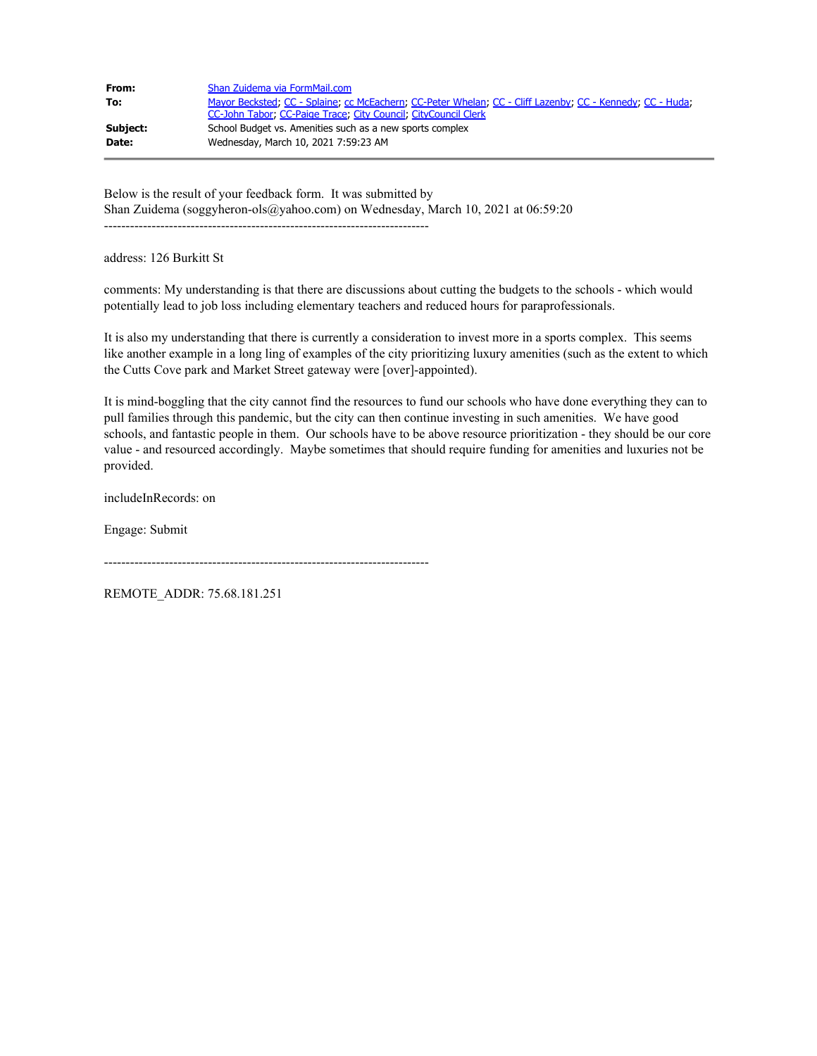| | |
|---|---|
| **From:** | Shan Zuidema via FormMail.com |
| **To:** | Mayor Becksted; CC - Splaine; cc McEachern; CC-Peter Whelan; CC - Cliff Lazenby; CC - Kennedy; CC - Huda; CC-John Tabor; CC-Paige Trace; City Council; CityCouncil Clerk |
| **Subject:** | School Budget vs. Amenities such as a new sports complex |
| **Date:** | Wednesday, March 10, 2021 7:59:23 AM |

Below is the result of your feedback form. It was submitted by
Shan Zuidema (soggyheron-ols@yahoo.com) on Wednesday, March 10, 2021 at 06:59:20

---------------------------------------------------------------------------

address: 126 Burkitt St

comments: My understanding is that there are discussions about cutting the budgets to the schools - which would potentially lead to job loss including elementary teachers and reduced hours for paraprofessionals.

It is also my understanding that there is currently a consideration to invest more in a sports complex. This seems like another example in a long ling of examples of the city prioritizing luxury amenities (such as the extent to which the Cutts Cove park and Market Street gateway were [over]-appointed).

It is mind-boggling that the city cannot find the resources to fund our schools who have done everything they can to pull families through this pandemic, but the city can then continue investing in such amenities. We have good schools, and fantastic people in them. Our schools have to be above resource prioritization - they should be our core value - and resourced accordingly. Maybe sometimes that should require funding for amenities and luxuries not be provided.

includeInRecords: on

Engage: Submit

---------------------------------------------------------------------------

REMOTE_ADDR: 75.68.181.251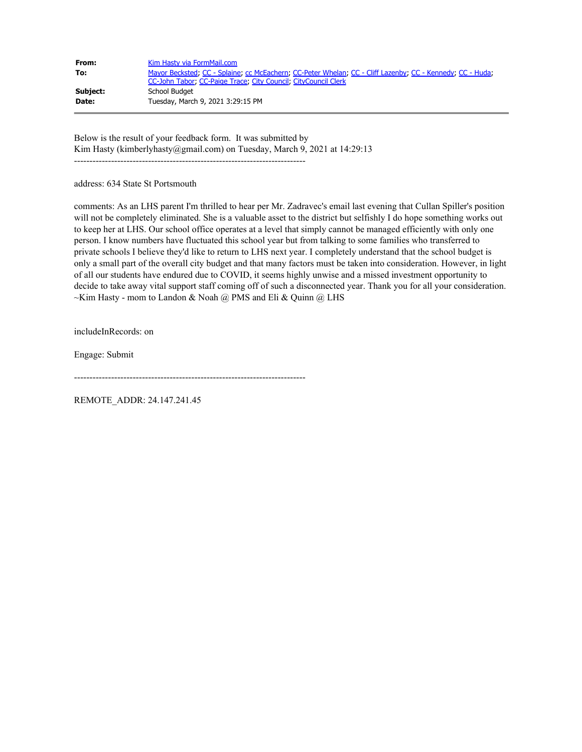| | |
|---|---|
| **From:** | Kim Hasty via FormMail.com |
| **To:** | Mayor Becksted; CC - Splaine; cc McEachern; CC-Peter Whelan; CC - Cliff Lazenby; CC - Kennedy; CC - Huda; CC-John Tabor; CC-Paige Trace; City Council; CityCouncil Clerk |
| **Subject:** | School Budget |
| **Date:** | Tuesday, March 9, 2021 3:29:15 PM |

Below is the result of your feedback form. It was submitted by
Kim Hasty (kimberlyhasty@gmail.com) on Tuesday, March 9, 2021 at 14:29:13

---------------------------------------------------------------------------

address: 634 State St Portsmouth

comments: As an LHS parent I'm thrilled to hear per Mr. Zadravec's email last evening that Cullan Spiller's position will not be completely eliminated. She is a valuable asset to the district but selfishly I do hope something works out to keep her at LHS. Our school office operates at a level that simply cannot be managed efficiently with only one person. I know numbers have fluctuated this school year but from talking to some families who transferred to private schools I believe they'd like to return to LHS next year. I completely understand that the school budget is only a small part of the overall city budget and that many factors must be taken into consideration. However, in light of all our students have endured due to COVID, it seems highly unwise and a missed investment opportunity to decide to take away vital support staff coming off of such a disconnected year. Thank you for all your consideration. ~Kim Hasty - mom to Landon & Noah @ PMS and Eli & Quinn @ LHS

includeInRecords: on

Engage: Submit

---------------------------------------------------------------------------

REMOTE_ADDR: 24.147.241.45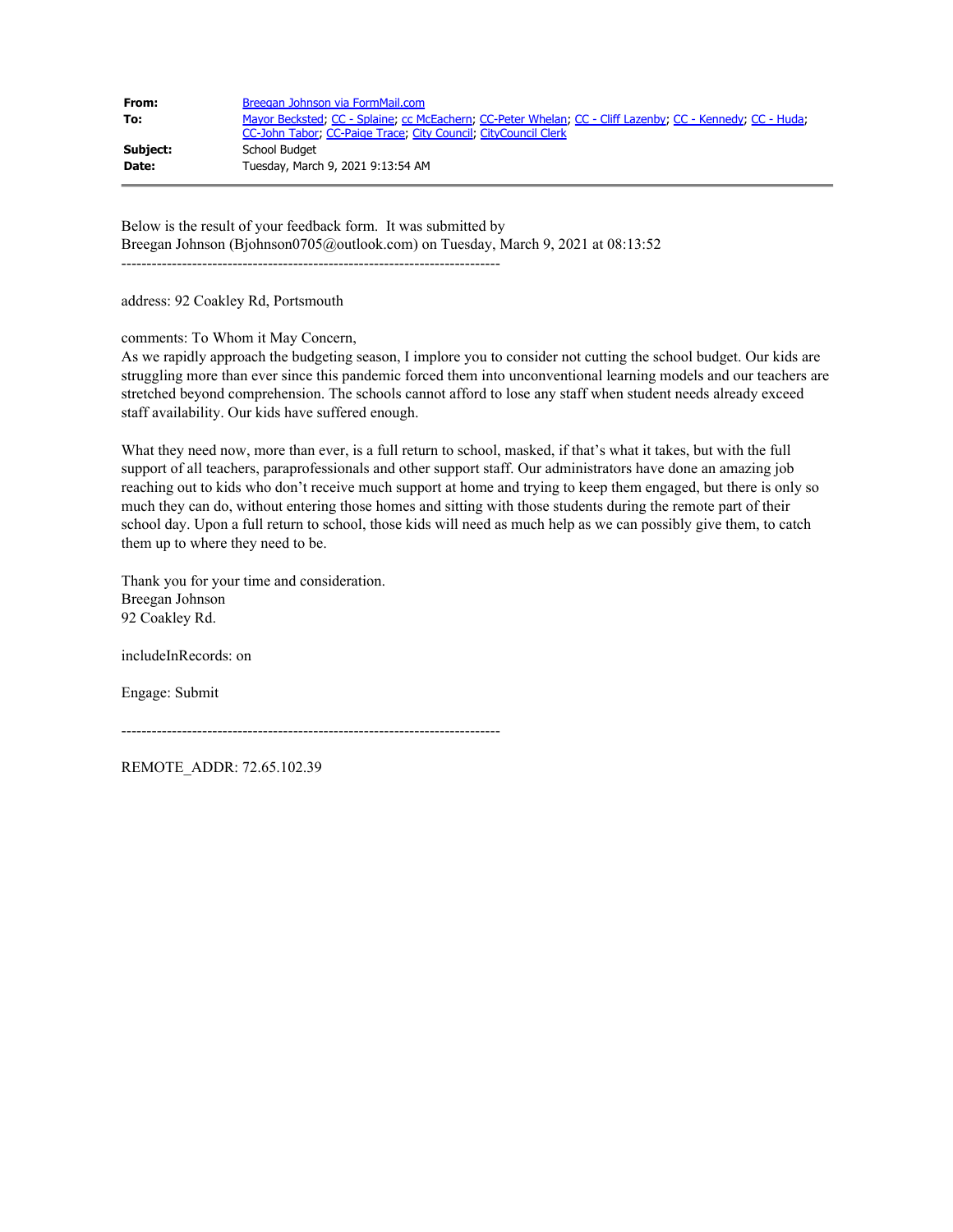| | |
|---|---|
| **From:** | Breegan Johnson via FormMail.com |
| **To:** | Mayor Becksted; CC - Splaine; cc McEachern; CC-Peter Whelan; CC - Cliff Lazenby; CC - Kennedy; CC - Huda; CC-John Tabor; CC-Paige Trace; City Council; CityCouncil Clerk |
| **Subject:** | School Budget |
| **Date:** | Tuesday, March 9, 2021 9:13:54 AM |

Below is the result of your feedback form. It was submitted by
Breegan Johnson (Bjohnson0705@outlook.com) on Tuesday, March 9, 2021 at 08:13:52

---------------------------------------------------------------------------

address: 92 Coakley Rd, Portsmouth

comments: To Whom it May Concern,
As we rapidly approach the budgeting season, I implore you to consider not cutting the school budget. Our kids are struggling more than ever since this pandemic forced them into unconventional learning models and our teachers are stretched beyond comprehension. The schools cannot afford to lose any staff when student needs already exceed staff availability. Our kids have suffered enough.

What they need now, more than ever, is a full return to school, masked, if that's what it takes, but with the full support of all teachers, paraprofessionals and other support staff. Our administrators have done an amazing job reaching out to kids who don't receive much support at home and trying to keep them engaged, but there is only so much they can do, without entering those homes and sitting with those students during the remote part of their school day. Upon a full return to school, those kids will need as much help as we can possibly give them, to catch them up to where they need to be.

Thank you for your time and consideration.
Breegan Johnson
92 Coakley Rd.

includeInRecords: on

Engage: Submit

---------------------------------------------------------------------------

REMOTE_ADDR: 72.65.102.39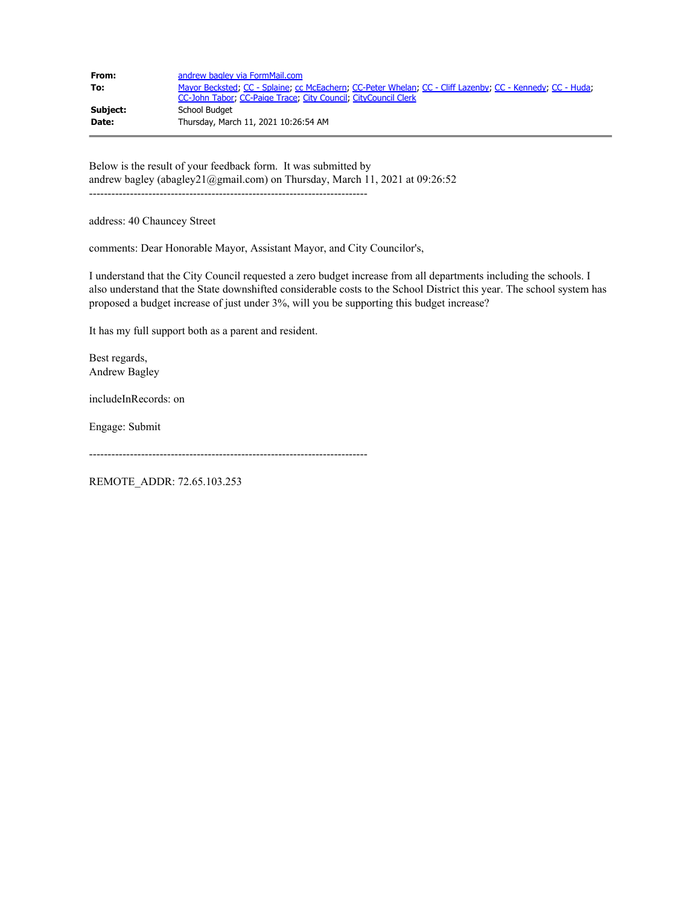| | |
|---|---|
| **From:** | andrew bagley via FormMail.com |
| **To:** | Mayor Becksted; CC - Splaine; cc McEachern; CC-Peter Whelan; CC - Cliff Lazenby; CC - Kennedy; CC - Huda; CC-John Tabor; CC-Paige Trace; City Council; CityCouncil Clerk |
| **Subject:** | School Budget |
| **Date:** | Thursday, March 11, 2021 10:26:54 AM |

Below is the result of your feedback form. It was submitted by andrew bagley (abagley21@gmail.com) on Thursday, March 11, 2021 at 09:26:52

---------------------------------------------------------------------------

address: 40 Chauncey Street

comments: Dear Honorable Mayor, Assistant Mayor, and City Councilor's,

I understand that the City Council requested a zero budget increase from all departments including the schools. I also understand that the State downshifted considerable costs to the School District this year. The school system has proposed a budget increase of just under 3%, will you be supporting this budget increase?

It has my full support both as a parent and resident.

Best regards,
Andrew Bagley

includeInRecords: on

Engage: Submit

---------------------------------------------------------------------------

REMOTE_ADDR: 72.65.103.253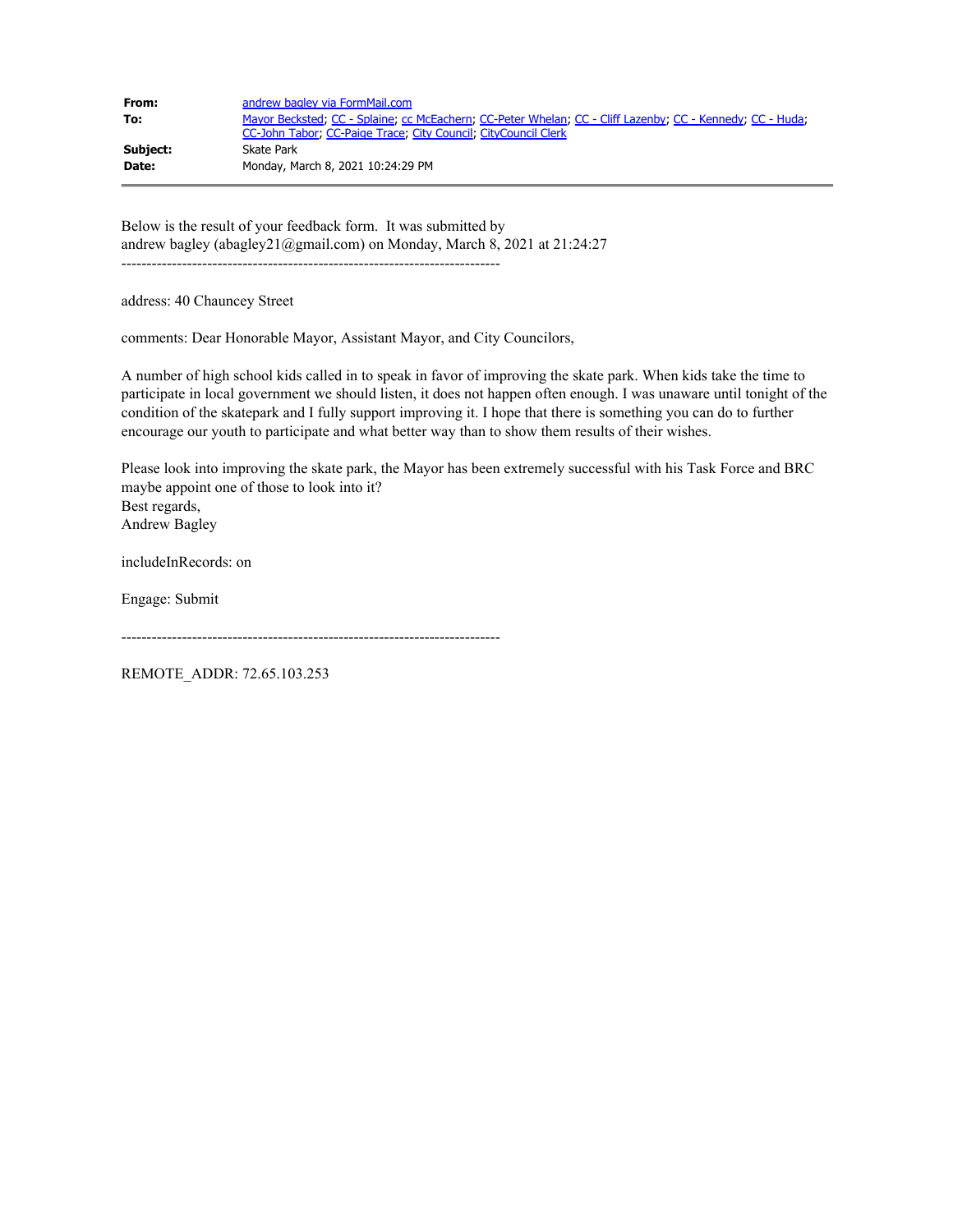| | |
|---|---|
| **From:** | andrew bagley via FormMail.com |
| **To:** | Mayor Becksted; CC - Splaine; cc McEachern; CC-Peter Whelan; CC - Cliff Lazenby; CC - Kennedy; CC - Huda; CC-John Tabor; CC-Paige Trace; City Council; CityCouncil Clerk |
| **Subject:** | Skate Park |
| **Date:** | Monday, March 8, 2021 10:24:29 PM |

Below is the result of your feedback form. It was submitted by
andrew bagley (abagley21@gmail.com) on Monday, March 8, 2021 at 21:24:27

---------------------------------------------------------------------------

address: 40 Chauncey Street

comments: Dear Honorable Mayor, Assistant Mayor, and City Councilors,

A number of high school kids called in to speak in favor of improving the skate park. When kids take the time to participate in local government we should listen, it does not happen often enough. I was unaware until tonight of the condition of the skatepark and I fully support improving it. I hope that there is something you can do to further encourage our youth to participate and what better way than to show them results of their wishes.

Please look into improving the skate park, the Mayor has been extremely successful with his Task Force and BRC maybe appoint one of those to look into it?
Best regards,
Andrew Bagley

includeInRecords: on

Engage: Submit

---------------------------------------------------------------------------

REMOTE_ADDR: 72.65.103.253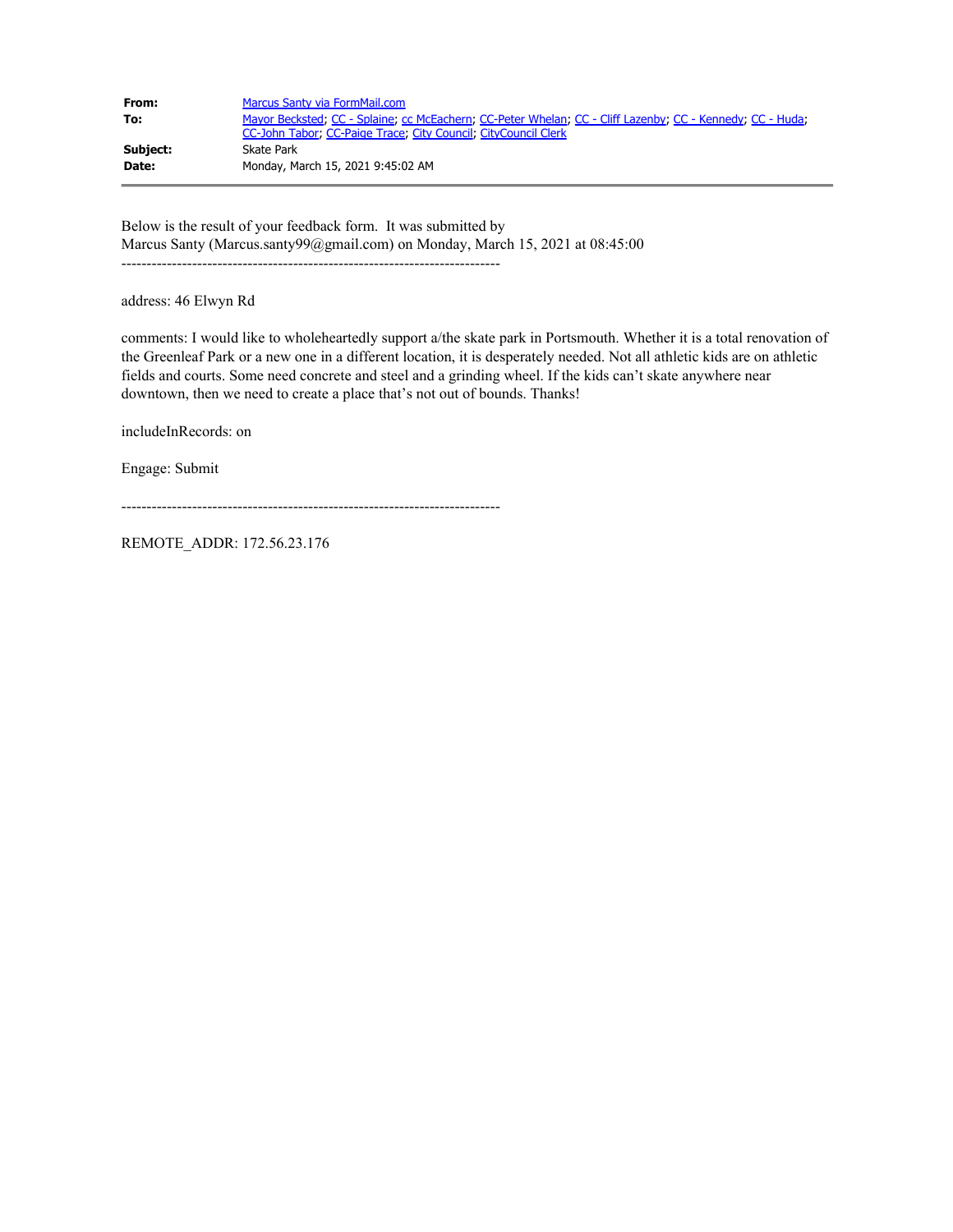| | |
|---|---|
| **From:** | Marcus Santy via FormMail.com |
| **To:** | Mayor Becksted; CC - Splaine; cc McEachern; CC-Peter Whelan; CC - Cliff Lazenby; CC - Kennedy; CC - Huda; CC-John Tabor; CC-Paige Trace; City Council; CityCouncil Clerk |
| **Subject:** | Skate Park |
| **Date:** | Monday, March 15, 2021 9:45:02 AM |

Below is the result of your feedback form. It was submitted by
Marcus Santy (Marcus.santy99@gmail.com) on Monday, March 15, 2021 at 08:45:00

---------------------------------------------------------------------------

address: 46 Elwyn Rd

comments: I would like to wholeheartedly support a/the skate park in Portsmouth. Whether it is a total renovation of the Greenleaf Park or a new one in a different location, it is desperately needed. Not all athletic kids are on athletic fields and courts. Some need concrete and steel and a grinding wheel. If the kids can't skate anywhere near downtown, then we need to create a place that's not out of bounds. Thanks!

includeInRecords: on

Engage: Submit

---------------------------------------------------------------------------

REMOTE_ADDR: 172.56.23.176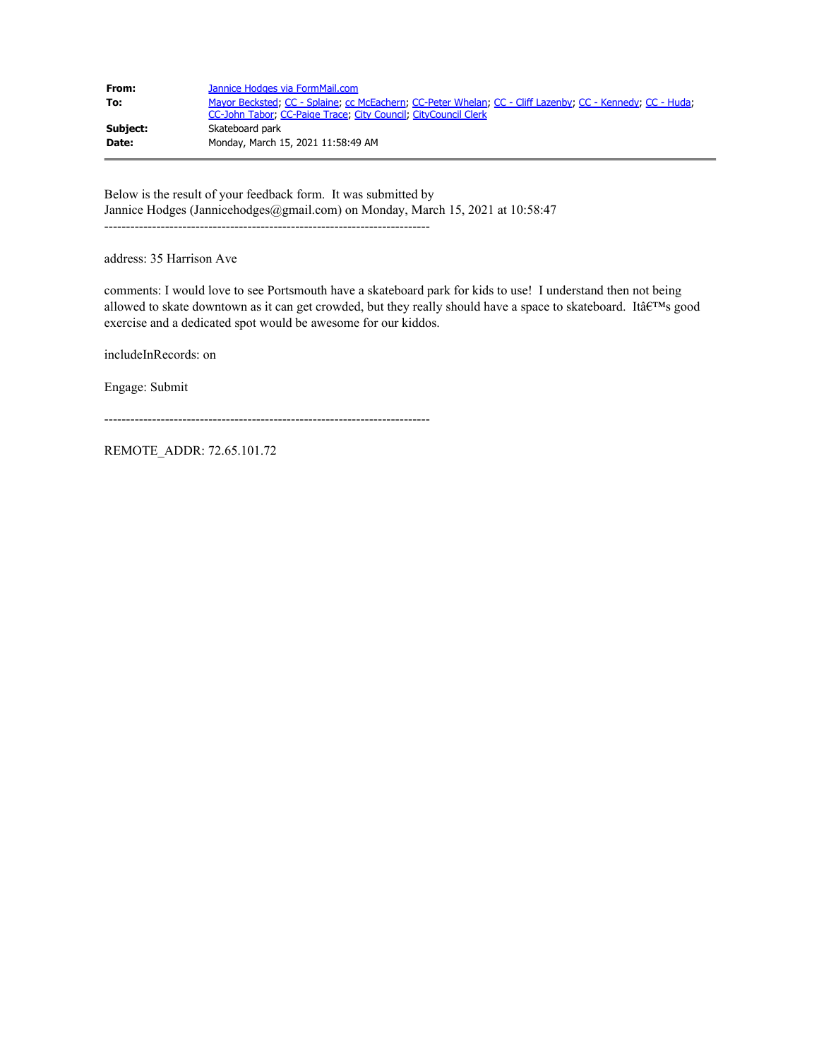| | |
|---|---|
| **From:** | Jannice Hodges via FormMail.com |
| **To:** | Mayor Becksted; CC - Splaine; cc McEachern; CC-Peter Whelan; CC - Cliff Lazenby; CC - Kennedy; CC - Huda; CC-John Tabor; CC-Paige Trace; City Council; CityCouncil Clerk |
| **Subject:** | Skateboard park |
| **Date:** | Monday, March 15, 2021 11:58:49 AM |

---

Below is the result of your feedback form. It was submitted by
Jannice Hodges (Jannicehodges@gmail.com) on Monday, March 15, 2021 at 10:58:47

---------------------------------------------------------------------------

address: 35 Harrison Ave

comments: I would love to see Portsmouth have a skateboard park for kids to use! I understand then not being allowed to skate downtown as it can get crowded, but they really should have a space to skateboard. Itâ€™s good exercise and a dedicated spot would be awesome for our kiddos.

includeInRecords: on

Engage: Submit

---------------------------------------------------------------------------

REMOTE_ADDR: 72.65.101.72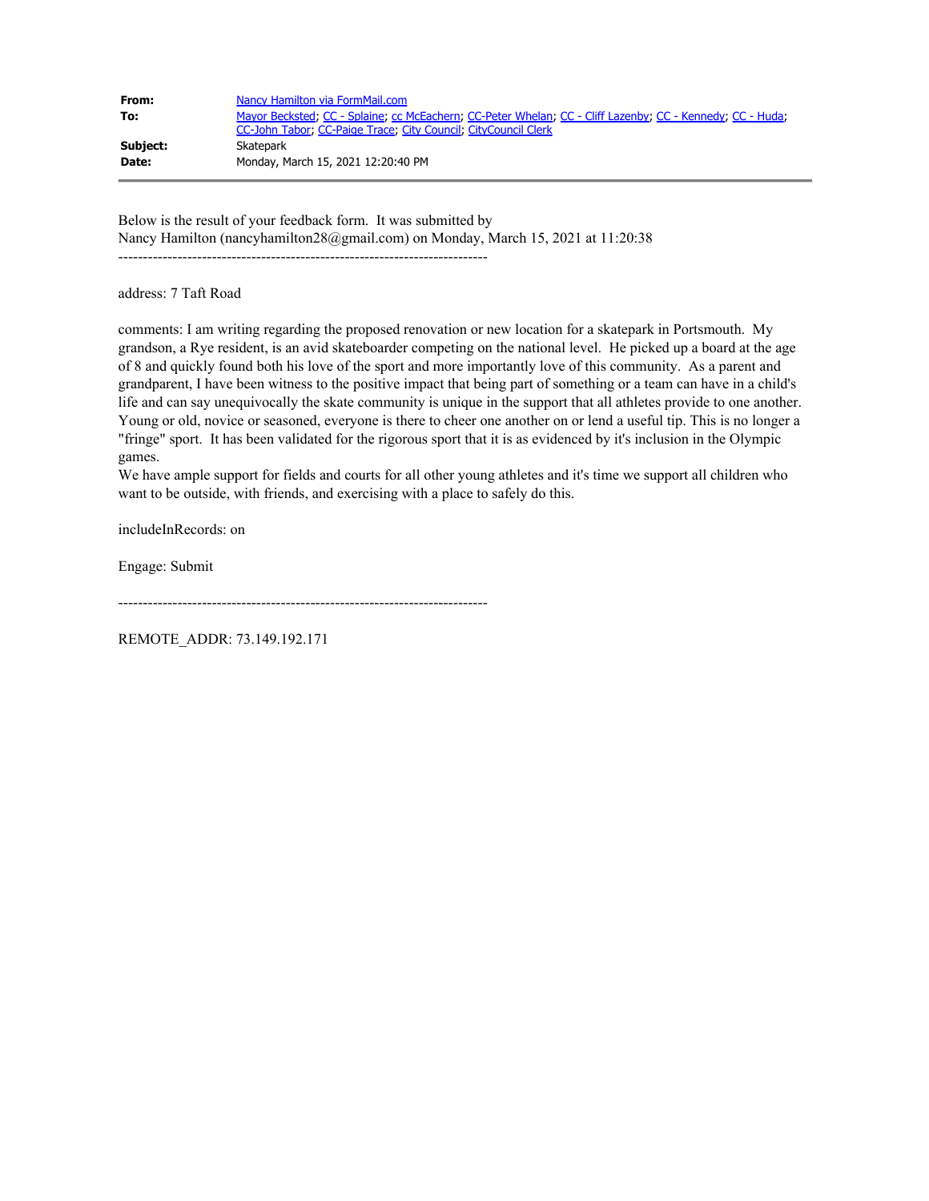|  |  |
| --- | --- |
| **From:** | Nancy Hamilton via FormMail.com |
| **To:** | Mayor Becksted; CC - Splaine; cc McEachern; CC-Peter Whelan; CC - Cliff Lazenby; CC - Kennedy; CC - Huda; CC-John Tabor; CC-Paige Trace; City Council; CityCouncil Clerk |
| **Subject:** | Skatepark |
| **Date:** | Monday, March 15, 2021 12:20:40 PM |

Below is the result of your feedback form. It was submitted by
Nancy Hamilton (nancyhamilton28@gmail.com) on Monday, March 15, 2021 at 11:20:38

---------------------------------------------------------------------------

address: 7 Taft Road

comments: I am writing regarding the proposed renovation or new location for a skatepark in Portsmouth. My grandson, a Rye resident, is an avid skateboarder competing on the national level. He picked up a board at the age of 8 and quickly found both his love of the sport and more importantly love of this community. As a parent and grandparent, I have been witness to the positive impact that being part of something or a team can have in a child's life and can say unequivocally the skate community is unique in the support that all athletes provide to one another. Young or old, novice or seasoned, everyone is there to cheer one another on or lend a useful tip. This is no longer a "fringe" sport. It has been validated for the rigorous sport that it is as evidenced by it's inclusion in the Olympic games.
We have ample support for fields and courts for all other young athletes and it's time we support all children who want to be outside, with friends, and exercising with a place to safely do this.

includeInRecords: on

Engage: Submit

---------------------------------------------------------------------------

REMOTE_ADDR: 73.149.192.171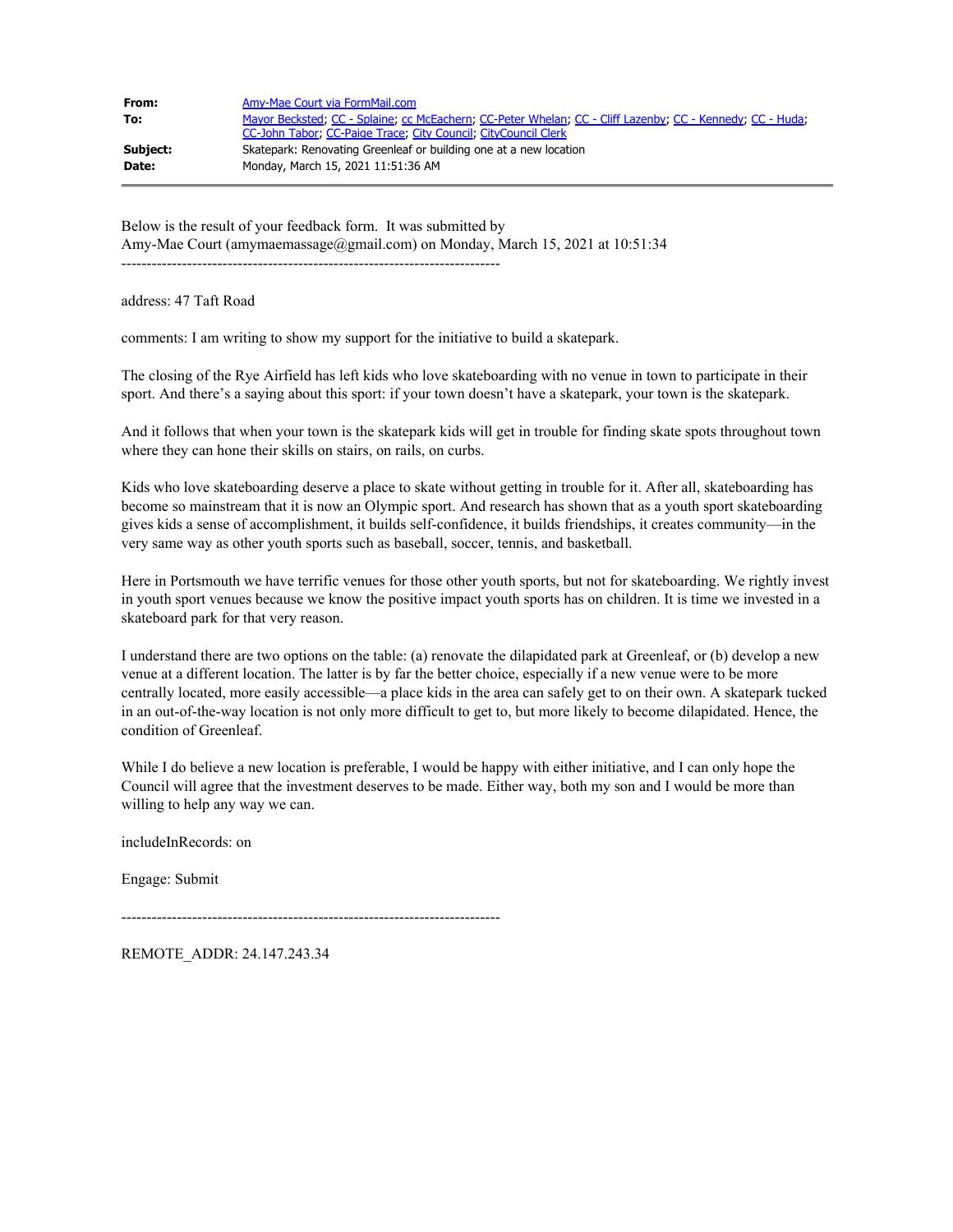| | |
|---|---|
| **From:** | Amy-Mae Court via FormMail.com |
| **To:** | Mayor Becksted; CC - Splaine; cc McEachern; CC-Peter Whelan; CC - Cliff Lazenby; CC - Kennedy; CC - Huda; CC-John Tabor; CC-Paige Trace; City Council; CityCouncil Clerk |
| **Subject:** | Skatepark: Renovating Greenleaf or building one at a new location |
| **Date:** | Monday, March 15, 2021 11:51:36 AM |

Below is the result of your feedback form. It was submitted by
Amy-Mae Court (amymaemassage@gmail.com) on Monday, March 15, 2021 at 10:51:34

---------------------------------------------------------------------------

address: 47 Taft Road

comments: I am writing to show my support for the initiative to build a skatepark.

The closing of the Rye Airfield has left kids who love skateboarding with no venue in town to participate in their sport. And there's a saying about this sport: if your town doesn't have a skatepark, your town is the skatepark.

And it follows that when your town is the skatepark kids will get in trouble for finding skate spots throughout town where they can hone their skills on stairs, on rails, on curbs.

Kids who love skateboarding deserve a place to skate without getting in trouble for it. After all, skateboarding has become so mainstream that it is now an Olympic sport. And research has shown that as a youth sport skateboarding gives kids a sense of accomplishment, it builds self-confidence, it builds friendships, it creates community—in the very same way as other youth sports such as baseball, soccer, tennis, and basketball.

Here in Portsmouth we have terrific venues for those other youth sports, but not for skateboarding. We rightly invest in youth sport venues because we know the positive impact youth sports has on children. It is time we invested in a skateboard park for that very reason.

I understand there are two options on the table: (a) renovate the dilapidated park at Greenleaf, or (b) develop a new venue at a different location. The latter is by far the better choice, especially if a new venue were to be more centrally located, more easily accessible—a place kids in the area can safely get to on their own. A skatepark tucked in an out-of-the-way location is not only more difficult to get to, but more likely to become dilapidated. Hence, the condition of Greenleaf.

While I do believe a new location is preferable, I would be happy with either initiative, and I can only hope the Council will agree that the investment deserves to be made. Either way, both my son and I would be more than willing to help any way we can.

includeInRecords: on

Engage: Submit

---------------------------------------------------------------------------

REMOTE_ADDR: 24.147.243.34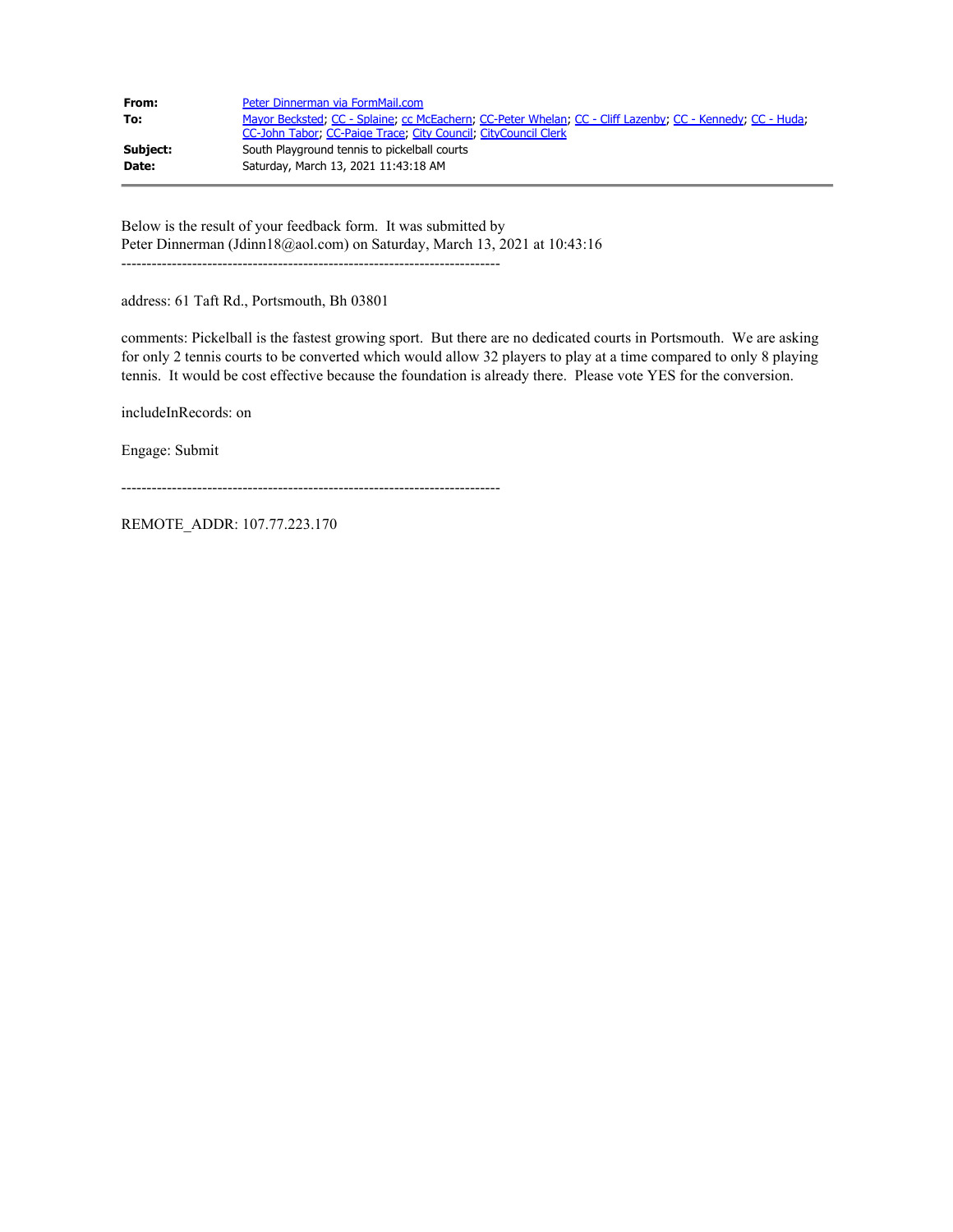| | |
|---|---|
| **From:** | Peter Dinnerman via FormMail.com |
| **To:** | Mayor Becksted; CC - Splaine; cc McEachern; CC-Peter Whelan; CC - Cliff Lazenby; CC - Kennedy; CC - Huda; CC-John Tabor; CC-Paige Trace; City Council; CityCouncil Clerk |
| **Subject:** | South Playground tennis to pickelball courts |
| **Date:** | Saturday, March 13, 2021 11:43:18 AM |

---

Below is the result of your feedback form. It was submitted by
Peter Dinnerman (Jdinn18@aol.com) on Saturday, March 13, 2021 at 10:43:16

---------------------------------------------------------------------------

address: 61 Taft Rd., Portsmouth, Bh 03801

comments: Pickelball is the fastest growing sport. But there are no dedicated courts in Portsmouth. We are asking for only 2 tennis courts to be converted which would allow 32 players to play at a time compared to only 8 playing tennis. It would be cost effective because the foundation is already there. Please vote YES for the conversion.

includeInRecords: on

Engage: Submit

---------------------------------------------------------------------------

REMOTE_ADDR: 107.77.223.170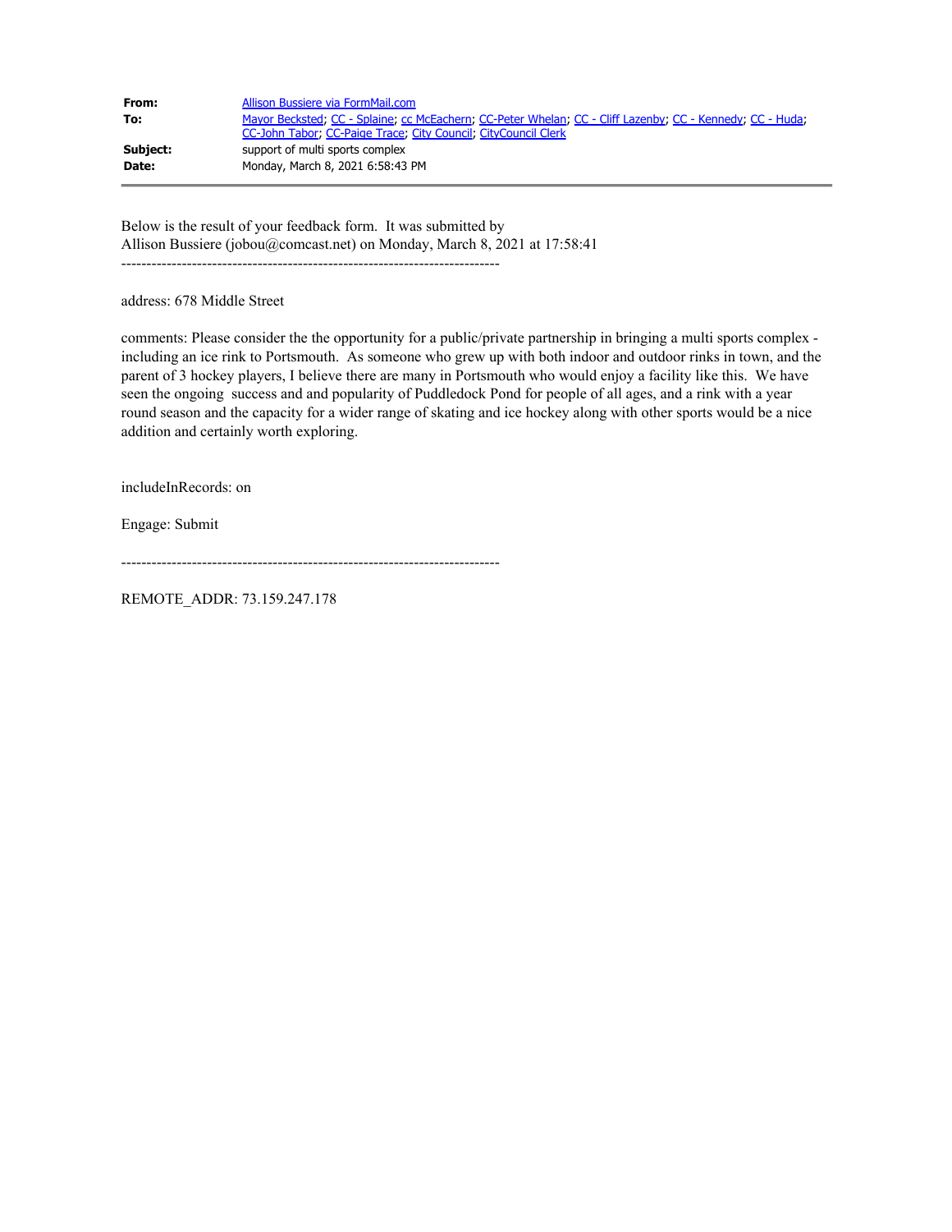| | |
|---|---|
| **From:** | Allison Bussiere via FormMail.com |
| **To:** | Mayor Becksted; CC - Splaine; cc McEachern; CC-Peter Whelan; CC - Cliff Lazenby; CC - Kennedy; CC - Huda; CC-John Tabor; CC-Paige Trace; City Council; CityCouncil Clerk |
| **Subject:** | support of multi sports complex |
| **Date:** | Monday, March 8, 2021 6:58:43 PM |

Below is the result of your feedback form. It was submitted by
Allison Bussiere (jobou@comcast.net) on Monday, March 8, 2021 at 17:58:41

---------------------------------------------------------------------------

address: 678 Middle Street

comments: Please consider the the opportunity for a public/private partnership in bringing a multi sports complex - including an ice rink to Portsmouth. As someone who grew up with both indoor and outdoor rinks in town, and the parent of 3 hockey players, I believe there are many in Portsmouth who would enjoy a facility like this. We have seen the ongoing success and and popularity of Puddledock Pond for people of all ages, and a rink with a year round season and the capacity for a wider range of skating and ice hockey along with other sports would be a nice addition and certainly worth exploring.

includeInRecords: on

Engage: Submit

---------------------------------------------------------------------------

REMOTE_ADDR: 73.159.247.178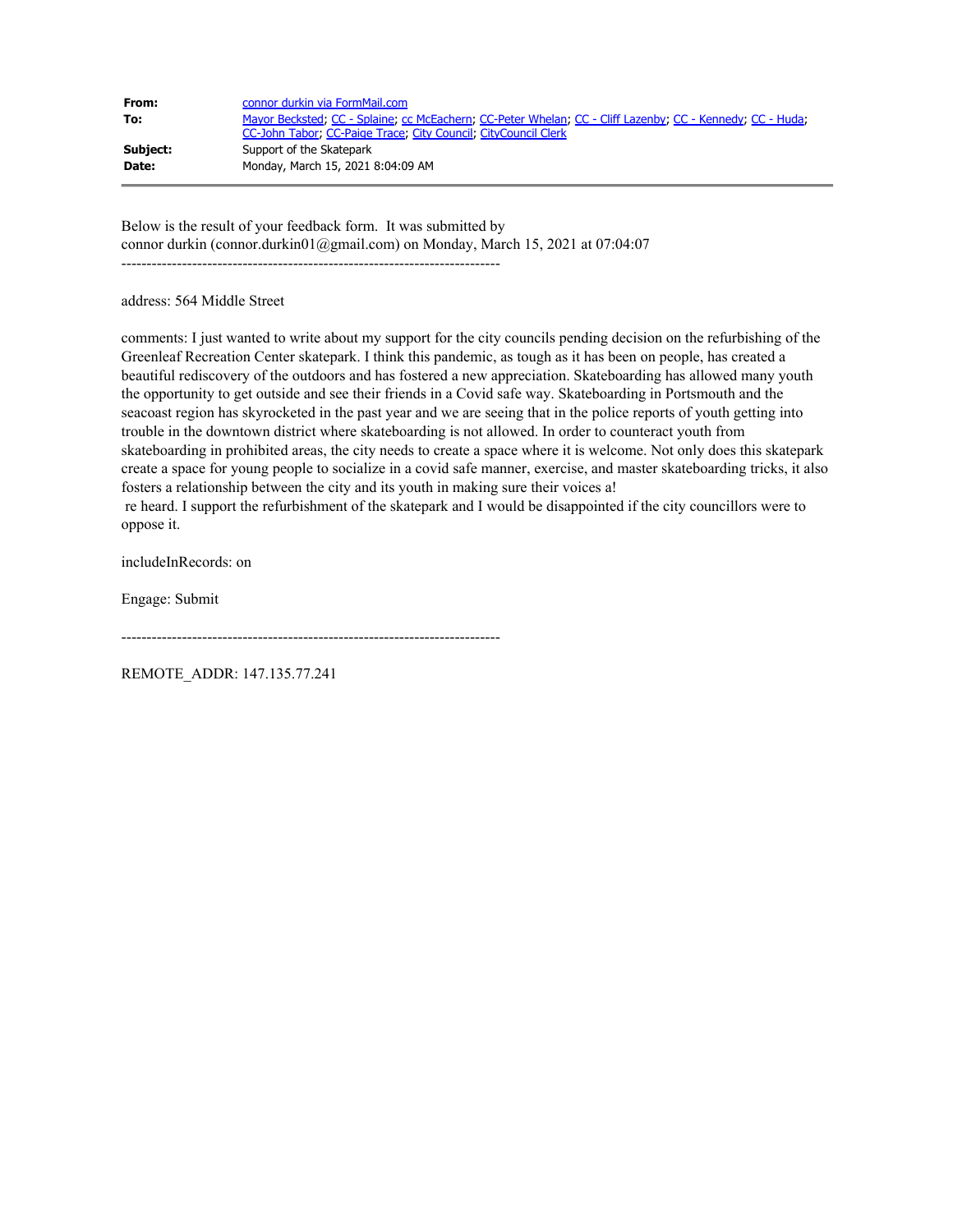**From:** connor durkin via FormMail.com
**To:** Mayor Becksted; CC - Splaine; cc McEachern; CC-Peter Whelan; CC - Cliff Lazenby; CC - Kennedy; CC - Huda; CC-John Tabor; CC-Paige Trace; City Council; CityCouncil Clerk
**Subject:** Support of the Skatepark
**Date:** Monday, March 15, 2021 8:04:09 AM

Below is the result of your feedback form. It was submitted by connor durkin (connor.durkin01@gmail.com) on Monday, March 15, 2021 at 07:04:07

---------------------------------------------------------------------------

address: 564 Middle Street

comments: I just wanted to write about my support for the city councils pending decision on the refurbishing of the Greenleaf Recreation Center skatepark. I think this pandemic, as tough as it has been on people, has created a beautiful rediscovery of the outdoors and has fostered a new appreciation. Skateboarding has allowed many youth the opportunity to get outside and see their friends in a Covid safe way. Skateboarding in Portsmouth and the seacoast region has skyrocketed in the past year and we are seeing that in the police reports of youth getting into trouble in the downtown district where skateboarding is not allowed. In order to counteract youth from skateboarding in prohibited areas, the city needs to create a space where it is welcome. Not only does this skatepark create a space for young people to socialize in a covid safe manner, exercise, and master skateboarding tricks, it also fosters a relationship between the city and its youth in making sure their voices a!
re heard. I support the refurbishment of the skatepark and I would be disappointed if the city councillors were to oppose it.

includeInRecords: on

Engage: Submit

---------------------------------------------------------------------------

REMOTE_ADDR: 147.135.77.241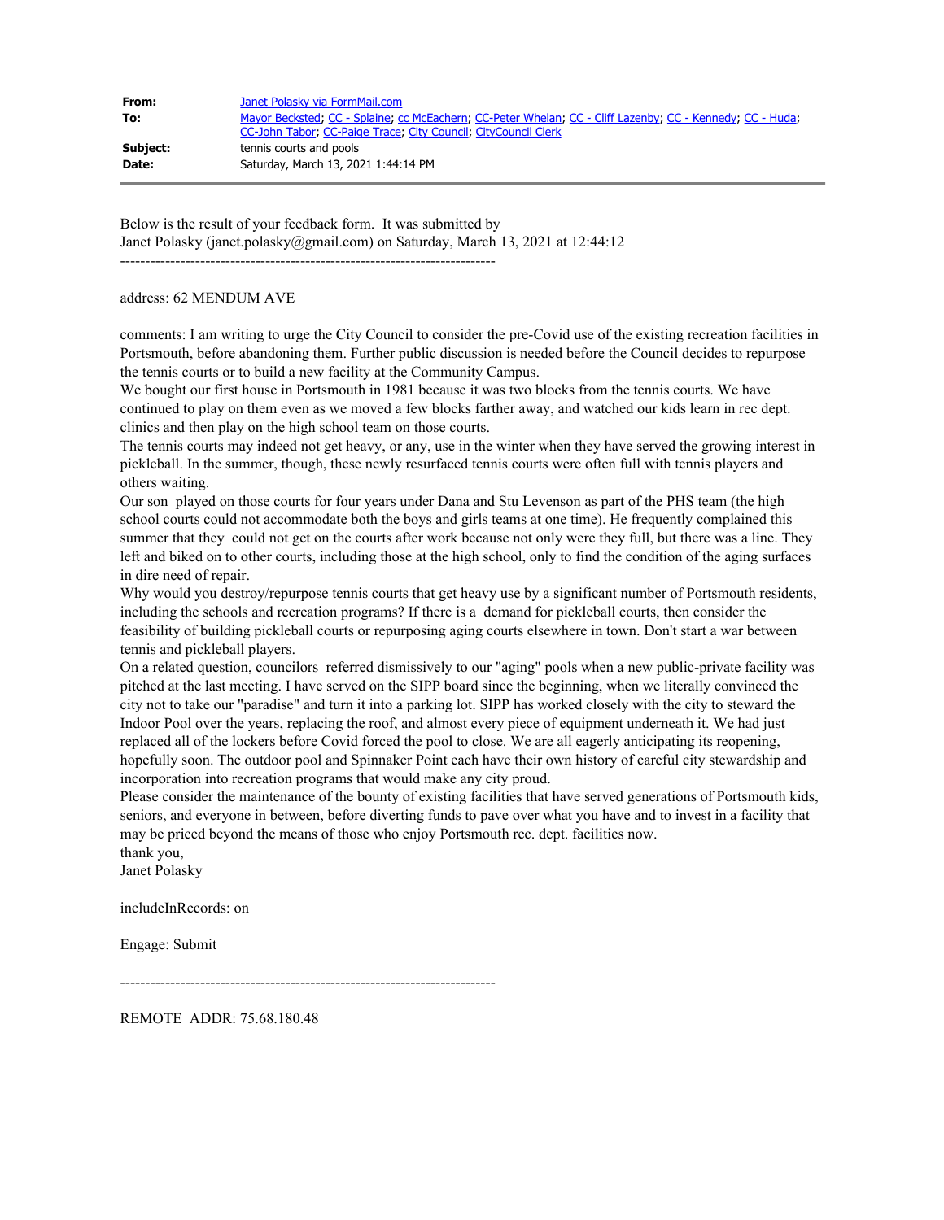| | |
|---|---|
| **From:** | Janet Polasky via FormMail.com |
| **To:** | Mayor Becksted; CC - Splaine; cc McEachern; CC-Peter Whelan; CC - Cliff Lazenby; CC - Kennedy; CC - Huda; CC-John Tabor; CC-Paige Trace; City Council; CityCouncil Clerk |
| **Subject:** | tennis courts and pools |
| **Date:** | Saturday, March 13, 2021 1:44:14 PM |

Below is the result of your feedback form. It was submitted by
Janet Polasky (janet.polasky@gmail.com) on Saturday, March 13, 2021 at 12:44:12

---------------------------------------------------------------------------

address: 62 MENDUM AVE

comments: I am writing to urge the City Council to consider the pre-Covid use of the existing recreation facilities in Portsmouth, before abandoning them. Further public discussion is needed before the Council decides to repurpose the tennis courts or to build a new facility at the Community Campus.
We bought our first house in Portsmouth in 1981 because it was two blocks from the tennis courts. We have continued to play on them even as we moved a few blocks farther away, and watched our kids learn in rec dept. clinics and then play on the high school team on those courts.
The tennis courts may indeed not get heavy, or any, use in the winter when they have served the growing interest in pickleball. In the summer, though, these newly resurfaced tennis courts were often full with tennis players and others waiting.
Our son played on those courts for four years under Dana and Stu Levenson as part of the PHS team (the high school courts could not accommodate both the boys and girls teams at one time). He frequently complained this summer that they could not get on the courts after work because not only were they full, but there was a line. They left and biked on to other courts, including those at the high school, only to find the condition of the aging surfaces in dire need of repair.
Why would you destroy/repurpose tennis courts that get heavy use by a significant number of Portsmouth residents, including the schools and recreation programs? If there is a demand for pickleball courts, then consider the feasibility of building pickleball courts or repurposing aging courts elsewhere in town. Don't start a war between tennis and pickleball players.
On a related question, councilors referred dismissively to our "aging" pools when a new public-private facility was pitched at the last meeting. I have served on the SIPP board since the beginning, when we literally convinced the city not to take our "paradise" and turn it into a parking lot. SIPP has worked closely with the city to steward the Indoor Pool over the years, replacing the roof, and almost every piece of equipment underneath it. We had just replaced all of the lockers before Covid forced the pool to close. We are all eagerly anticipating its reopening, hopefully soon. The outdoor pool and Spinnaker Point each have their own history of careful city stewardship and incorporation into recreation programs that would make any city proud.
Please consider the maintenance of the bounty of existing facilities that have served generations of Portsmouth kids, seniors, and everyone in between, before diverting funds to pave over what you have and to invest in a facility that may be priced beyond the means of those who enjoy Portsmouth rec. dept. facilities now.
thank you,
Janet Polasky

includeInRecords: on

Engage: Submit

---------------------------------------------------------------------------

REMOTE_ADDR: 75.68.180.48